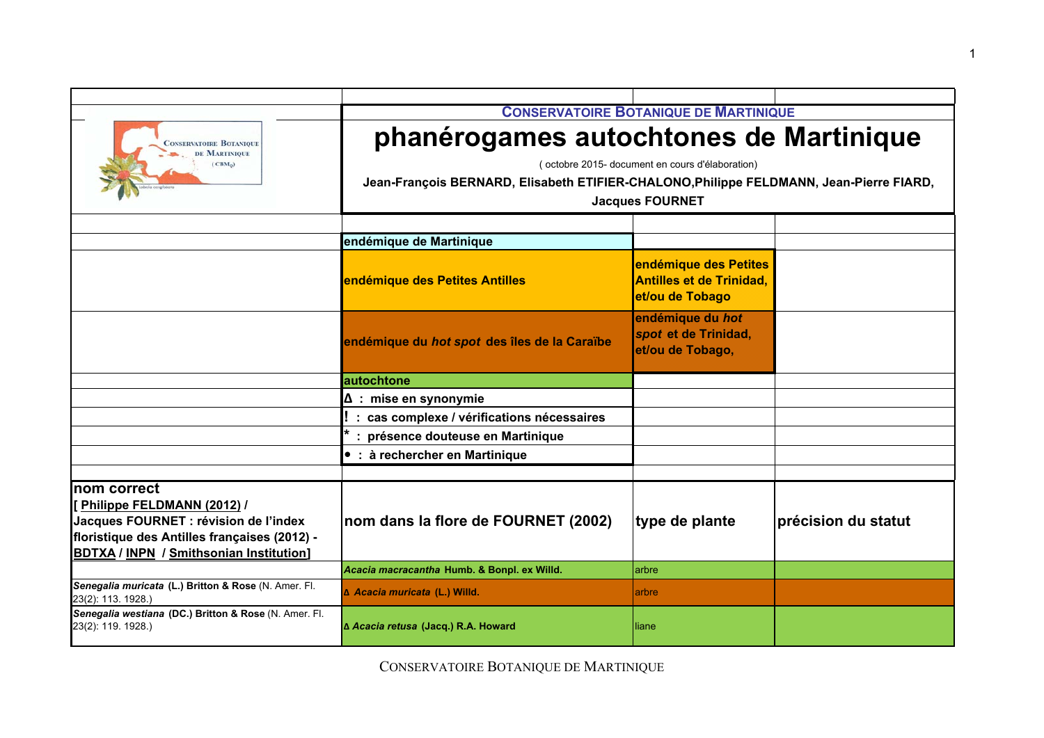CONSERVATOIRE BOTANIQUE DE MARTINIQUE

# phanérogames autochtones de Martinique

( octobre 2015- document en cours d'élaboration)

**Jean-François BERNARD, Elisabeth ETIFIER-CHALONO, Philippe FELDMANN, Jean-Pierre FIARD, Jacques FOURNET**

**Légende :**

- **endémique de Martinique**
- **endémique des Petites Antilles** / **endémique des Petites Antilles et de Trinidad, et/ou de Tobago**
- **endémique du *hot spot* des îles de la Caraïbe** / **endémique du *hot spot* et de Trinidad, et/ou de Tobago,**
- **autochtone**
- **Δ : mise en synonymie**
- **! : cas complexe / vérifications nécessaires**
- **\* : présence douteuse en Martinique**
- **• : à rechercher en Martinique**

| nom correct [ Philippe FELDMANN (2012) / Jacques FOURNET : révision de l'index floristique des Antilles françaises (2012) - BDTXA / INPN / Smithsonian Institution] | nom dans la flore de FOURNET (2002) | type de plante | précision du statut |
|---|---|---|---|
| | ***Acacia macracantha*** **Humb. & Bonpl. ex Willd.** | arbre | |
| ***Senegalia muricata*** **(L.) Britton & Rose** (N. Amer. Fl. 23(2): 113. 1928.) | **Δ *Acacia muricata* (L.) Willd.** | arbre | |
| ***Senegalia westiana*** **(DC.) Britton & Rose** (N. Amer. Fl. 23(2): 119. 1928.) | **Δ *Acacia retusa* (Jacq.) R.A. Howard** | liane | |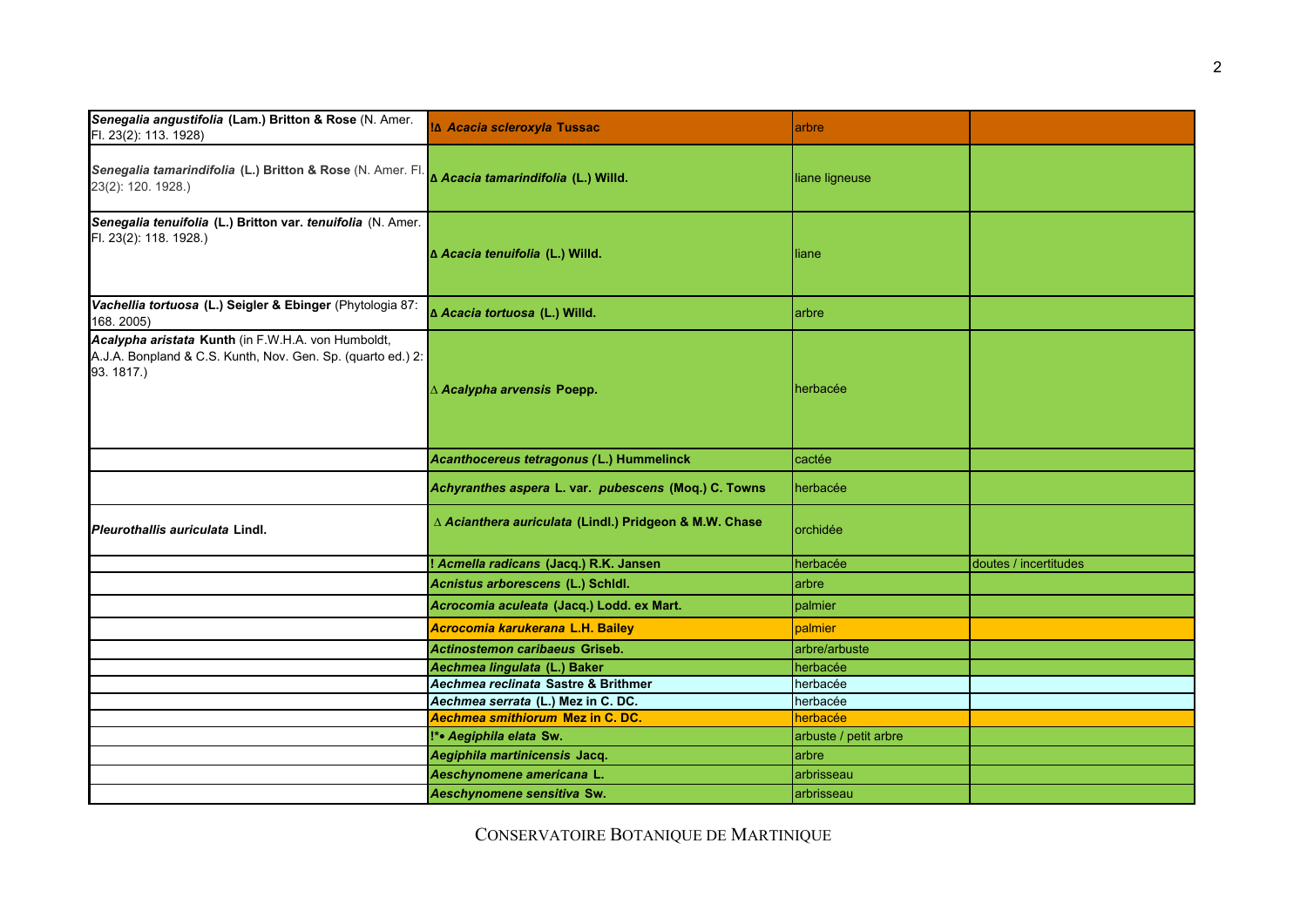| | | | |
|---|---|---|---|
| ***Senegalia angustifolia* (Lam.) Britton & Rose** (N. Amer. Fl. 23(2): 113. 1928) | **!∆ *Acacia scleroxyla* Tussac** | arbre | |
| ***Senegalia tamarindifolia* (L.) Britton & Rose** (N. Amer. Fl. 23(2): 120. 1928.) | **∆ *Acacia tamarindifolia* (L.) Willd.** | liane ligneuse | |
| ***Senegalia tenuifolia* (L.) Britton var. *tenuifolia*** (N. Amer. Fl. 23(2): 118. 1928.) | **∆ *Acacia tenuifolia* (L.) Willd.** | liane | |
| ***Vachellia tortuosa* (L.) Seigler & Ebinger** (Phytologia 87: 168. 2005) | **∆ *Acacia tortuosa* (L.) Willd.** | arbre | |
| ***Acalypha aristata* Kunth** (in F.W.H.A. von Humboldt, A.J.A. Bonpland & C.S. Kunth, Nov. Gen. Sp. (quarto ed.) 2: 93. 1817.) | **∆ *Acalypha arvensis* Poepp.** | herbacée | |
| | ***Acanthocereus tetragonus* (L.) Hummelinck** | cactée | |
| | ***Achyranthes aspera* L. var. *pubescens* (Moq.) C. Towns** | herbacée | |
| ***Pleurothallis auriculata* Lindl.** | **∆ *Acianthera auriculata* (Lindl.) Pridgeon & M.W. Chase** | orchidée | |
| | **! *Acmella radicans* (Jacq.) R.K. Jansen** | herbacée | doutes / incertitudes |
| | ***Acnistus arborescens* (L.) Schldl.** | arbre | |
| | ***Acrocomia aculeata* (Jacq.) Lodd. ex Mart.** | palmier | |
| | ***Acrocomia karukerana* L.H. Bailey** | palmier | |
| | ***Actinostemon caribaeus* Griseb.** | arbre/arbuste | |
| | ***Aechmea lingulata* (L.) Baker** | herbacée | |
| | ***Aechmea reclinata* Sastre & Brithmer** | herbacée | |
| | ***Aechmea serrata* (L.) Mez in C. DC.** | herbacée | |
| | ***Aechmea smithiorum* Mez in C. DC.** | herbacée | |
| | **!*• *Aegiphila elata* Sw.** | arbuste / petit arbre | |
| | ***Aegiphila martinicensis* Jacq.** | arbre | |
| | ***Aeschynomene americana* L.** | arbrisseau | |
| | ***Aeschynomene sensitiva* Sw.** | arbrisseau | |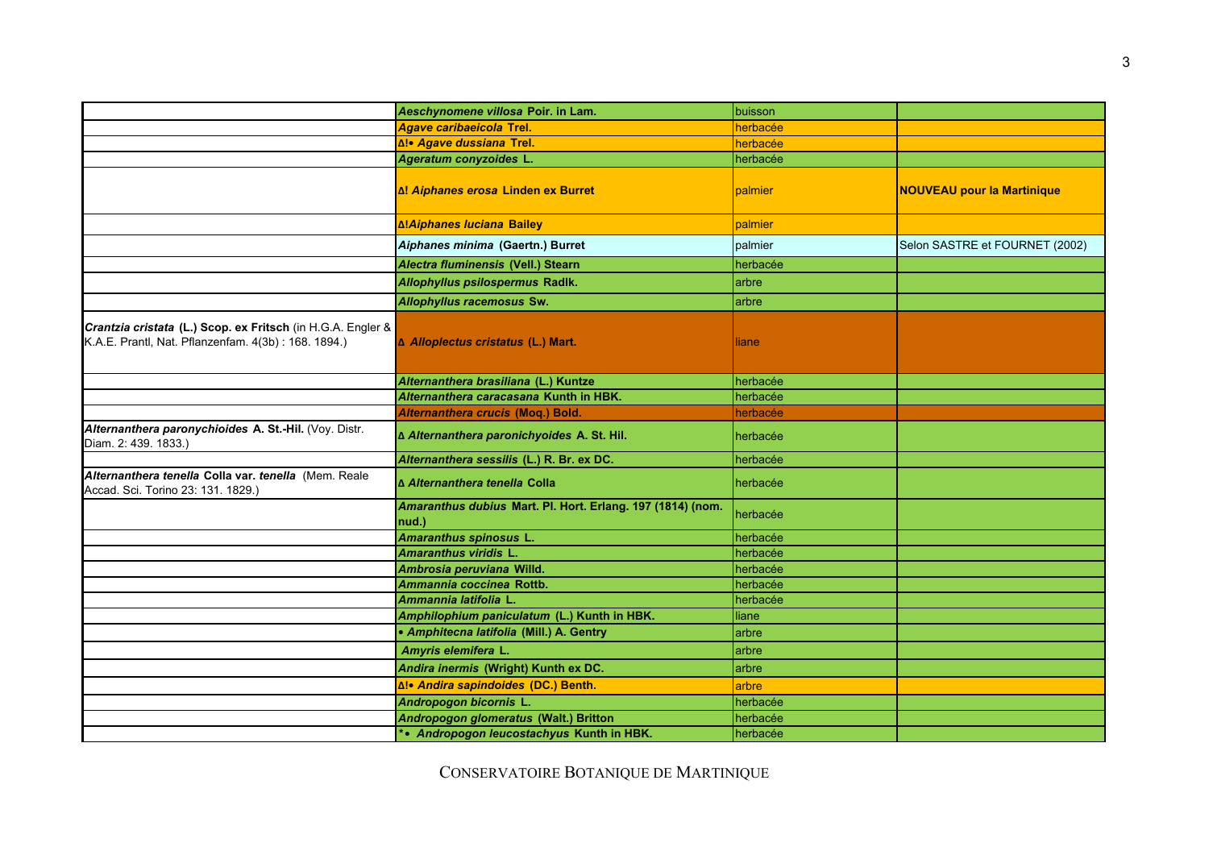| | | | |
|---|---|---|---|
| | ***Aeschynomene villosa*** **Poir. in Lam.** | buisson | |
| | ***Agave caribaeicola*** **Trel.** | herbacée | |
| | **Δ!• *Agave dussiana*** **Trel.** | herbacée | |
| | ***Ageratum conyzoides*** **L.** | herbacée | |
| | **Δ! *Aiphanes erosa*** **Linden ex Burret** | palmier | **NOUVEAU pour la Martinique** |
| | **Δ!*Aiphanes luciana*** **Bailey** | palmier | |
| | ***Aiphanes minima*** **(Gaertn.) Burret** | palmier | Selon SASTRE et FOURNET (2002) |
| | ***Alectra fluminensis*** **(Vell.) Stearn** | herbacée | |
| | ***Allophyllus psilospermus*** **Radlk.** | arbre | |
| | ***Allophyllus racemosus*** **Sw.** | arbre | |
| ***Crantzia cristata*** **(L.) Scop. ex Fritsch** (in H.G.A. Engler & K.A.E. Prantl, Nat. Pflanzenfam. 4(3b) : 168. 1894.) | **Δ *Alloplectus cristatus*** **(L.) Mart.** | liane | |
| | ***Alternanthera brasiliana*** **(L.) Kuntze** | herbacée | |
| | ***Alternanthera caracasana*** **Kunth in HBK.** | herbacée | |
| | ***Alternanthera crucis*** **(Moq.) Bold.** | herbacée | |
| ***Alternanthera paronychioides*** **A. St.-Hil.** (Voy. Distr. Diam. 2: 439. 1833.) | **Δ *Alternanthera paronichyoides*** **A. St. Hil.** | herbacée | |
| | ***Alternanthera sessilis*** **(L.) R. Br. ex DC.** | herbacée | |
| ***Alternanthera tenella*** **Colla var. *tenella*** (Mem. Reale Accad. Sci. Torino 23: 131. 1829.) | **Δ *Alternanthera tenella*** **Colla** | herbacée | |
| | ***Amaranthus dubius*** **Mart. Pl. Hort. Erlang. 197 (1814) (nom. nud.)** | herbacée | |
| | ***Amaranthus spinosus*** **L.** | herbacée | |
| | ***Amaranthus viridis*** **L.** | herbacée | |
| | ***Ambrosia peruviana*** **Willd.** | herbacée | |
| | ***Ammannia coccinea*** **Rottb.** | herbacée | |
| | ***Ammannia latifolia*** **L.** | herbacée | |
| | ***Amphilophium paniculatum*** **(L.) Kunth in HBK.** | liane | |
| | **• *Amphitecna latifolia*** **(Mill.) A. Gentry** | arbre | |
| | ***Amyris elemifera*** **L.** | arbre | |
| | ***Andira inermis*** **(Wright) Kunth ex DC.** | arbre | |
| | **Δ!• *Andira sapindoides*** **(DC.) Benth.** | arbre | |
| | ***Andropogon bicornis*** **L.** | herbacée | |
| | ***Andropogon glomeratus*** **(Walt.) Britton** | herbacée | |
| | **\*• *Andropogon leucostachyus*** **Kunth in HBK.** | herbacée | |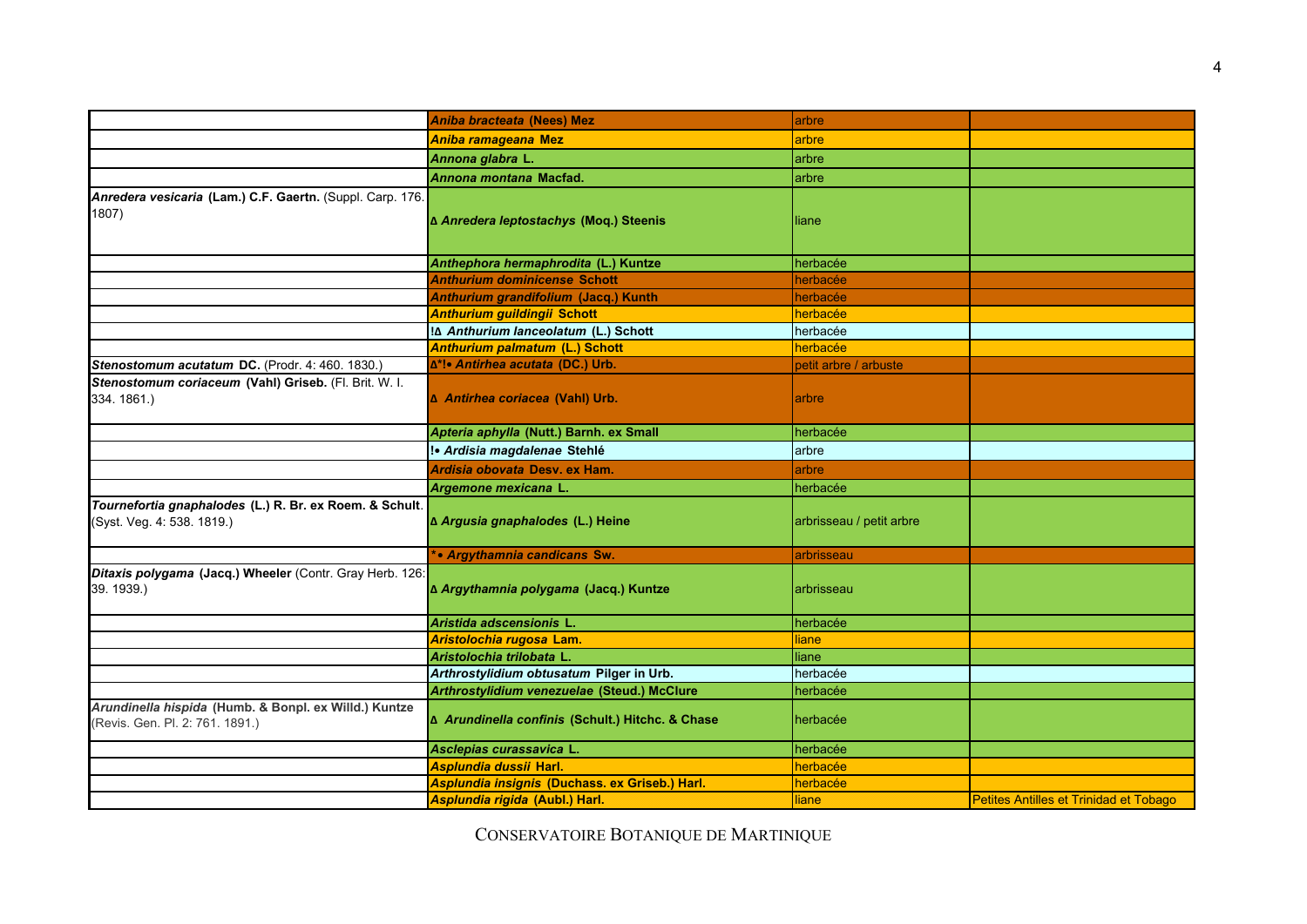| | | | |
|---|---|---|---|
| | ***Aniba bracteata* (Nees) Mez** | arbre | |
| | ***Aniba ramageana* Mez** | arbre | |
| | ***Annona glabra* L.** | arbre | |
| | ***Annona montana* Macfad.** | arbre | |
| ***Anredera vesicaria* (Lam.) C.F. Gaertn.** (Suppl. Carp. 176. 1807) | **∆ *Anredera leptostachys* (Moq.) Steenis** | liane | |
| | ***Anthephora hermaphrodita* (L.) Kuntze** | herbacée | |
| | ***Anthurium dominicense* Schott** | herbacée | |
| | ***Anthurium grandifolium* (Jacq.) Kunth** | herbacée | |
| | ***Anthurium guildingii* Schott** | herbacée | |
| | **!∆ *Anthurium lanceolatum* (L.) Schott** | herbacée | |
| | ***Anthurium palmatum* (L.) Schott** | herbacée | |
| ***Stenostomum acutatum* DC.** (Prodr. 4: 460. 1830.) | **∆*!• *Antirhea acutata* (DC.) Urb.** | petit arbre / arbuste | |
| ***Stenostomum coriaceum* (Vahl) Griseb.** (Fl. Brit. W. I. 334. 1861.) | **∆ *Antirhea coriacea* (Vahl) Urb.** | arbre | |
| | ***Apteria aphylla* (Nutt.) Barnh. ex Small** | herbacée | |
| | **!• *Ardisia magdalenae* Stehlé** | arbre | |
| | ***Ardisia obovata* Desv. ex Ham.** | arbre | |
| | ***Argemone mexicana* L.** | herbacée | |
| ***Tournefortia gnaphalodes* (L.) R. Br. ex Roem. & Schult.** (Syst. Veg. 4: 538. 1819.) | **∆ *Argusia gnaphalodes* (L.) Heine** | arbrisseau / petit arbre | |
| | ***• *Argythamnia candicans* Sw.** | arbrisseau | |
| ***Ditaxis polygama* (Jacq.) Wheeler** (Contr. Gray Herb. 126: 39. 1939.) | **∆ *Argythamnia polygama* (Jacq.) Kuntze** | arbrisseau | |
| | ***Aristida adscensionis* L.** | herbacée | |
| | ***Aristolochia rugosa* Lam.** | liane | |
| | ***Aristolochia trilobata* L.** | liane | |
| | ***Arthrostylidium obtusatum* Pilger in Urb.** | herbacée | |
| | ***Arthrostylidium venezuelae* (Steud.) McClure** | herbacée | |
| ***Arundinella hispida* (Humb. & Bonpl. ex Willd.) Kuntze** (Revis. Gen. Pl. 2: 761. 1891.) | **∆ *Arundinella confinis* (Schult.) Hitchc. & Chase** | herbacée | |
| | ***Asclepias curassavica* L.** | herbacée | |
| | ***Asplundia dussii* Harl.** | herbacée | |
| | ***Asplundia insignis* (Duchass. ex Griseb.) Harl.** | herbacée | |
| | ***Asplundia rigida* (Aubl.) Harl.** | liane | Petites Antilles et Trinidad et Tobago |

CONSERVATOIRE BOTANIQUE DE MARTINIQUE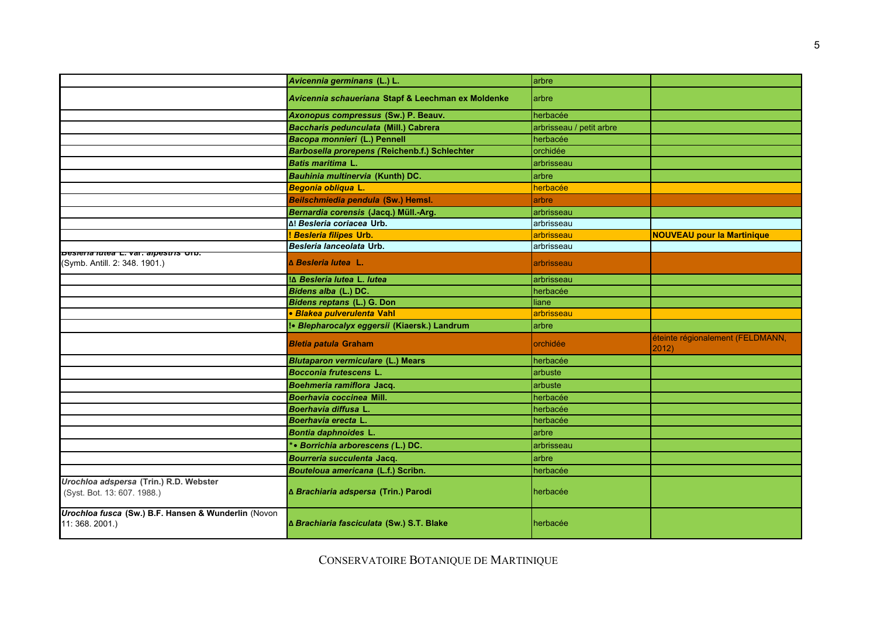| | | | |
|---|---|---|---|
| | ***Avicennia germinans* (L.) L.** | arbre | |
| | ***Avicennia schaueriana* Stapf & Leechman ex Moldenke** | arbre | |
| | ***Axonopus compressus* (Sw.) P. Beauv.** | herbacée | |
| | ***Baccharis pedunculata* (Mill.) Cabrera** | arbrisseau / petit arbre | |
| | ***Bacopa monnieri* (L.) Pennell** | herbacée | |
| | ***Barbosella prorepens* (Reichenb.f.) Schlechter** | orchidée | |
| | ***Batis maritima* L.** | arbrisseau | |
| | ***Bauhinia multinervia* (Kunth) DC.** | arbre | |
| | ***Begonia obliqua* L.** | herbacée | |
| | ***Beilschmiedia pendula* (Sw.) Hemsl.** | arbre | |
| | ***Bernardia corensis* (Jacq.) Müll.-Arg.** | arbrisseau | |
| | **Δ! *Besleria coriacea* Urb.** | arbrisseau | |
| | **! *Besleria filipes* Urb.** | arbrisseau | **NOUVEAU pour la Martinique** |
| | ***Besleria lanceolata* Urb.** | arbrisseau | |
| ***Besleria lutea* L. var. *alpestris* Urb.** (Symb. Antill. 2: 348. 1901.) | **Δ *Besleria lutea* L.** | arbrisseau | |
| | **!Δ *Besleria lutea* L. *lutea*** | arbrisseau | |
| | ***Bidens alba* (L.) DC.** | herbacée | |
| | ***Bidens reptans* (L.) G. Don** | liane | |
| | **• *Blakea pulverulenta* Vahl** | arbrisseau | |
| | **!• *Blepharocalyx eggersii* (Kiaersk.) Landrum** | arbre | |
| | ***Bletia patula* Graham** | orchidée | éteinte régionalement (FELDMANN, 2012) |
| | ***Blutaparon vermiculare* (L.) Mears** | herbacée | |
| | ***Bocconia frutescens* L.** | arbuste | |
| | ***Boehmeria ramiflora* Jacq.** | arbuste | |
| | ***Boerhavia coccinea* Mill.** | herbacée | |
| | ***Boerhavia diffusa* L.** | herbacée | |
| | ***Boerhavia erecta* L.** | herbacée | |
| | ***Bontia daphnoides* L.** | arbre | |
| | ***• *Borrichia arborescens* (L.) DC.** | arbrisseau | |
| | ***Bourreria succulenta* Jacq.** | arbre | |
| | ***Bouteloua americana* (L.f.) Scribn.** | herbacée | |
| ***Urochloa adspersa* (Trin.) R.D. Webster** (Syst. Bot. 13: 607. 1988.) | **Δ *Brachiaria adspersa* (Trin.) Parodi** | herbacée | |
| ***Urochloa fusca* (Sw.) B.F. Hansen & Wunderlin** (Novon 11: 368. 2001.) | **Δ *Brachiaria fasciculata* (Sw.) S.T. Blake** | herbacée | |

CONSERVATOIRE BOTANIQUE DE MARTINIQUE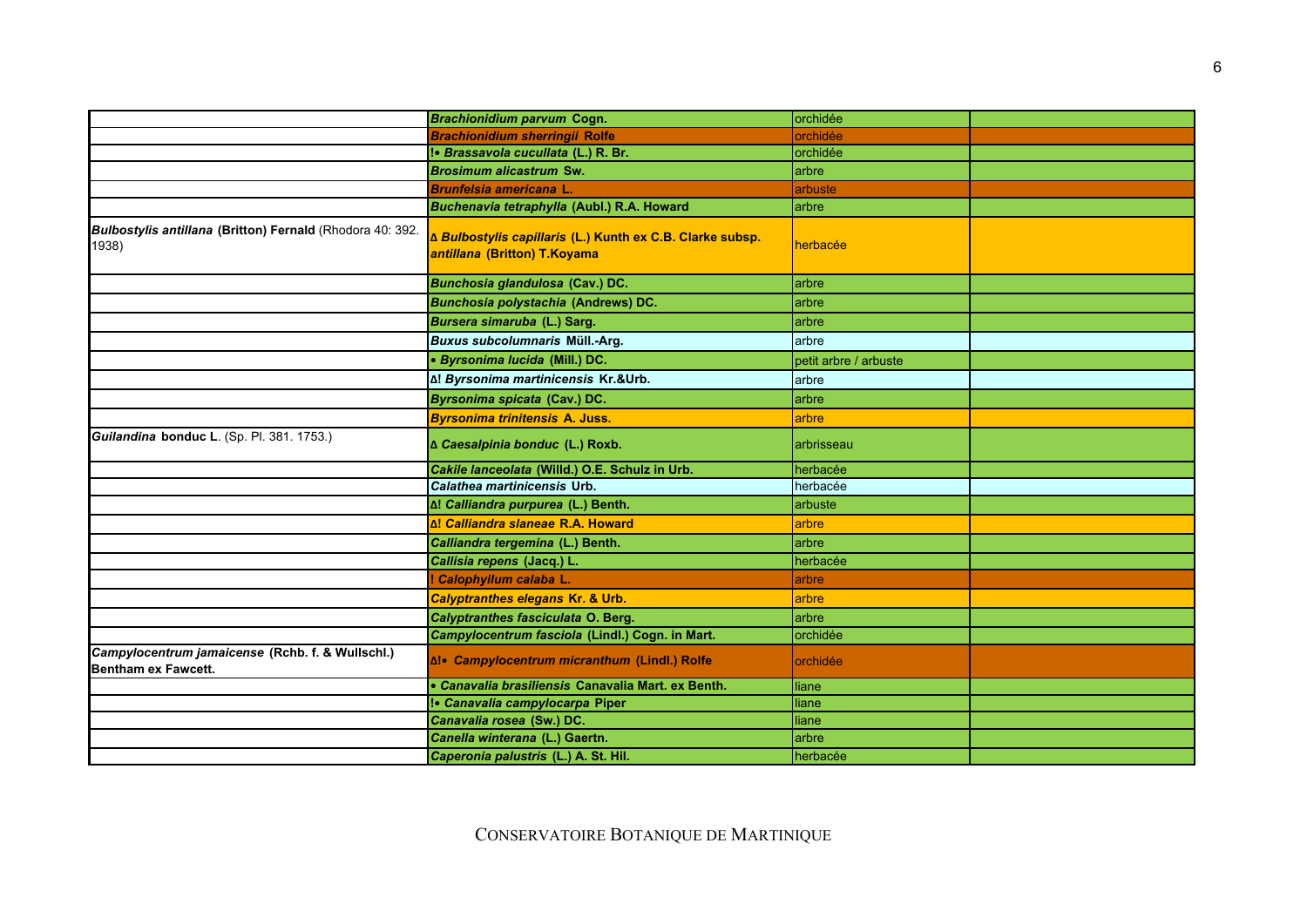| | | | |
|---|---|---|---|
| | ***Brachionidium parvum* Cogn.** | orchidée | |
| | ***Brachionidium sherringii* Rolfe** | orchidée | |
| | **!• *Brassavola cucullata* (L.) R. Br.** | orchidée | |
| | ***Brosimum alicastrum* Sw.** | arbre | |
| | ***Brunfelsia americana* L.** | arbuste | |
| | ***Buchenavia tetraphylla* (Aubl.) R.A. Howard** | arbre | |
| ***Bulbostylis antillana* (Britton) Fernald** (Rhodora 40: 392. 1938) | **Δ *Bulbostylis capillaris* (L.) Kunth ex C.B. Clarke subsp. *antillana* (Britton) T.Koyama** | herbacée | |
| | ***Bunchosia glandulosa* (Cav.) DC.** | arbre | |
| | ***Bunchosia polystachia* (Andrews) DC.** | arbre | |
| | ***Bursera simaruba* (L.) Sarg.** | arbre | |
| | ***Buxus subcolumnaris* Müll.-Arg.** | arbre | |
| | **• *Byrsonima lucida* (Mill.) DC.** | petit arbre / arbuste | |
| | **Δ! *Byrsonima martinicensis* Kr.&Urb.** | arbre | |
| | ***Byrsonima spicata* (Cav.) DC.** | arbre | |
| | ***Byrsonima trinitensis* A. Juss.** | arbre | |
| ***Guilandina* bonduc L.** (Sp. Pl. 381. 1753.) | **Δ *Caesalpinia bonduc* (L.) Roxb.** | arbrisseau | |
| | ***Cakile lanceolata* (Willd.) O.E. Schulz in Urb.** | herbacée | |
| | ***Calathea martinicensis* Urb.** | herbacée | |
| | **Δ! *Calliandra purpurea* (L.) Benth.** | arbuste | |
| | **Δ! *Calliandra slaneae* R.A. Howard** | arbre | |
| | ***Calliandra tergemina* (L.) Benth.** | arbre | |
| | ***Callisia repens* (Jacq.) L.** | herbacée | |
| | **! *Calophyllum calaba* L.** | arbre | |
| | ***Calyptranthes elegans* Kr. & Urb.** | arbre | |
| | ***Calyptranthes fasciculata* O. Berg.** | arbre | |
| | ***Campylocentrum fasciola* (Lindl.) Cogn. in Mart.** | orchidée | |
| ***Campylocentrum jamaicense* (Rchb. f. & Wullschl.) Bentham ex Fawcett.** | **Δ!• *Campylocentrum micranthum* (Lindl.) Rolfe** | orchidée | |
| | **• *Canavalia brasiliensis* Canavalia Mart. ex Benth.** | liane | |
| | **!• *Canavalia campylocarpa* Piper** | liane | |
| | ***Canavalia rosea* (Sw.) DC.** | liane | |
| | ***Canella winterana* (L.) Gaertn.** | arbre | |
| | ***Caperonia palustris* (L.) A. St. Hil.** | herbacée | |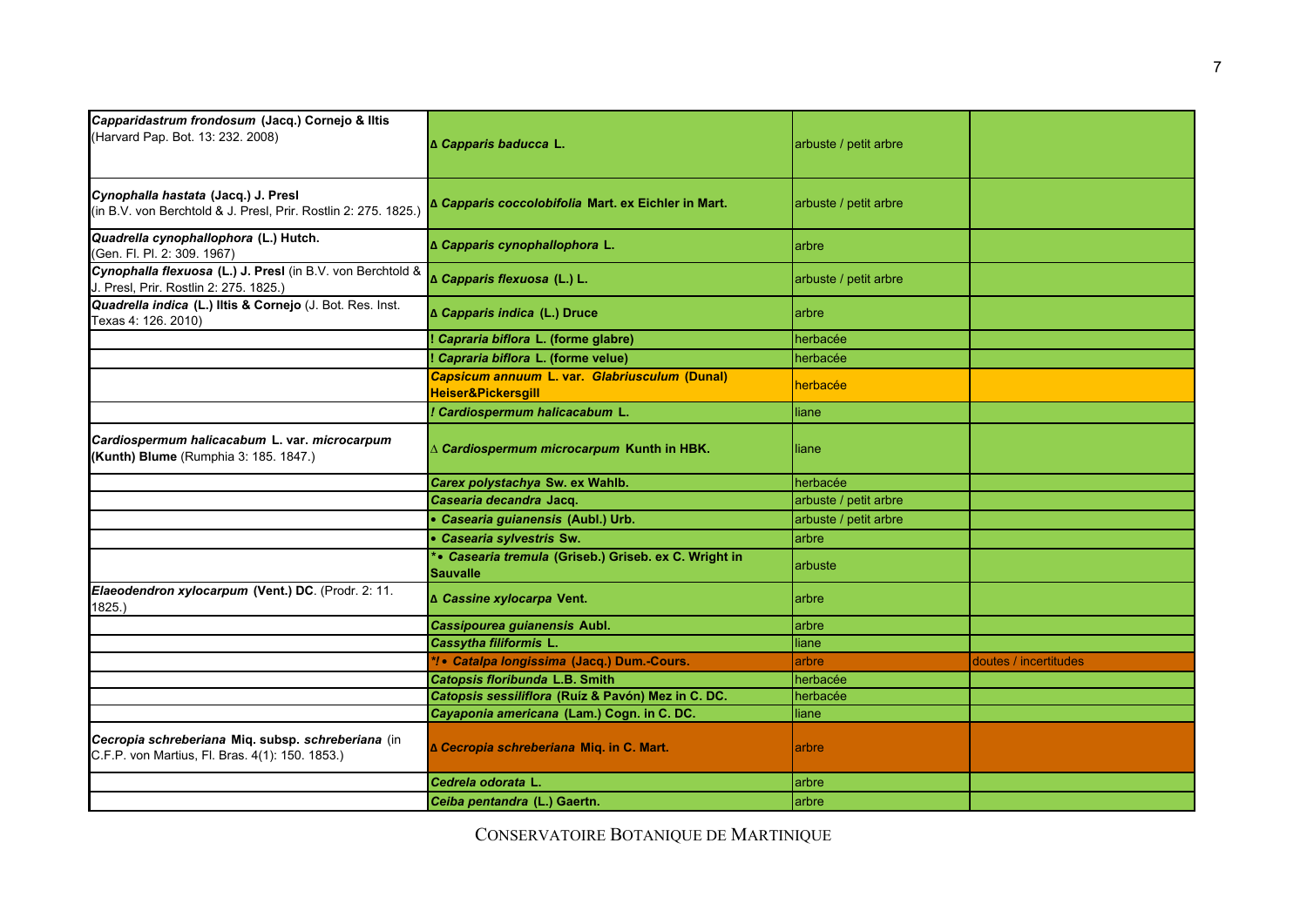| | | | |
|---|---|---|---|
| ***Capparidastrum frondosum* (Jacq.) Cornejo & Iltis** (Harvard Pap. Bot. 13: 232. 2008) | **Δ *Capparis baducca* L.** | arbuste / petit arbre | |
| ***Cynophalla hastata* (Jacq.) J. Presl** (in B.V. von Berchtold & J. Presl, Prir. Rostlin 2: 275. 1825.) | **Δ *Capparis coccolobifolia* Mart. ex Eichler in Mart.** | arbuste / petit arbre | |
| ***Quadrella cynophallophora* (L.) Hutch.** (Gen. Fl. Pl. 2: 309. 1967) | **Δ *Capparis cynophallophora* L.** | arbre | |
| ***Cynophalla flexuosa* (L.) J. Presl** (in B.V. von Berchtold & J. Presl, Prir. Rostlin 2: 275. 1825.) | **Δ *Capparis flexuosa* (L.) L.** | arbuste / petit arbre | |
| ***Quadrella indica* (L.) Iltis & Cornejo** (J. Bot. Res. Inst. Texas 4: 126. 2010) | **Δ *Capparis indica* (L.) Druce** | arbre | |
| | **! *Capraria biflora* L. (forme glabre)** | herbacée | |
| | **! *Capraria biflora* L. (forme velue)** | herbacée | |
| | ***Capsicum annuum* L. var. *Glabriusculum* (Dunal) Heiser&Pickersgill** | herbacée | |
| | **! *Cardiospermum halicacabum* L.** | liane | |
| ***Cardiospermum halicacabum* L. var. *microcarpum* (Kunth) Blume** (Rumphia 3: 185. 1847.) | **∆ *Cardiospermum microcarpum* Kunth in HBK.** | liane | |
| | ***Carex polystachya* Sw. ex Wahlb.** | herbacée | |
| | ***Casearia decandra* Jacq.** | arbuste / petit arbre | |
| | **• *Casearia guianensis* (Aubl.) Urb.** | arbuste / petit arbre | |
| | **• *Casearia sylvestris* Sw.** | arbre | |
| | ***• *Casearia tremula* (Griseb.) Griseb. ex C. Wright in Sauvalle** | arbuste | |
| ***Elaeodendron xylocarpum* (Vent.) DC**. (Prodr. 2: 11. 1825.) | **Δ *Cassine xylocarpa* Vent.** | arbre | |
| | ***Cassipourea guianensis* Aubl.** | arbre | |
| | ***Cassytha filiformis* L.** | liane | |
| | ***!• *Catalpa longissima* (Jacq.) Dum.-Cours.** | arbre | doutes / incertitudes |
| | ***Catopsis floribunda* L.B. Smith** | herbacée | |
| | ***Catopsis sessiliflora* (Ruíz & Pavón) Mez in C. DC.** | herbacée | |
| | ***Cayaponia americana* (Lam.) Cogn. in C. DC.** | liane | |
| ***Cecropia schreberiana* Miq. subsp. *schreberiana*** (in C.F.P. von Martius, Fl. Bras. 4(1): 150. 1853.) | **Δ *Cecropia schreberiana* Miq. in C. Mart.** | arbre | |
| | ***Cedrela odorata* L.** | arbre | |
| | ***Ceiba pentandra* (L.) Gaertn.** | arbre | |

CONSERVATOIRE BOTANIQUE DE MARTINIQUE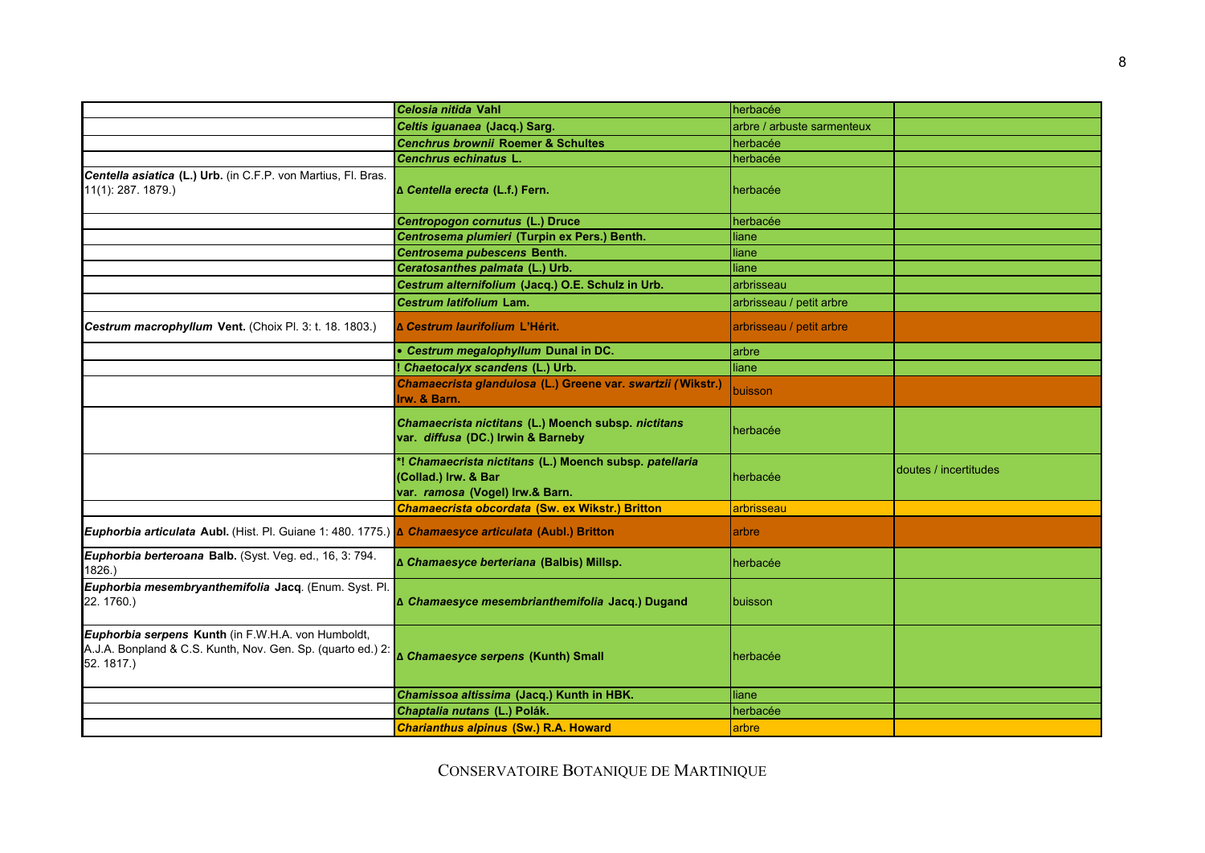| | | | |
|---|---|---|---|
| | ***Celosia nitida*** **Vahl** | herbacée | |
| | ***Celtis iguanaea*** **(Jacq.) Sarg.** | arbre / arbuste sarmenteux | |
| | ***Cenchrus brownii*** **Roemer & Schultes** | herbacée | |
| | ***Cenchrus echinatus*** **L.** | herbacée | |
| ***Centella asiatica*** **(L.) Urb.** (in C.F.P. von Martius, Fl. Bras. 11(1): 287. 1879.) | **Δ *Centella erecta*** **(L.f.) Fern.** | herbacée | |
| | ***Centropogon cornutus*** **(L.) Druce** | herbacée | |
| | ***Centrosema plumieri*** **(Turpin ex Pers.) Benth.** | liane | |
| | ***Centrosema pubescens*** **Benth.** | liane | |
| | ***Ceratosanthes palmata*** **(L.) Urb.** | liane | |
| | ***Cestrum alternifolium*** **(Jacq.) O.E. Schulz in Urb.** | arbrisseau | |
| | ***Cestrum latifolium*** **Lam.** | arbrisseau / petit arbre | |
| ***Cestrum macrophyllum*** **Vent.** (Choix Pl. 3: t. 18. 1803.) | **Δ *Cestrum laurifolium*** **L'Hérit.** | arbrisseau / petit arbre | |
| | **• *Cestrum megalophyllum*** **Dunal in DC.** | arbre | |
| | **! *Chaetocalyx scandens*** **(L.) Urb.** | liane | |
| | ***Chamaecrista glandulosa*** **(L.) Greene var. *swartzii* (Wikstr.) Irw. & Barn.** | buisson | |
| | ***Chamaecrista nictitans*** **(L.) Moench subsp. *nictitans* var. *diffusa* (DC.) Irwin & Barneby** | herbacée | |
| | ***! *Chamaecrista nictitans*** **(L.) Moench subsp. *patellaria* (Collad.) Irw. & Bar var. *ramosa* (Vogel) Irw.& Barn.** | herbacée | doutes / incertitudes |
| | ***Chamaecrista obcordata*** **(Sw. ex Wikstr.) Britton** | arbrisseau | |
| ***Euphorbia articulata*** **Aubl.** (Hist. Pl. Guiane 1: 480. 1775.) | **Δ *Chamaesyce articulata*** **(Aubl.) Britton** | arbre | |
| ***Euphorbia berteroana*** **Balb.** (Syst. Veg. ed., 16, 3: 794. 1826.) | **Δ *Chamaesyce berteriana*** **(Balbis) Millsp.** | herbacée | |
| ***Euphorbia mesembryanthemifolia*** **Jacq**. (Enum. Syst. Pl. 22. 1760.) | **Δ *Chamaesyce mesembrianthemifolia*** **Jacq.) Dugand** | buisson | |
| ***Euphorbia serpens*** **Kunth** (in F.W.H.A. von Humboldt, A.J.A. Bonpland & C.S. Kunth, Nov. Gen. Sp. (quarto ed.) 2: 52. 1817.) | **Δ *Chamaesyce serpens*** **(Kunth) Small** | herbacée | |
| | ***Chamissoa altissima*** **(Jacq.) Kunth in HBK.** | liane | |
| | ***Chaptalia nutans*** **(L.) Polák.** | herbacée | |
| | ***Charianthus alpinus*** **(Sw.) R.A. Howard** | arbre | |

CONSERVATOIRE BOTANIQUE DE MARTINIQUE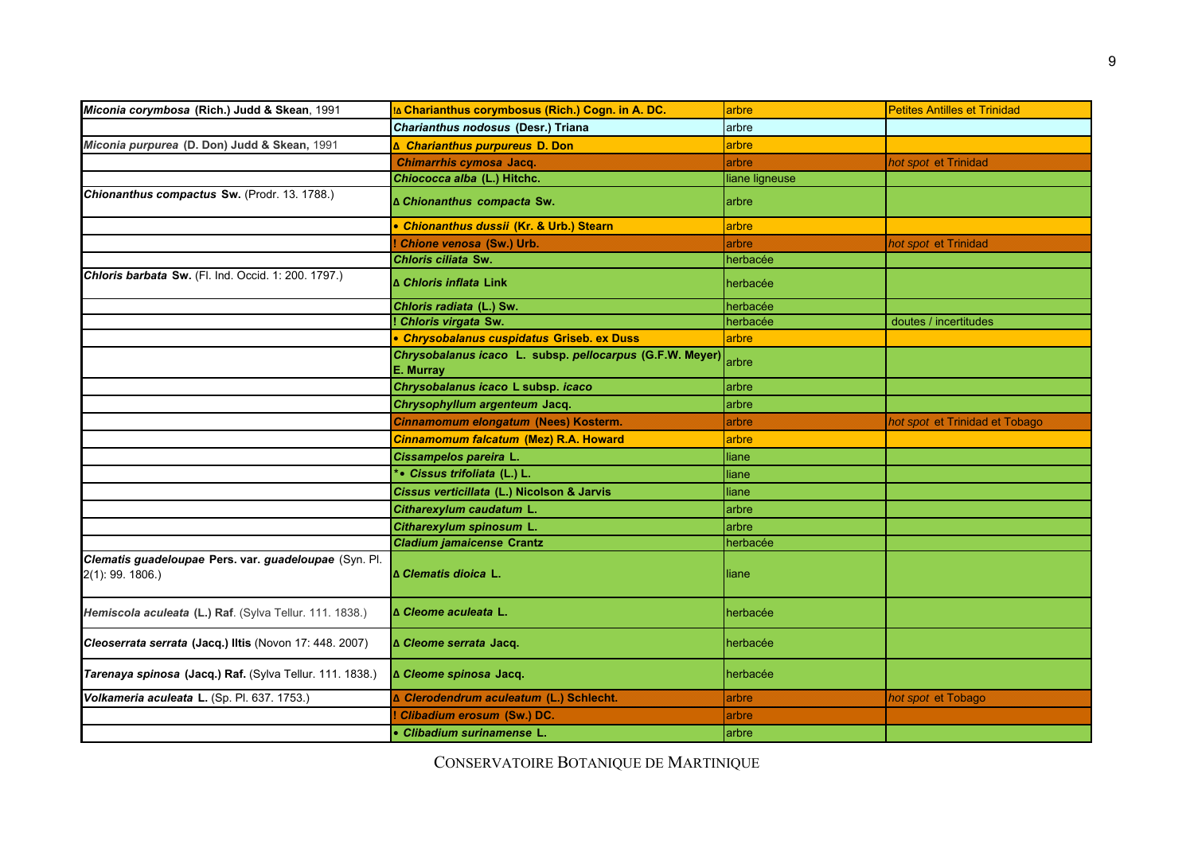| | | | |
|---|---|---|---|
| ***Miconia corymbosa*** **(Rich.) Judd & Skean**, 1991 | **!Δ *Charianthus corymbosus* (Rich.) Cogn. in A. DC.** | arbre | Petites Antilles et Trinidad |
| | ***Charianthus nodosus*** **(Desr.) Triana** | arbre | |
| ***Miconia purpurea*** **(D. Don) Judd & Skean,** 1991 | **Δ *Charianthus purpureus* D. Don** | arbre | |
| | ***Chimarrhis cymosa*** **Jacq.** | arbre | *hot spot* et Trinidad |
| | ***Chiococca alba*** **(L.) Hitchc.** | liane ligneuse | |
| ***Chionanthus compactus*** **Sw.** (Prodr. 13. 1788.) | **Δ *Chionanthus compacta* Sw.** | arbre | |
| | **• *Chionanthus dussii* (Kr. & Urb.) Stearn** | arbre | |
| | **! *Chione venosa* (Sw.) Urb.** | arbre | *hot spot* et Trinidad |
| | ***Chloris ciliata*** **Sw.** | herbacée | |
| ***Chloris barbata*** **Sw.** (Fl. Ind. Occid. 1: 200. 1797.) | **Δ *Chloris inflata* Link** | herbacée | |
| | ***Chloris radiata*** **(L.) Sw.** | herbacée | |
| | **! *Chloris virgata* Sw.** | herbacée | doutes / incertitudes |
| | **• *Chrysobalanus cuspidatus* Griseb. ex Duss** | arbre | |
| | ***Chrysobalanus icaco*** **L. subsp. *pellocarpus* (G.F.W. Meyer) E. Murray** | arbre | |
| | ***Chrysobalanus icaco*** **L subsp. *icaco*** | arbre | |
| | ***Chrysophyllum argenteum*** **Jacq.** | arbre | |
| | ***Cinnamomum elongatum*** **(Nees) Kosterm.** | arbre | *hot spot* et Trinidad et Tobago |
| | ***Cinnamomum falcatum*** **(Mez) R.A. Howard** | arbre | |
| | ***Cissampelos pareira*** **L.** | liane | |
| | **\*• *Cissus trifoliata* (L.) L.** | liane | |
| | ***Cissus verticillata*** **(L.) Nicolson & Jarvis** | liane | |
| | ***Citharexylum caudatum*** **L.** | arbre | |
| | ***Citharexylum spinosum*** **L.** | arbre | |
| | ***Cladium jamaicense*** **Crantz** | herbacée | |
| ***Clematis guadeloupae*** **Pers. var. *guadeloupae*** (Syn. Pl. 2(1): 99. 1806.) | **Δ *Clematis dioica* L.** | liane | |
| ***Hemiscola aculeata*** **(L.) Raf**. (Sylva Tellur. 111. 1838.) | **Δ *Cleome aculeata* L.** | herbacée | |
| ***Cleoserrata serrata*** **(Jacq.) Iltis** (Novon 17: 448. 2007) | **Δ *Cleome serrata* Jacq.** | herbacée | |
| ***Tarenaya spinosa*** **(Jacq.) Raf.** (Sylva Tellur. 111. 1838.) | **Δ *Cleome spinosa* Jacq.** | herbacée | |
| ***Volkameria aculeata*** **L.** (Sp. Pl. 637. 1753.) | **Δ *Clerodendrum aculeatum* (L.) Schlecht.** | arbre | *hot spot* et Tobago |
| | **! *Clibadium erosum* (Sw.) DC.** | arbre | |
| | **• *Clibadium surinamense* L.** | arbre | |

CONSERVATOIRE BOTANIQUE DE MARTINIQUE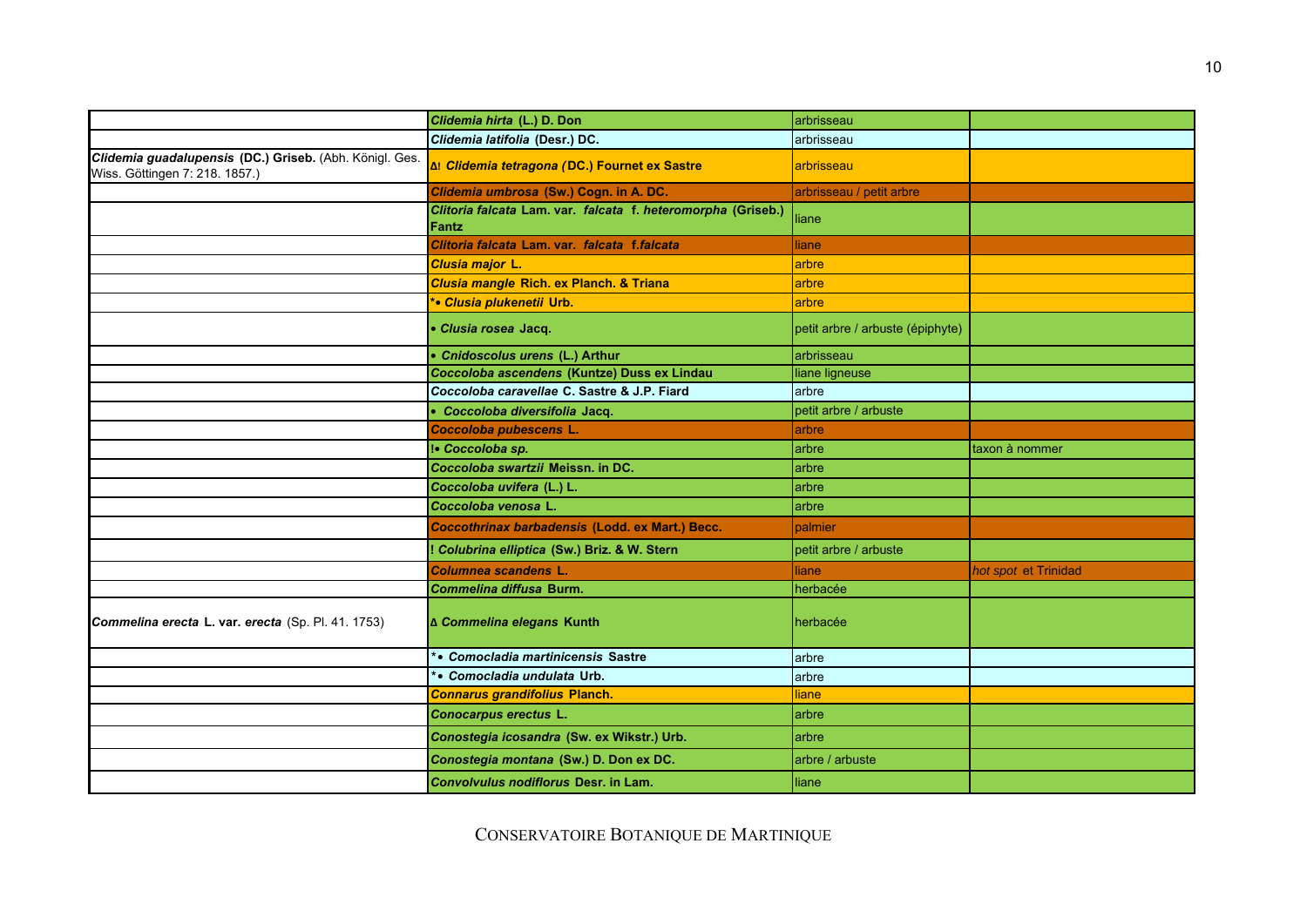| | | | |
|---|---|---|---|
| | ***Clidemia hirta* (L.) D. Don** | arbrisseau | |
| | ***Clidemia latifolia* (Desr.) DC.** | arbrisseau | |
| ***Clidemia guadalupensis* (DC.) Griseb.** (Abh. Königl. Ges. Wiss. Göttingen 7: 218. 1857.) | **∆! *Clidemia tetragona* (DC.) Fournet ex Sastre** | arbrisseau | |
| | ***Clidemia umbrosa* (Sw.) Cogn. in A. DC.** | arbrisseau / petit arbre | |
| | ***Clitoria falcata* Lam. var. *falcata* f. *heteromorpha* (Griseb.) Fantz** | liane | |
| | ***Clitoria falcata* Lam. var. *falcata* f.*falcata*** | liane | |
| | ***Clusia major* L.** | arbre | |
| | ***Clusia mangle* Rich. ex Planch. & Triana** | arbre | |
| | **\*• *Clusia plukenetii* Urb.** | arbre | |
| | **• *Clusia rosea* Jacq.** | petit arbre / arbuste (épiphyte) | |
| | **• *Cnidoscolus urens* (L.) Arthur** | arbrisseau | |
| | ***Coccoloba ascendens* (Kuntze) Duss ex Lindau** | liane ligneuse | |
| | ***Coccoloba caravellae* C. Sastre & J.P. Fiard** | arbre | |
| | **• *Coccoloba diversifolia* Jacq.** | petit arbre / arbuste | |
| | ***Coccoloba pubescens* L.** | arbre | |
| | **!• *Coccoloba sp.*** | arbre | taxon à nommer |
| | ***Coccoloba swartzii* Meissn. in DC.** | arbre | |
| | ***Coccoloba uvifera* (L.) L.** | arbre | |
| | ***Coccoloba venosa* L.** | arbre | |
| | ***Coccothrinax barbadensis* (Lodd. ex Mart.) Becc.** | palmier | |
| | **! *Colubrina elliptica* (Sw.) Briz. & W. Stern** | petit arbre / arbuste | |
| | ***Columnea scandens* L.** | liane | *hot spot* et Trinidad |
| | ***Commelina diffusa* Burm.** | herbacée | |
| ***Commelina erecta* L. var. *erecta*** (Sp. Pl. 41. 1753) | **∆ *Commelina elegans* Kunth** | herbacée | |
| | **\*• *Comocladia martinicensis* Sastre** | arbre | |
| | **\*• *Comocladia undulata* Urb.** | arbre | |
| | ***Connarus grandifolius* Planch.** | liane | |
| | ***Conocarpus erectus* L.** | arbre | |
| | ***Conostegia icosandra* (Sw. ex Wikstr.) Urb.** | arbre | |
| | ***Conostegia montana* (Sw.) D. Don ex DC.** | arbre / arbuste | |
| | ***Convolvulus nodiflorus* Desr. in Lam.** | liane | |

CONSERVATOIRE BOTANIQUE DE MARTINIQUE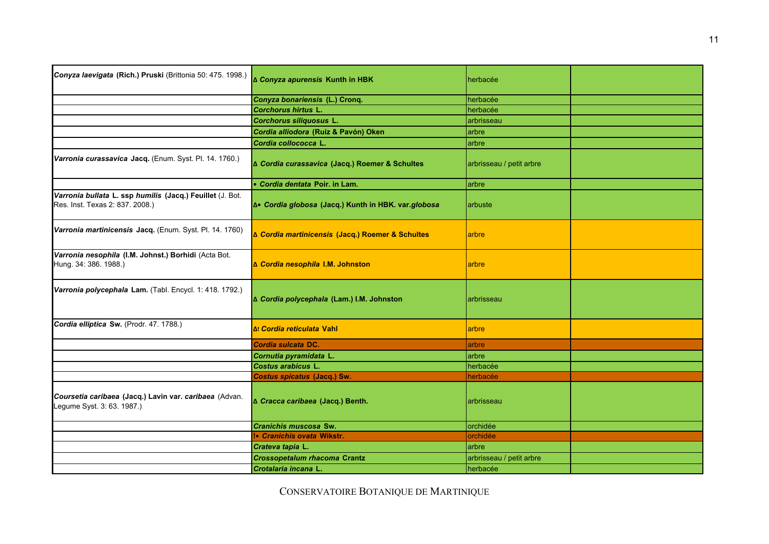| | | | |
|---|---|---|---|
| ***Conyza laevigata*** **(Rich.) Pruski** (Brittonia 50: 475. 1998.) | **∆ *Conyza apurensis* Kunth in HBK** | herbacée | |
| | ***Conyza bonariensis*** **(L.) Cronq.** | herbacée | |
| | ***Corchorus hirtus*** **L.** | herbacée | |
| | ***Corchorus siliquosus*** **L.** | arbrisseau | |
| | ***Cordia alliodora*** **(Ruiz & Pavón) Oken** | arbre | |
| | ***Cordia collococca*** **L.** | arbre | |
| ***Varronia curassavica*** **Jacq.** (Enum. Syst. Pl. 14. 1760.) | **∆ *Cordia curassavica* (Jacq.) Roemer & Schultes** | arbrisseau / petit arbre | |
| | **• *Cordia dentata* Poir. in Lam.** | arbre | |
| ***Varronia bullata*** **L. ssp *humilis* (Jacq.) Feuillet** (J. Bot. Res. Inst. Texas 2: 837. 2008.) | **∆• *Cordia globosa* (Jacq.) Kunth in HBK. var.*globosa*** | arbuste | |
| ***Varronia martinicensis*** **Jacq.** (Enum. Syst. Pl. 14. 1760) | **∆ *Cordia martinicensis* (Jacq.) Roemer & Schultes** | arbre | |
| ***Varronia nesophila*** **(I.M. Johnst.) Borhidi** (Acta Bot. Hung. 34: 386. 1988.) | **∆ *Cordia nesophila* I.M. Johnston** | arbre | |
| ***Varronia polycephala*** **Lam.** (Tabl. Encycl. 1: 418. 1792.) | **∆ *Cordia polycephala* (Lam.) I.M. Johnston** | arbrisseau | |
| ***Cordia elliptica*** **Sw.** (Prodr. 47. 1788.) | **∆! *Cordia reticulata* Vahl** | arbre | |
| | ***Cordia sulcata*** **DC.** | arbre | |
| | ***Cornutia pyramidata*** **L.** | arbre | |
| | ***Costus arabicus*** **L.** | herbacée | |
| | ***Costus spicatus*** **(Jacq.) Sw.** | herbacée | |
| ***Coursetia caribaea*** **(Jacq.) Lavin var. *caribaea*** (Advan. Legume Syst. 3: 63. 1987.) | **∆ *Cracca caribaea* (Jacq.) Benth.** | arbrisseau | |
| | ***Cranichis muscosa*** **Sw.** | orchidée | |
| | **!• *Cranichis ovata* Wikstr.** | orchidée | |
| | ***Crateva tapia*** **L.** | arbre | |
| | ***Crossopetalum rhacoma*** **Crantz** | arbrisseau / petit arbre | |
| | ***Crotalaria incana*** **L.** | herbacée | |

CONSERVATOIRE BOTANIQUE DE MARTINIQUE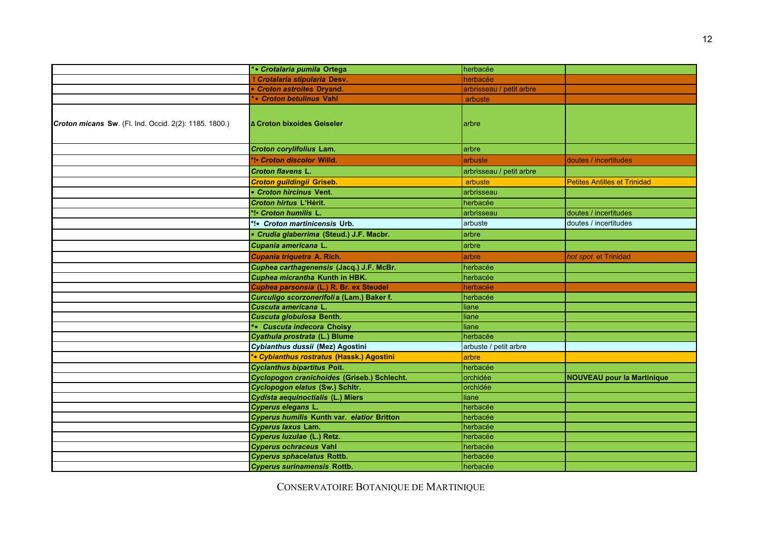| | | | |
|---|---|---|---|
| | *• ***Crotalaria pumila*** **Ortega** | herbacée | |
| | **! *Crotalaria stipularia* Desv.** | herbacée | |
| | **• *Croton astroites* Dryand.** | arbrisseau / petit arbre | |
| | ***• *Croton betulinus* Vahl** | arbuste | |
| ***Croton micans*** **Sw**. (Fl. Ind. Occid. 2(2): 1185. 1800.) | **∆ Croton bixoides Geiseler** | arbre | |
| | ***Croton corylifolius*** **Lam.** | arbre | |
| | ***!• *Croton discolor* Willd.** | arbuste | doutes / incertitudes |
| | ***Croton flavens*** **L.** | arbrisseau / petit arbre | |
| | ***Croton guildingii*** **Griseb.** | arbuste | Petites Antilles et Trinidad |
| | **• *Croton hircinus* Vent.** | arbrisseau | |
| | ***Croton hirtus*** **L'Hérit.** | herbacée | |
| | ***!• *Croton humilis* L.** | arbrisseau | doutes / incertitudes |
| | ***!• *Croton martinicensis* Urb.** | arbuste | doutes / incertitudes |
| | **• *Crudia glaberrima* (Steud.) J.F. Macbr.** | arbre | |
| | ***Cupania americana*** **L.** | arbre | |
| | ***Cupania triquetra*** **A. Rich.** | arbre | *hot spot* et Trinidad |
| | ***Cuphea carthagenensis*** **(Jacq.) J.F. McBr.** | herbacée | |
| | ***Cuphea micrantha*** **Kunth in HBK.** | herbacée | |
| | ***Cuphea parsonsia*** **(L.) R. Br. ex Steudel** | herbacée | |
| | ***Curculigo scorzonerifolia*** **(Lam.) Baker f.** | herbacée | |
| | ***Cuscuta americana*** **L.** | liane | |
| | ***Cuscuta globulosa*** **Benth.** | liane | |
| | ***• *Cuscuta indecora* Choisy** | liane | |
| | ***Cyathula prostrata*** **(L.) Blume** | herbacée | |
| | ***Cybianthus dussii*** **(Mez) Agostini** | arbuste / petit arbre | |
| | ***• *Cybianthus rostratus* (Hassk.) Agostini** | arbre | |
| | ***Cyclanthus bipartitus*** **Poit.** | herbacée | |
| | ***Cyclopogon cranichoides*** **(Griseb.) Schlecht.** | orchidée | **NOUVEAU pour la Martinique** |
| | ***Cyclopogon elatus*** **(Sw.) Schltr.** | orchidée | |
| | ***Cydista aequinoctialis*** **(L.) Miers** | liane | |
| | ***Cyperus elegans*** **L.** | herbacée | |
| | ***Cyperus humilis*** **Kunth var. *elatior* Britton** | herbacée | |
| | ***Cyperus laxus*** **Lam.** | herbacée | |
| | ***Cyperus luzulae*** **(L.) Retz.** | herbacée | |
| | ***Cyperus ochraceus*** **Vahl** | herbacée | |
| | ***Cyperus sphacelatus*** **Rottb.** | herbacée | |
| | ***Cyperus surinamensis*** **Rottb.** | herbacée | |

CONSERVATOIRE BOTANIQUE DE MARTINIQUE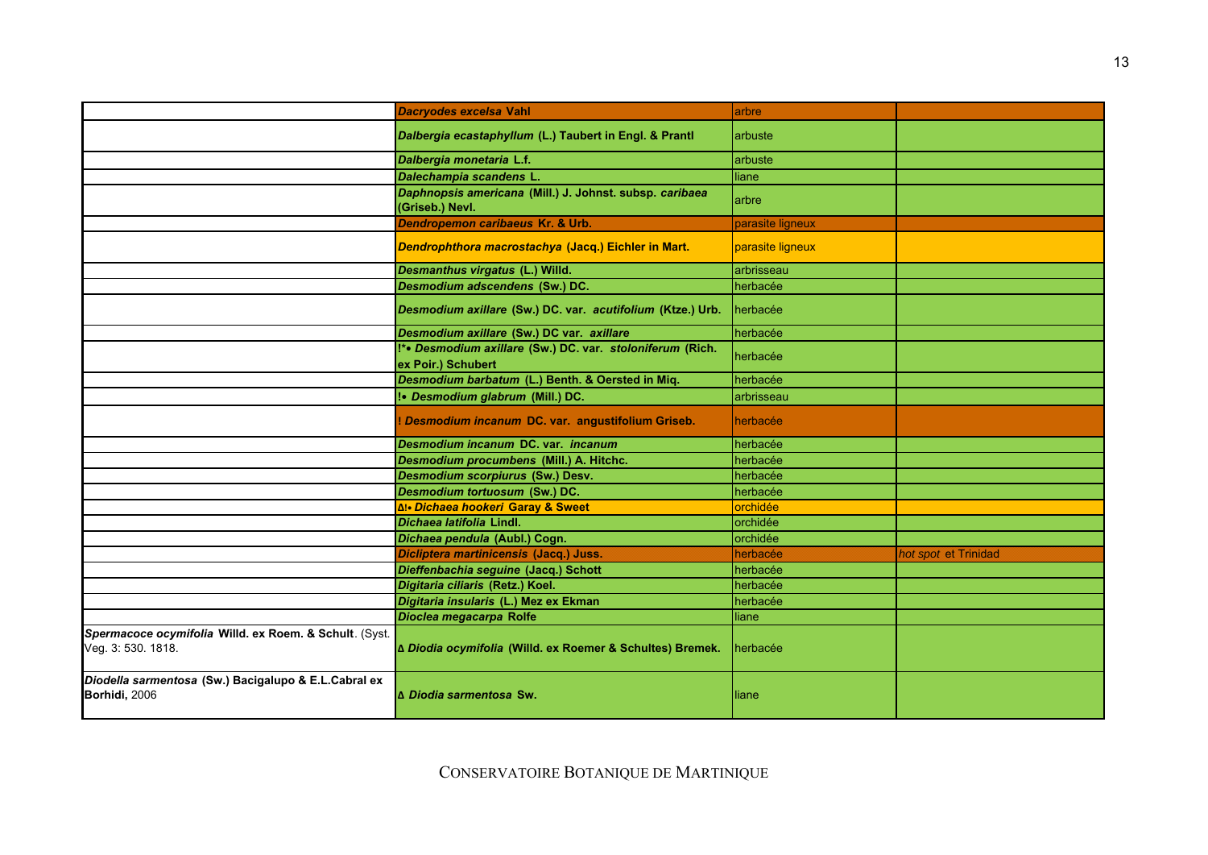| | | | |
|---|---|---|---|
| | ***Dacryodes excelsa*** **Vahl** | arbre | |
| | ***Dalbergia ecastaphyllum*** **(L.) Taubert in Engl. & Prantl** | arbuste | |
| | ***Dalbergia monetaria*** **L.f.** | arbuste | |
| | ***Dalechampia scandens*** **L.** | liane | |
| | ***Daphnopsis americana*** **(Mill.) J. Johnst. subsp.** ***caribaea*** **(Griseb.) Nevl.** | arbre | |
| | ***Dendropemon caribaeus*** **Kr. & Urb.** | parasite ligneux | |
| | ***Dendrophthora macrostachya*** **(Jacq.) Eichler in Mart.** | parasite ligneux | |
| | ***Desmanthus virgatus*** **(L.) Willd.** | arbrisseau | |
| | ***Desmodium adscendens*** **(Sw.) DC.** | herbacée | |
| | ***Desmodium axillare*** **(Sw.) DC. var.** ***acutifolium*** **(Ktze.) Urb.** | herbacée | |
| | ***Desmodium axillare*** **(Sw.) DC var.** ***axillare*** | herbacée | |
| | **!*•** ***Desmodium axillare*** **(Sw.) DC. var.** ***stoloniferum*** **(Rich. ex Poir.) Schubert** | herbacée | |
| | ***Desmodium barbatum*** **(L.) Benth. & Oersted in Miq.** | herbacée | |
| | **!•** ***Desmodium glabrum*** **(Mill.) DC.** | arbrisseau | |
| | **!** ***Desmodium incanum*** **DC. var. angustifolium Griseb.** | herbacée | |
| | ***Desmodium incanum*** **DC. var.** ***incanum*** | herbacée | |
| | ***Desmodium procumbens*** **(Mill.) A. Hitchc.** | herbacée | |
| | ***Desmodium scorpiurus*** **(Sw.) Desv.** | herbacée | |
| | ***Desmodium tortuosum*** **(Sw.) DC.** | herbacée | |
| | **Δ!•** ***Dichaea hookeri*** **Garay & Sweet** | orchidée | |
| | ***Dichaea latifolia*** **Lindl.** | orchidée | |
| | ***Dichaea pendula*** **(Aubl.) Cogn.** | orchidée | |
| | ***Dicliptera martinicensis*** **(Jacq.) Juss.** | herbacée | *hot spot* et Trinidad |
| | ***Dieffenbachia seguine*** **(Jacq.) Schott** | herbacée | |
| | ***Digitaria ciliaris*** **(Retz.) Koel.** | herbacée | |
| | ***Digitaria insularis*** **(L.) Mez ex Ekman** | herbacée | |
| | ***Dioclea megacarpa*** **Rolfe** | liane | |
| ***Spermacoce ocymifolia*** **Willd. ex Roem. & Schult**. (Syst. Veg. 3: 530. 1818. | **Δ** ***Diodia ocymifolia*** **(Willd. ex Roemer & Schultes) Bremek.** | herbacée | |
| ***Diodella sarmentosa*** **(Sw.) Bacigalupo & E.L.Cabral ex Borhidi,** 2006 | **Δ** ***Diodia sarmentosa*** **Sw.** | liane | |

CONSERVATOIRE BOTANIQUE DE MARTINIQUE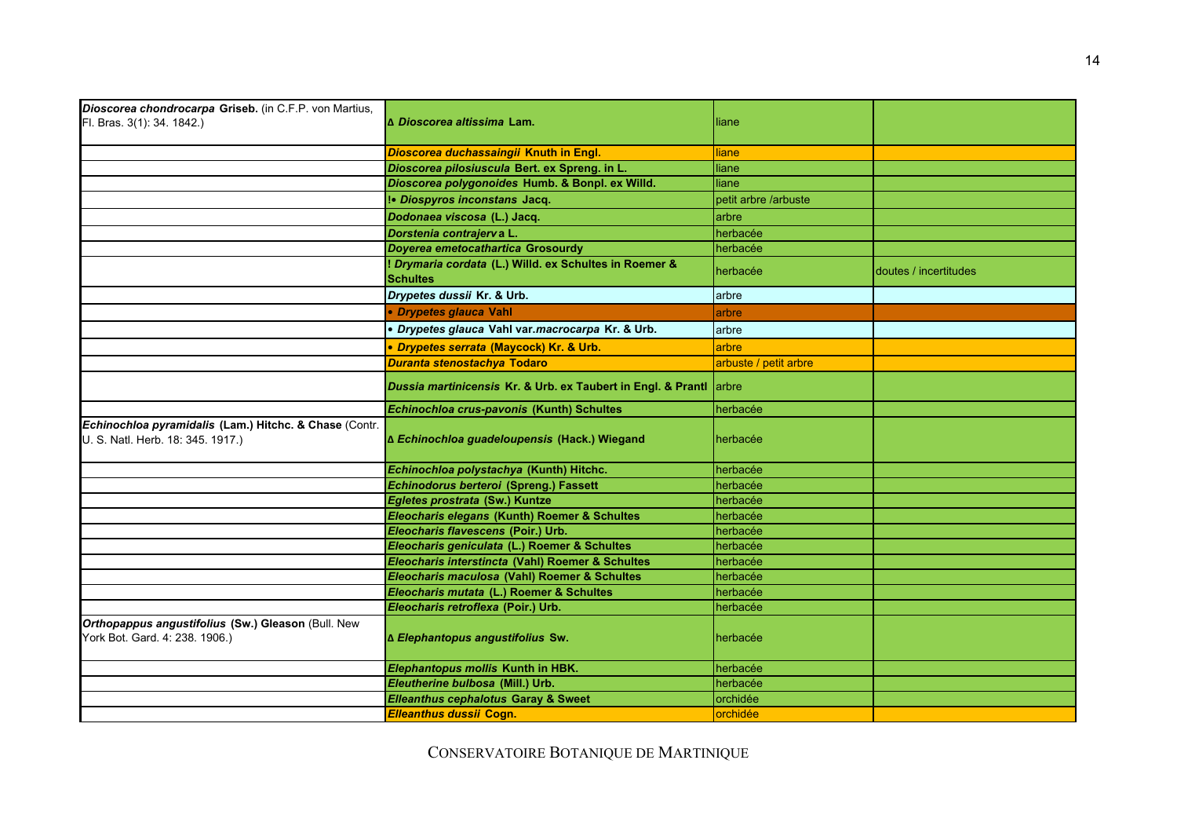| | | | |
|---|---|---|---|
| ***Dioscorea chondrocarpa* Griseb.** (in C.F.P. von Martius, Fl. Bras. 3(1): 34. 1842.) | **Δ *Dioscorea altissima* Lam.** | liane | |
| | ***Dioscorea duchassaingii* Knuth in Engl.** | liane | |
| | ***Dioscorea pilosiuscula* Bert. ex Spreng. in L.** | liane | |
| | ***Dioscorea polygonoides* Humb. & Bonpl. ex Willd.** | liane | |
| | **!• *Diospyros inconstans* Jacq.** | petit arbre /arbuste | |
| | ***Dodonaea viscosa* (L.) Jacq.** | arbre | |
| | ***Dorstenia contrajerva* L.** | herbacée | |
| | ***Doyerea emetocathartica* Grosourdy** | herbacée | |
| | **! *Drymaria cordata* (L.) Willd. ex Schultes in Roemer & Schultes** | herbacée | doutes / incertitudes |
| | ***Drypetes dussii* Kr. & Urb.** | arbre | |
| | **• *Drypetes glauca* Vahl** | arbre | |
| | **• *Drypetes glauca* Vahl var.*macrocarpa* Kr. & Urb.** | arbre | |
| | **• *Drypetes serrata* (Maycock) Kr. & Urb.** | arbre | |
| | ***Duranta stenostachya* Todaro** | arbuste / petit arbre | |
| | ***Dussia martinicensis* Kr. & Urb. ex Taubert in Engl. & Prantl** | arbre | |
| | ***Echinochloa crus-pavonis* (Kunth) Schultes** | herbacée | |
| ***Echinochloa pyramidalis* (Lam.) Hitchc. & Chase** (Contr. U. S. Natl. Herb. 18: 345. 1917.) | **Δ *Echinochloa guadeloupensis* (Hack.) Wiegand** | herbacée | |
| | ***Echinochloa polystachya* (Kunth) Hitchc.** | herbacée | |
| | ***Echinodorus berteroi* (Spreng.) Fassett** | herbacée | |
| | ***Egletes prostrata* (Sw.) Kuntze** | herbacée | |
| | ***Eleocharis elegans* (Kunth) Roemer & Schultes** | herbacée | |
| | ***Eleocharis flavescens* (Poir.) Urb.** | herbacée | |
| | ***Eleocharis geniculata* (L.) Roemer & Schultes** | herbacée | |
| | ***Eleocharis interstincta* (Vahl) Roemer & Schultes** | herbacée | |
| | ***Eleocharis maculosa* (Vahl) Roemer & Schultes** | herbacée | |
| | ***Eleocharis mutata* (L.) Roemer & Schultes** | herbacée | |
| | ***Eleocharis retroflexa* (Poir.) Urb.** | herbacée | |
| ***Orthopappus angustifolius* (Sw.) Gleason** (Bull. New York Bot. Gard. 4: 238. 1906.) | **Δ *Elephantopus angustifolius* Sw.** | herbacée | |
| | ***Elephantopus mollis* Kunth in HBK.** | herbacée | |
| | ***Eleutherine bulbosa* (Mill.) Urb.** | herbacée | |
| | ***Elleanthus cephalotus* Garay & Sweet** | orchidée | |
| | ***Elleanthus dussii* Cogn.** | orchidée | |

CONSERVATOIRE BOTANIQUE DE MARTINIQUE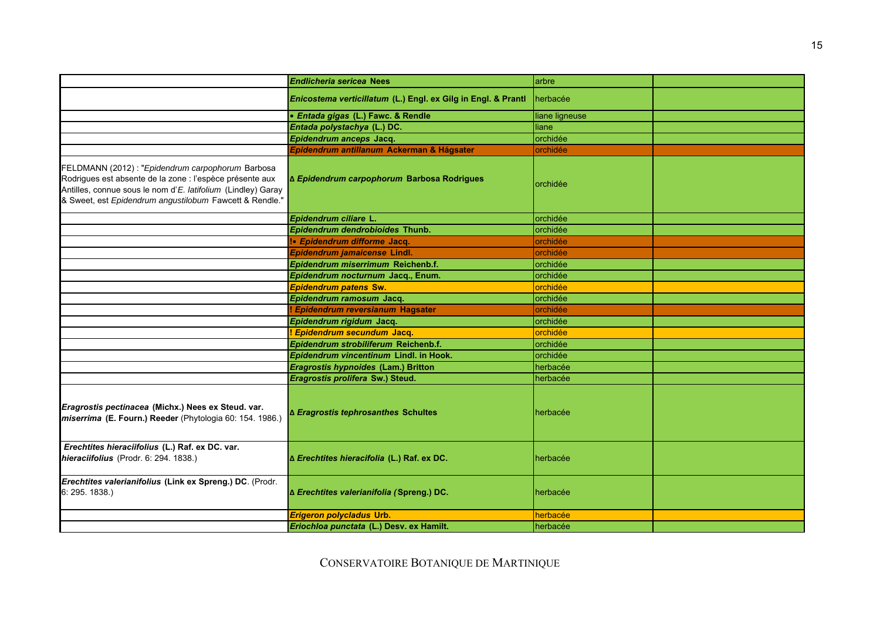| | | | |
|---|---|---|---|
| | ***Endlicheria sericea*** **Nees** | arbre | |
| | ***Enicostema verticillatum*** **(L.) Engl. ex Gilg in Engl. & Prantl** | herbacée | |
| | • ***Entada gigas*** **(L.) Fawc. & Rendle** | liane ligneuse | |
| | ***Entada polystachya*** **(L.) DC.** | liane | |
| | ***Epidendrum anceps*** **Jacq.** | orchidée | |
| | ***Epidendrum antillanum*** **Ackerman & Hágsater** | orchidée | |
| FELDMANN (2012) : "*Epidendrum carpophorum* Barbosa Rodrigues est absente de la zone : l'espèce présente aux Antilles, connue sous le nom d'*E. latifolium* (Lindley) Garay & Sweet, est *Epidendrum angustilobum* Fawcett & Rendle." | Δ ***Epidendrum carpophorum*** **Barbosa Rodrigues** | orchidée | |
| | ***Epidendrum ciliare*** **L.** | orchidée | |
| | ***Epidendrum dendrobioides*** **Thunb.** | orchidée | |
| | **!•** ***Epidendrum difforme*** **Jacq.** | orchidée | |
| | ***Epidendrum jamaicense*** **Lindl.** | orchidée | |
| | ***Epidendrum miserrimum*** **Reichenb.f.** | orchidée | |
| | ***Epidendrum nocturnum*** **Jacq., Enum.** | orchidée | |
| | ***Epidendrum patens*** **Sw.** | orchidée | |
| | ***Epidendrum ramosum*** **Jacq.** | orchidée | |
| | **!** ***Epidendrum reversianum*** **Hagsater** | orchidée | |
| | ***Epidendrum rigidum*** **Jacq.** | orchidée | |
| | **!** ***Epidendrum secundum*** **Jacq.** | orchidée | |
| | ***Epidendrum strobiliferum*** **Reichenb.f.** | orchidée | |
| | ***Epidendrum vincentinum*** **Lindl. in Hook.** | orchidée | |
| | ***Eragrostis hypnoides*** **(Lam.) Britton** | herbacée | |
| | ***Eragrostis prolifera*** **Sw.) Steud.** | herbacée | |
| ***Eragrostis pectinacea*** **(Michx.) Nees ex Steud. var.** ***miserrima*** **(E. Fourn.) Reeder** (Phytologia 60: 154. 1986.) | Δ ***Eragrostis tephrosanthes*** **Schultes** | herbacée | |
| ***Erechtites hieraciifolius*** **(L.) Raf. ex DC. var.** ***hieraciifolius*** (Prodr. 6: 294. 1838.) | Δ ***Erechtites hieracifolia*** **(L.) Raf. ex DC.** | herbacée | |
| ***Erechtites valerianifolius*** **(Link ex Spreng.) DC**. (Prodr. 6: 295. 1838.) | Δ ***Erechtites valerianifolia*** **(Spreng.) DC.** | herbacée | |
| | ***Erigeron polycladus*** **Urb.** | herbacée | |
| | ***Eriochloa punctata*** **(L.) Desv. ex Hamilt.** | herbacée | |

CONSERVATOIRE BOTANIQUE DE MARTINIQUE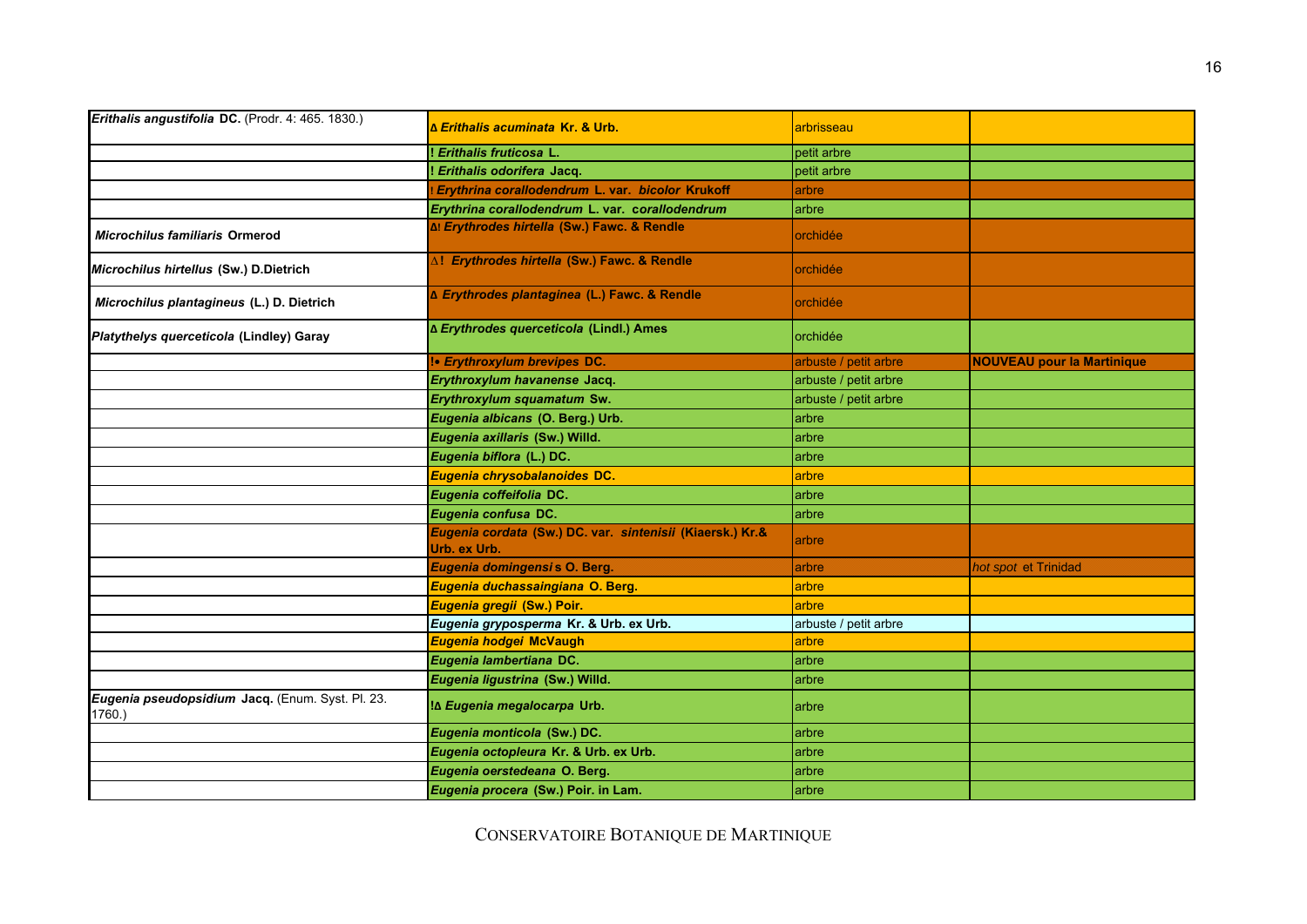| | | | |
|---|---|---|---|
| ***Erithalis angustifolia* DC.** (Prodr. 4: 465. 1830.) | **Δ *Erithalis acuminata* Kr. & Urb.** | arbrisseau | |
| | **! *Erithalis fruticosa* L.** | petit arbre | |
| | **! *Erithalis odorifera* Jacq.** | petit arbre | |
| | **! *Erythrina corallodendrum* L. var. *bicolor* Krukoff** | arbre | |
| | ***Erythrina corallodendrum* L. var. *corallodendrum*** | arbre | |
| ***Microchilus familiaris* Ormerod** | **Δ! *Erythrodes hirtella* (Sw.) Fawc. & Rendle** | orchidée | |
| ***Microchilus hirtellus* (Sw.) D.Dietrich** | **Δ! *Erythrodes hirtella* (Sw.) Fawc. & Rendle** | orchidée | |
| ***Microchilus plantagineus* (L.) D. Dietrich** | **Δ *Erythrodes plantaginea* (L.) Fawc. & Rendle** | orchidée | |
| ***Platythelys querceticola* (Lindley) Garay** | **Δ *Erythrodes querceticola* (Lindl.) Ames** | orchidée | |
| | **!• *Erythroxylum brevipes* DC.** | arbuste / petit arbre | **NOUVEAU pour la Martinique** |
| | ***Erythroxylum havanense* Jacq.** | arbuste / petit arbre | |
| | ***Erythroxylum squamatum* Sw.** | arbuste / petit arbre | |
| | ***Eugenia albicans* (O. Berg.) Urb.** | arbre | |
| | ***Eugenia axillaris* (Sw.) Willd.** | arbre | |
| | ***Eugenia biflora* (L.) DC.** | arbre | |
| | ***Eugenia chrysobalanoides* DC.** | arbre | |
| | ***Eugenia coffeifolia* DC.** | arbre | |
| | ***Eugenia confusa* DC.** | arbre | |
| | ***Eugenia cordata* (Sw.) DC. var. *sintenisii* (Kiaersk.) Kr.& Urb. ex Urb.** | arbre | |
| | ***Eugenia domingensis* O. Berg.** | arbre | *hot spot* et Trinidad |
| | ***Eugenia duchassaingiana* O. Berg.** | arbre | |
| | ***Eugenia gregii* (Sw.) Poir.** | arbre | |
| | ***Eugenia gryposperma* Kr. & Urb. ex Urb.** | arbuste / petit arbre | |
| | ***Eugenia hodgei* McVaugh** | arbre | |
| | ***Eugenia lambertiana* DC.** | arbre | |
| | ***Eugenia ligustrina* (Sw.) Willd.** | arbre | |
| ***Eugenia pseudopsidium* Jacq.** (Enum. Syst. Pl. 23. 1760.) | **!Δ *Eugenia megalocarpa* Urb.** | arbre | |
| | ***Eugenia monticola* (Sw.) DC.** | arbre | |
| | ***Eugenia octopleura* Kr. & Urb. ex Urb.** | arbre | |
| | ***Eugenia oerstedeana* O. Berg.** | arbre | |
| | ***Eugenia procera* (Sw.) Poir. in Lam.** | arbre | |

CONSERVATOIRE BOTANIQUE DE MARTINIQUE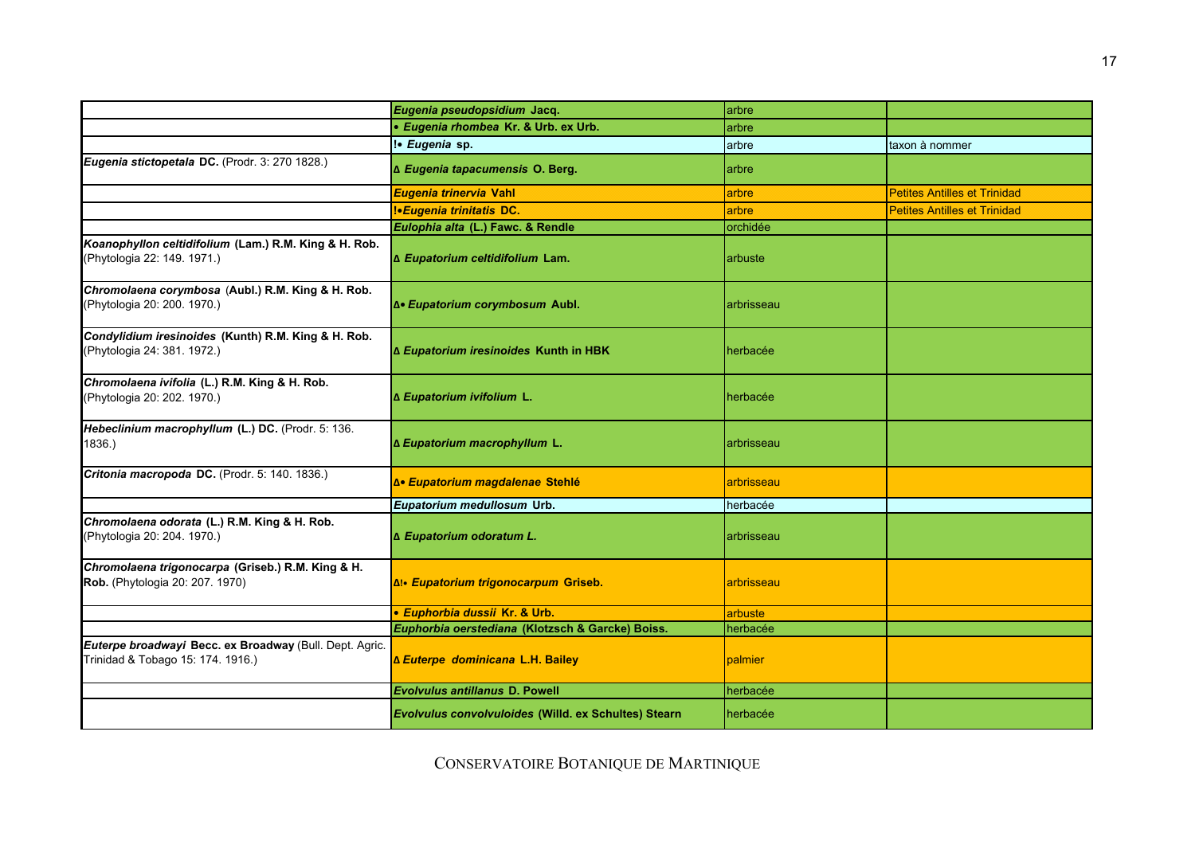| | | | |
|---|---|---|---|
| | ***Eugenia pseudopsidium* Jacq.** | arbre | |
| | **• *Eugenia rhombea* Kr. & Urb. ex Urb.** | arbre | |
| | **!• *Eugenia* sp.** | arbre | taxon à nommer |
| ***Eugenia stictopetala* DC.** (Prodr. 3: 270 1828.) | **∆ *Eugenia tapacumensis* O. Berg.** | arbre | |
| | ***Eugenia trinervia* Vahl** | arbre | Petites Antilles et Trinidad |
| | **!•*Eugenia trinitatis* DC.** | arbre | Petites Antilles et Trinidad |
| | ***Eulophia alta* (L.) Fawc. & Rendle** | orchidée | |
| ***Koanophyllon celtidifolium* (Lam.) R.M. King & H. Rob.** (Phytologia 22: 149. 1971.) | **∆ *Eupatorium celtidifolium* Lam.** | arbuste | |
| ***Chromolaena corymbosa* (Aubl.) R.M. King & H. Rob.** (Phytologia 20: 200. 1970.) | **∆• *Eupatorium corymbosum* Aubl.** | arbrisseau | |
| ***Condylidium iresinoides* (Kunth) R.M. King & H. Rob.** (Phytologia 24: 381. 1972.) | **∆ *Eupatorium iresinoides* Kunth in HBK** | herbacée | |
| ***Chromolaena ivifolia* (L.) R.M. King & H. Rob.** (Phytologia 20: 202. 1970.) | **∆ *Eupatorium ivifolium* L.** | herbacée | |
| ***Hebeclinium macrophyllum* (L.) DC.** (Prodr. 5: 136. 1836.) | **∆ *Eupatorium macrophyllum* L.** | arbrisseau | |
| ***Critonia macropoda* DC.** (Prodr. 5: 140. 1836.) | **∆• *Eupatorium magdalenae* Stehlé** | arbrisseau | |
| | ***Eupatorium medullosum* Urb.** | herbacée | |
| ***Chromolaena odorata* (L.) R.M. King & H. Rob.** (Phytologia 20: 204. 1970.) | **∆ *Eupatorium odoratum L.*** | arbrisseau | |
| ***Chromolaena trigonocarpa* (Griseb.) R.M. King & H. Rob.** (Phytologia 20: 207. 1970) | **∆!• *Eupatorium trigonocarpum* Griseb.** | arbrisseau | |
| | **• *Euphorbia dussii* Kr. & Urb.** | arbuste | |
| | ***Euphorbia oerstediana* (Klotzsch & Garcke) Boiss.** | herbacée | |
| ***Euterpe broadwayi* Becc. ex Broadway** (Bull. Dept. Agric. Trinidad & Tobago 15: 174. 1916.) | **∆ *Euterpe dominicana* L.H. Bailey** | palmier | |
| | ***Evolvulus antillanus* D. Powell** | herbacée | |
| | ***Evolvulus convolvuloides* (Willd. ex Schultes) Stearn** | herbacée | |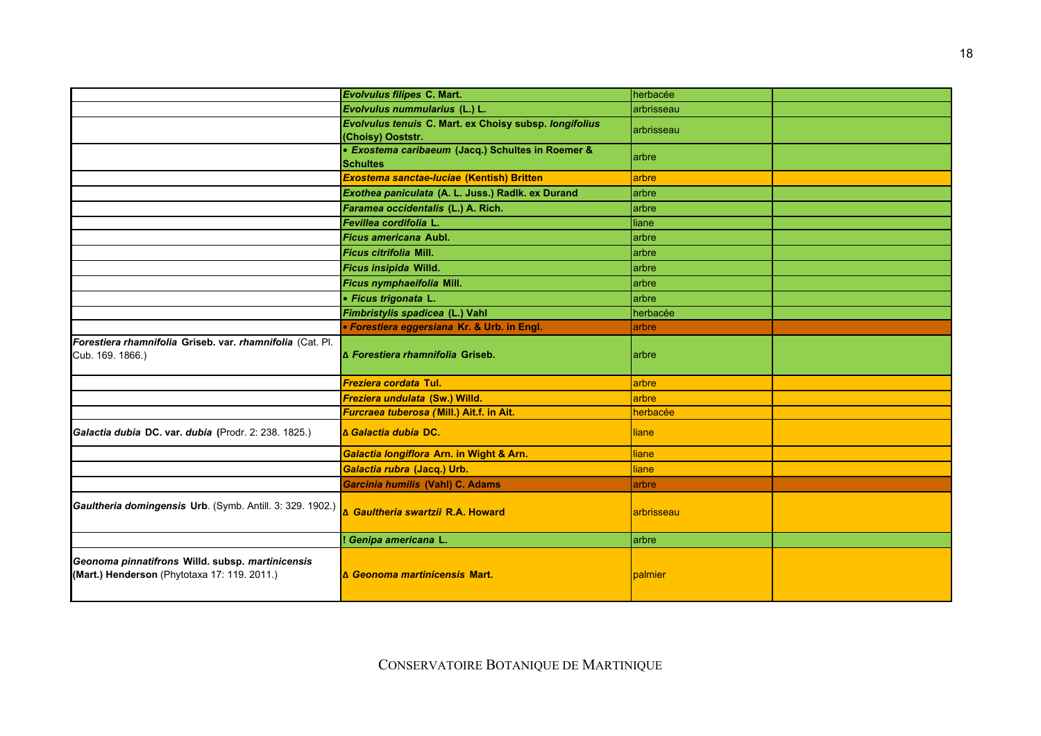| | | | |
|---|---|---|---|
| | ***Evolvulus filipes* C. Mart.** | herbacée | |
| | ***Evolvulus nummularius* (L.) L.** | arbrisseau | |
| | ***Evolvulus tenuis* C. Mart. ex Choisy subsp. *longifolius* (Choisy) Ooststr.** | arbrisseau | |
| | **• *Exostema caribaeum* (Jacq.) Schultes in Roemer & Schultes** | arbre | |
| | ***Exostema sanctae-luciae* (Kentish) Britten** | arbre | |
| | ***Exothea paniculata* (A. L. Juss.) Radlk. ex Durand** | arbre | |
| | ***Faramea occidentalis* (L.) A. Rich.** | arbre | |
| | ***Fevillea cordifolia* L.** | liane | |
| | ***Ficus americana* Aubl.** | arbre | |
| | ***Ficus citrifolia* Mill.** | arbre | |
| | ***Ficus insipida* Willd.** | arbre | |
| | ***Ficus nymphaeifolia* Mill.** | arbre | |
| | **• *Ficus trigonata* L.** | arbre | |
| | ***Fimbristylis spadicea* (L.) Vahl** | herbacée | |
| | **• *Forestiera eggersiana* Kr. & Urb. in Engl.** | arbre | |
| ***Forestiera rhamnifolia* Griseb. var. *rhamnifolia*** (Cat. Pl. Cub. 169. 1866.) | **Δ *Forestiera rhamnifolia* Griseb.** | arbre | |
| | ***Freziera cordata* Tul.** | arbre | |
| | ***Freziera undulata* (Sw.) Willd.** | arbre | |
| | ***Furcraea tuberosa* (Mill.) Ait.f. in Ait.** | herbacée | |
| ***Galactia dubia* DC. var. *dubia*** (Prodr. 2: 238. 1825.) | **Δ *Galactia dubia* DC.** | liane | |
| | ***Galactia longiflora* Arn. in Wight & Arn.** | liane | |
| | ***Galactia rubra* (Jacq.) Urb.** | liane | |
| | ***Garcinia humilis* (Vahl) C. Adams** | arbre | |
| ***Gaultheria domingensis* Urb.** (Symb. Antill. 3: 329. 1902.) | **Δ *Gaultheria swartzii* R.A. Howard** | arbrisseau | |
| | **! *Genipa americana* L.** | arbre | |
| ***Geonoma pinnatifrons* Willd. subsp. *martinicensis* (Mart.) Henderson** (Phytotaxa 17: 119. 2011.) | **Δ *Geonoma martinicensis* Mart.** | palmier | |

CONSERVATOIRE BOTANIQUE DE MARTINIQUE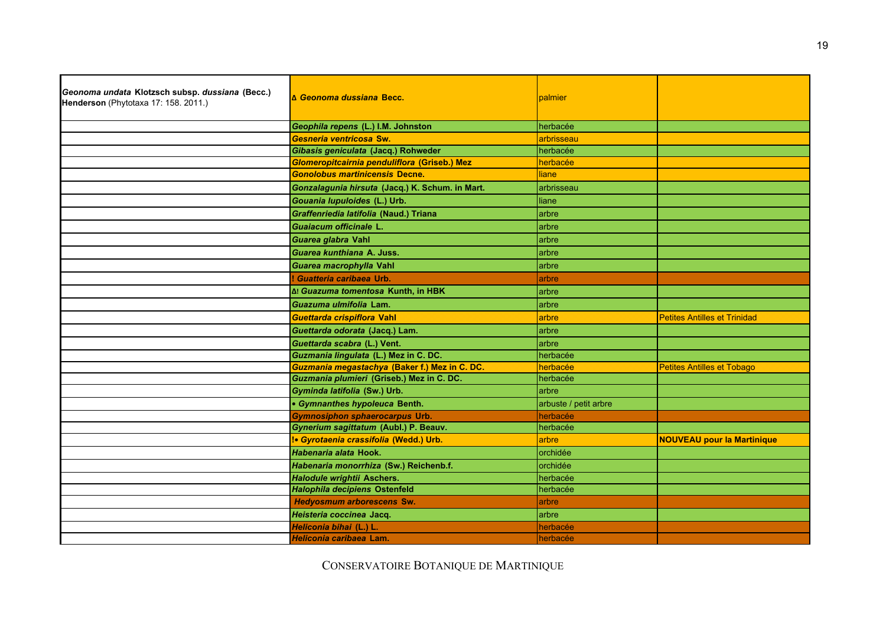| | | | |
|---|---|---|---|
| *Geonoma undata* **Klotzsch subsp.** *dussiana* **(Becc.) Henderson** (Phytotaxa 17: 158. 2011.) | **Δ *Geonoma dussiana* Becc.** | palmier | |
| | ***Geophila repens* (L.) I.M. Johnston** | herbacée | |
| | ***Gesneria ventricosa* Sw.** | arbrisseau | |
| | ***Gibasis geniculata* (Jacq.) Rohweder** | herbacée | |
| | ***Glomeropitcairnia penduliflora* (Griseb.) Mez** | herbacée | |
| | ***Gonolobus martinicensis* Decne.** | liane | |
| | ***Gonzalagunia hirsuta* (Jacq.) K. Schum. in Mart.** | arbrisseau | |
| | ***Gouania lupuloides* (L.) Urb.** | liane | |
| | ***Graffenriedia latifolia* (Naud.) Triana** | arbre | |
| | ***Guaiacum officinale* L.** | arbre | |
| | ***Guarea glabra* Vahl** | arbre | |
| | ***Guarea kunthiana* A. Juss.** | arbre | |
| | ***Guarea macrophylla* Vahl** | arbre | |
| | **! *Guatteria caribaea* Urb.** | arbre | |
| | **Δ! *Guazuma tomentosa* Kunth, in HBK** | arbre | |
| | ***Guazuma ulmifolia* Lam.** | arbre | |
| | ***Guettarda crispiflora* Vahl** | arbre | Petites Antilles et Trinidad |
| | ***Guettarda odorata* (Jacq.) Lam.** | arbre | |
| | ***Guettarda scabra* (L.) Vent.** | arbre | |
| | ***Guzmania lingulata* (L.) Mez in C. DC.** | herbacée | |
| | ***Guzmania megastachya* (Baker f.) Mez in C. DC.** | herbacée | Petites Antilles et Tobago |
| | ***Guzmania plumieri* (Griseb.) Mez in C. DC.** | herbacée | |
| | ***Gyminda latifolia* (Sw.) Urb.** | arbre | |
| | **• *Gymnanthes hypoleuca* Benth.** | arbuste / petit arbre | |
| | ***Gymnosiphon sphaerocarpus* Urb.** | herbacée | |
| | ***Gynerium sagittatum* (Aubl.) P. Beauv.** | herbacée | |
| | **!• *Gyrotaenia crassifolia* (Wedd.) Urb.** | arbre | **NOUVEAU pour la Martinique** |
| | ***Habenaria alata* Hook.** | orchidée | |
| | ***Habenaria monorrhiza* (Sw.) Reichenb.f.** | orchidée | |
| | ***Halodule wrightii* Aschers.** | herbacée | |
| | ***Halophila decipiens* Ostenfeld** | herbacée | |
| | ***Hedyosmum arborescens* Sw.** | arbre | |
| | ***Heisteria coccinea* Jacq.** | arbre | |
| | ***Heliconia bihai* (L.) L.** | herbacée | |
| | ***Heliconia caribaea* Lam.** | herbacée | |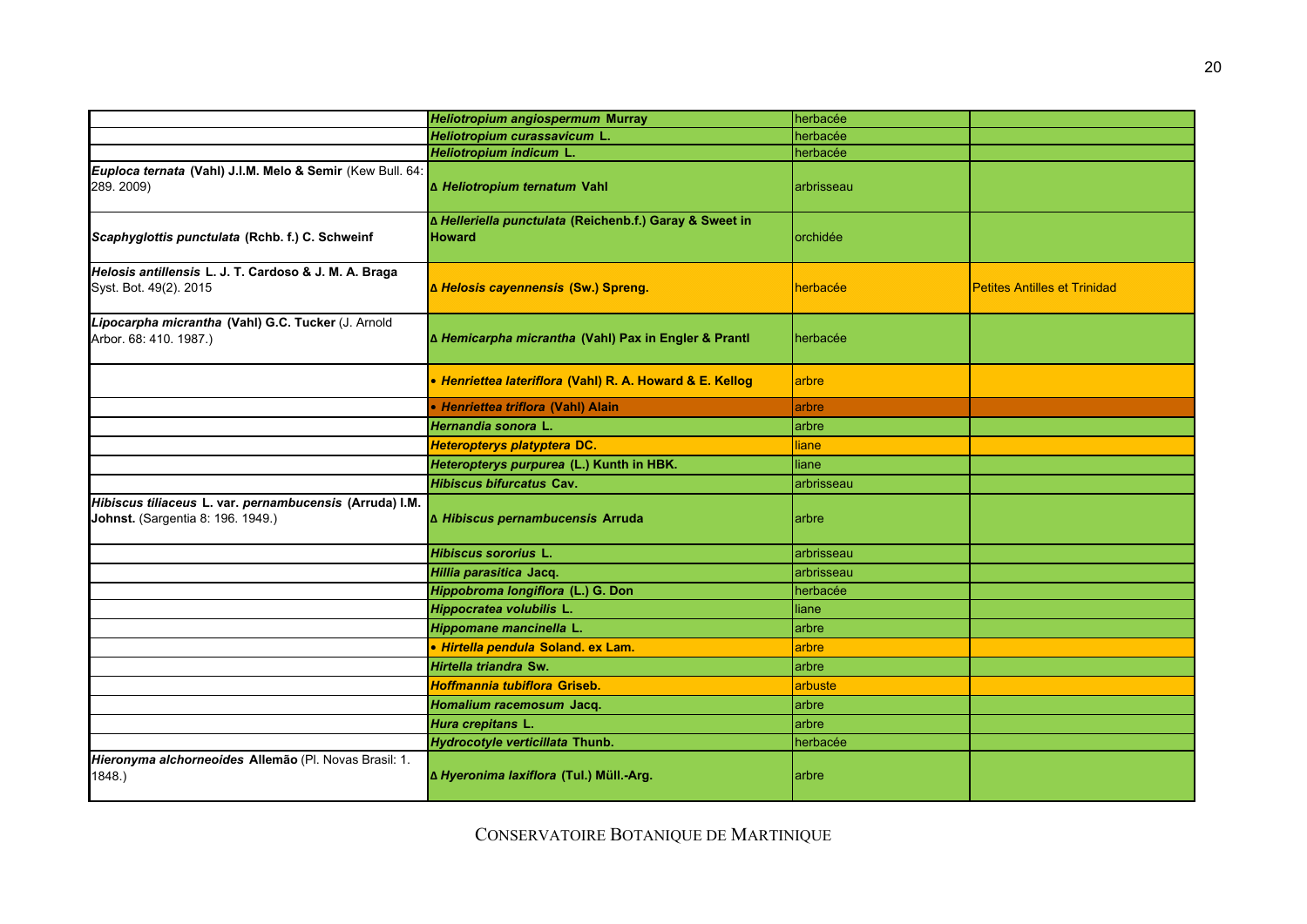| | | | |
|---|---|---|---|
| | ***Heliotropium angiospermum* Murray** | herbacée | |
| | ***Heliotropium curassavicum* L.** | herbacée | |
| | ***Heliotropium indicum* L.** | herbacée | |
| ***Euploca ternata* (Vahl) J.I.M. Melo & Semir** (Kew Bull. 64: 289. 2009) | **∆ *Heliotropium ternatum* Vahl** | arbrisseau | |
| ***Scaphyglottis punctulata* (Rchb. f.) C. Schweinf** | **∆ *Helleriella punctulata* (Reichenb.f.) Garay & Sweet in Howard** | orchidée | |
| ***Helosis antillensis* L. J. T. Cardoso & J. M. A. Braga** Syst. Bot. 49(2). 2015 | **∆ *Helosis cayennensis* (Sw.) Spreng.** | herbacée | Petites Antilles et Trinidad |
| ***Lipocarpha micrantha* (Vahl) G.C. Tucker** (J. Arnold Arbor. 68: 410. 1987.) | **∆ *Hemicarpha micrantha* (Vahl) Pax in Engler & Prantl** | herbacée | |
| | **• *Henriettea lateriflora* (Vahl) R. A. Howard & E. Kellog** | arbre | |
| | **• *Henriettea triflora* (Vahl) Alain** | arbre | |
| | ***Hernandia sonora* L.** | arbre | |
| | ***Heteropterys platyptera* DC.** | liane | |
| | ***Heteropterys purpurea* (L.) Kunth in HBK.** | liane | |
| | ***Hibiscus bifurcatus* Cav.** | arbrisseau | |
| ***Hibiscus tiliaceus* L. var. *pernambucensis* (Arruda) I.M. Johnst.** (Sargentia 8: 196. 1949.) | **∆ *Hibiscus pernambucensis* Arruda** | arbre | |
| | ***Hibiscus sororius* L.** | arbrisseau | |
| | ***Hillia parasitica* Jacq.** | arbrisseau | |
| | ***Hippobroma longiflora* (L.) G. Don** | herbacée | |
| | ***Hippocratea volubilis* L.** | liane | |
| | ***Hippomane mancinella* L.** | arbre | |
| | **• *Hirtella pendula* Soland. ex Lam.** | arbre | |
| | ***Hirtella triandra* Sw.** | arbre | |
| | ***Hoffmannia tubiflora* Griseb.** | arbuste | |
| | ***Homalium racemosum* Jacq.** | arbre | |
| | ***Hura crepitans* L.** | arbre | |
| | ***Hydrocotyle verticillata* Thunb.** | herbacée | |
| ***Hieronyma alchorneoides* Allemão** (Pl. Novas Brasil: 1. 1848.) | **∆ *Hyeronima laxiflora* (Tul.) Müll.-Arg.** | arbre | |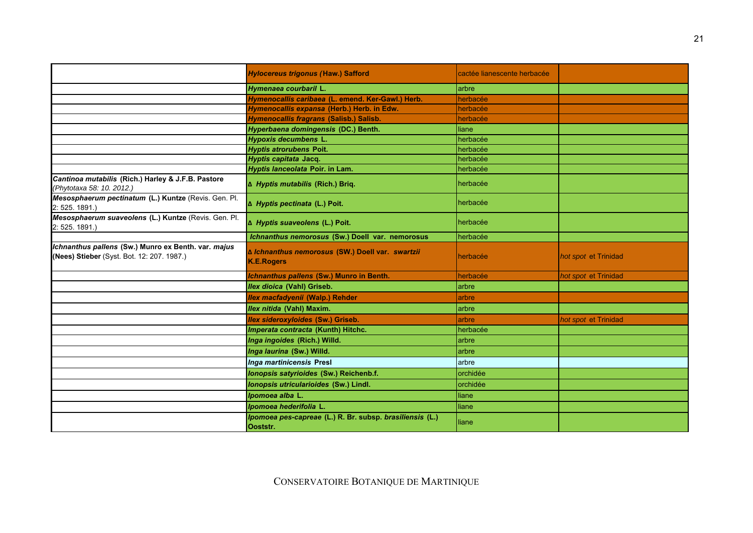| | | | |
|---|---|---|---|
| | ***Hylocereus trigonus (*****Haw.) Safford** | cactée lianescente herbacée | |
| | ***Hymenaea courbaril*** **L.** | arbre | |
| | ***Hymenocallis caribaea*** **(L. emend. Ker-Gawl.) Herb.** | herbacée | |
| | ***Hymenocallis expansa*** **(Herb.) Herb. in Edw.** | herbacée | |
| | ***Hymenocallis fragrans*** **(Salisb.) Salisb.** | herbacée | |
| | ***Hyperbaena domingensis*** **(DC.) Benth.** | liane | |
| | ***Hypoxis decumbens*** **L.** | herbacée | |
| | ***Hyptis atrorubens*** **Poit.** | herbacée | |
| | ***Hyptis capitata*** **Jacq.** | herbacée | |
| | ***Hyptis lanceolata*** **Poir. in Lam.** | herbacée | |
| ***Cantinoa mutabilis*** **(Rich.) Harley & J.F.B. Pastore** *(Phytotaxa 58: 10. 2012.)* | **Δ** ***Hyptis mutabilis*** **(Rich.) Briq.** | herbacée | |
| ***Mesosphaerum pectinatum*** **(L.) Kuntze** (Revis. Gen. Pl. 2: 525. 1891.) | **Δ** ***Hyptis pectinata*** **(L.) Poit.** | herbacée | |
| ***Mesosphaerum suaveolens*** **(L.) Kuntze** (Revis. Gen. Pl. 2: 525. 1891.) | **Δ** ***Hyptis suaveolens*** **(L.) Poit.** | herbacée | |
| | ***Ichnanthus nemorosus*** **(Sw.) Doell var.** ***nemorosus*** | herbacée | |
| ***Ichnanthus pallens*** **(Sw.) Munro ex Benth. var.** ***majus*** **(Nees) Stieber** (Syst. Bot. 12: 207. 1987.) | **Δ** ***Ichnanthus nemorosus*** **(SW.) Doell var.** ***swartzii*** **K.E.Rogers** | herbacée | *hot spot* et Trinidad |
| | ***Ichnanthus pallens*** **(Sw.) Munro in Benth.** | herbacée | *hot spot* et Trinidad |
| | ***Ilex dioica*** **(Vahl) Griseb.** | arbre | |
| | ***Ilex macfadyenii*** **(Walp.) Rehder** | arbre | |
| | ***Ilex nitida*** **(Vahl) Maxim.** | arbre | |
| | ***Ilex sideroxyloides*** **(Sw.) Griseb.** | arbre | *hot spot* et Trinidad |
| | ***Imperata contracta*** **(Kunth) Hitchc.** | herbacée | |
| | ***Inga ingoides*** **(Rich.) Willd.** | arbre | |
| | ***Inga laurina*** **(Sw.) Willd.** | arbre | |
| | ***Inga martinicensis*** **Presl** | arbre | |
| | ***Ionopsis satyrioides*** **(Sw.) Reichenb.f.** | orchidée | |
| | ***Ionopsis utricularioides*** **(Sw.) Lindl.** | orchidée | |
| | ***Ipomoea alba*** **L.** | liane | |
| | ***Ipomoea hederifolia*** **L.** | liane | |
| | ***Ipomoea pes-capreae*** **(L.) R. Br. subsp.** ***brasiliensis*** **(L.) Ooststr.** | liane | |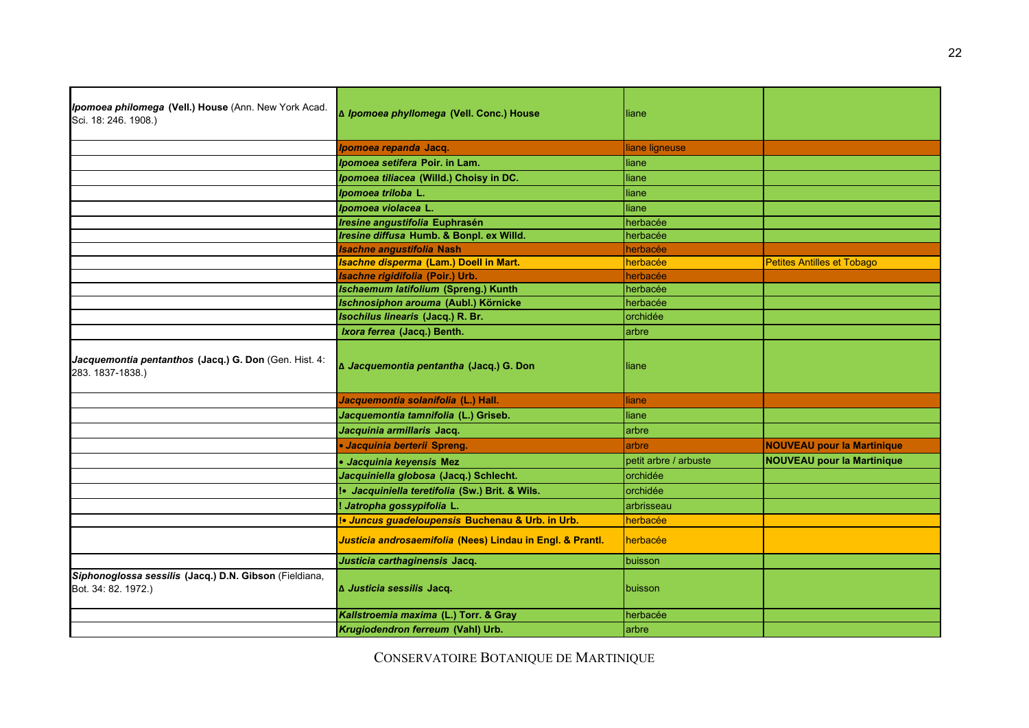| | | | |
|---|---|---|---|
| ***Ipomoea philomega* (Vell.) House** (Ann. New York Acad. Sci. 18: 246. 1908.) | **Δ *Ipomoea phyllomega* (Vell. Conc.) House** | liane | |
| | ***Ipomoea repanda* Jacq.** | liane ligneuse | |
| | ***Ipomoea setifera* Poir. in Lam.** | liane | |
| | ***Ipomoea tiliacea* (Willd.) Choisy in DC.** | liane | |
| | ***Ipomoea triloba* L.** | liane | |
| | ***Ipomoea violacea* L.** | liane | |
| | ***Iresine angustifolia* Euphrasén** | herbacée | |
| | ***Iresine diffusa* Humb. & Bonpl. ex Willd.** | herbacée | |
| | ***Isachne angustifolia* Nash** | herbacée | |
| | ***Isachne disperma* (Lam.) Doell in Mart.** | herbacée | Petites Antilles et Tobago |
| | ***Isachne rigidifolia* (Poir.) Urb.** | herbacée | |
| | ***Ischaemum latifolium* (Spreng.) Kunth** | herbacée | |
| | ***Ischnosiphon arouma* (Aubl.) Körnicke** | herbacée | |
| | ***Isochilus linearis* (Jacq.) R. Br.** | orchidée | |
| | ***Ixora ferrea* (Jacq.) Benth.** | arbre | |
| ***Jacquemontia pentanthos* (Jacq.) G. Don** (Gen. Hist. 4: 283. 1837-1838.) | **Δ *Jacquemontia pentantha* (Jacq.) G. Don** | liane | |
| | ***Jacquemontia solanifolia* (L.) Hall.** | liane | |
| | ***Jacquemontia tamnifolia* (L.) Griseb.** | liane | |
| | ***Jacquinia armillaris* Jacq.** | arbre | |
| | **• *Jacquinia berterii* Spreng.** | arbre | **NOUVEAU pour la Martinique** |
| | **• *Jacquinia keyensis* Mez** | petit arbre / arbuste | **NOUVEAU pour la Martinique** |
| | ***Jacquiniella globosa* (Jacq.) Schlecht.** | orchidée | |
| | **!• *Jacquiniella teretifolia* (Sw.) Brit. & Wils.** | orchidée | |
| | **! *Jatropha gossypifolia* L.** | arbrisseau | |
| | **!• *Juncus guadeloupensis* Buchenau & Urb. in Urb.** | herbacée | |
| | ***Justicia androsaemifolia* (Nees) Lindau in Engl. & Prantl.** | herbacée | |
| | ***Justicia carthaginensis* Jacq.** | buisson | |
| ***Siphonoglossa sessilis* (Jacq.) D.N. Gibson** (Fieldiana, Bot. 34: 82. 1972.) | **Δ *Justicia sessilis* Jacq.** | buisson | |
| | ***Kallstroemia maxima* (L.) Torr. & Gray** | herbacée | |
| | ***Krugiodendron ferreum* (Vahl) Urb.** | arbre | |

CONSERVATOIRE BOTANIQUE DE MARTINIQUE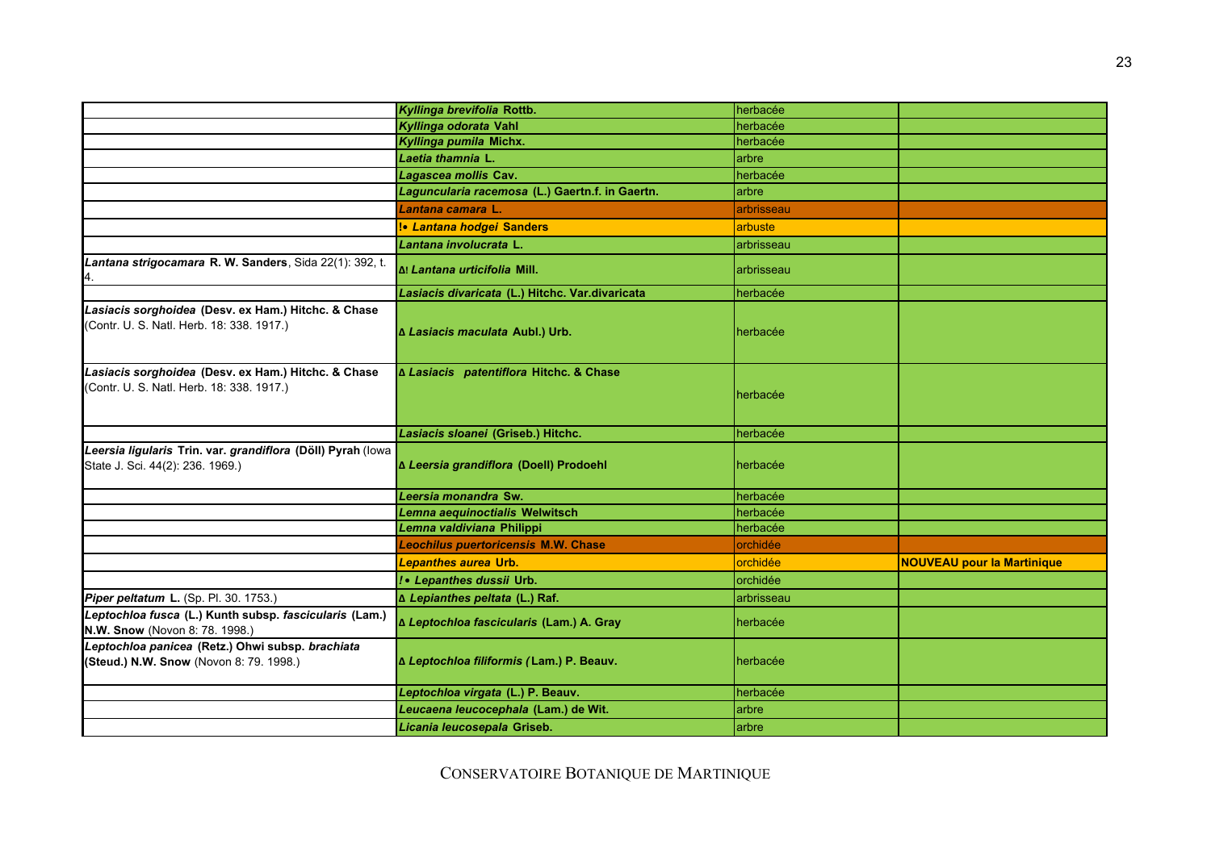| | | | |
|---|---|---|---|
| | ***Kyllinga brevifolia*** **Rottb.** | herbacée | |
| | ***Kyllinga odorata*** **Vahl** | herbacée | |
| | ***Kyllinga pumila*** **Michx.** | herbacée | |
| | ***Laetia thamnia*** **L.** | arbre | |
| | ***Lagascea mollis*** **Cav.** | herbacée | |
| | ***Laguncularia racemosa*** **(L.) Gaertn.f. in Gaertn.** | arbre | |
| | ***Lantana camara*** **L.** | arbrisseau | |
| | **!• *Lantana hodgei* Sanders** | arbuste | |
| | ***Lantana involucrata*** **L.** | arbrisseau | |
| ***Lantana strigocamara*** **R. W. Sanders**, Sida 22(1): 392, t. 4. | **∆! *Lantana urticifolia* Mill.** | arbrisseau | |
| | ***Lasiacis divaricata*** **(L.) Hitchc. Var.divaricata** | herbacée | |
| ***Lasiacis sorghoidea*** **(Desv. ex Ham.) Hitchc. & Chase** (Contr. U. S. Natl. Herb. 18: 338. 1917.) | **∆ *Lasiacis maculata* Aubl.) Urb.** | herbacée | |
| ***Lasiacis sorghoidea*** **(Desv. ex Ham.) Hitchc. & Chase** (Contr. U. S. Natl. Herb. 18: 338. 1917.) | **∆ *Lasiacis patentiflora* Hitchc. & Chase** | herbacée | |
| | ***Lasiacis sloanei*** **(Griseb.) Hitchc.** | herbacée | |
| ***Leersia ligularis*** **Trin. var. *grandiflora* (Döll) Pyrah** (Iowa State J. Sci. 44(2): 236. 1969.) | **∆ *Leersia grandiflora* (Doell) Prodoehl** | herbacée | |
| | ***Leersia monandra*** **Sw.** | herbacée | |
| | ***Lemna aequinoctialis*** **Welwitsch** | herbacée | |
| | ***Lemna valdiviana*** **Philippi** | herbacée | |
| | ***Leochilus puertoricensis*** **M.W. Chase** | orchidée | |
| | ***Lepanthes aurea*** **Urb.** | orchidée | **NOUVEAU pour la Martinique** |
| | **!• *Lepanthes dussii* Urb.** | orchidée | |
| ***Piper peltatum*** **L.** (Sp. Pl. 30. 1753.) | **∆ *Lepianthes peltata* (L.) Raf.** | arbrisseau | |
| ***Leptochloa fusca*** **(L.) Kunth subsp. *fascicularis* (Lam.) N.W. Snow** (Novon 8: 78. 1998.) | **∆ *Leptochloa fascicularis* (Lam.) A. Gray** | herbacée | |
| ***Leptochloa panicea*** **(Retz.) Ohwi subsp. *brachiata* (Steud.) N.W. Snow** (Novon 8: 79. 1998.) | **∆ *Leptochloa filiformis* (Lam.) P. Beauv.** | herbacée | |
| | ***Leptochloa virgata*** **(L.) P. Beauv.** | herbacée | |
| | ***Leucaena leucocephala*** **(Lam.) de Wit.** | arbre | |
| | ***Licania leucosepala*** **Griseb.** | arbre | |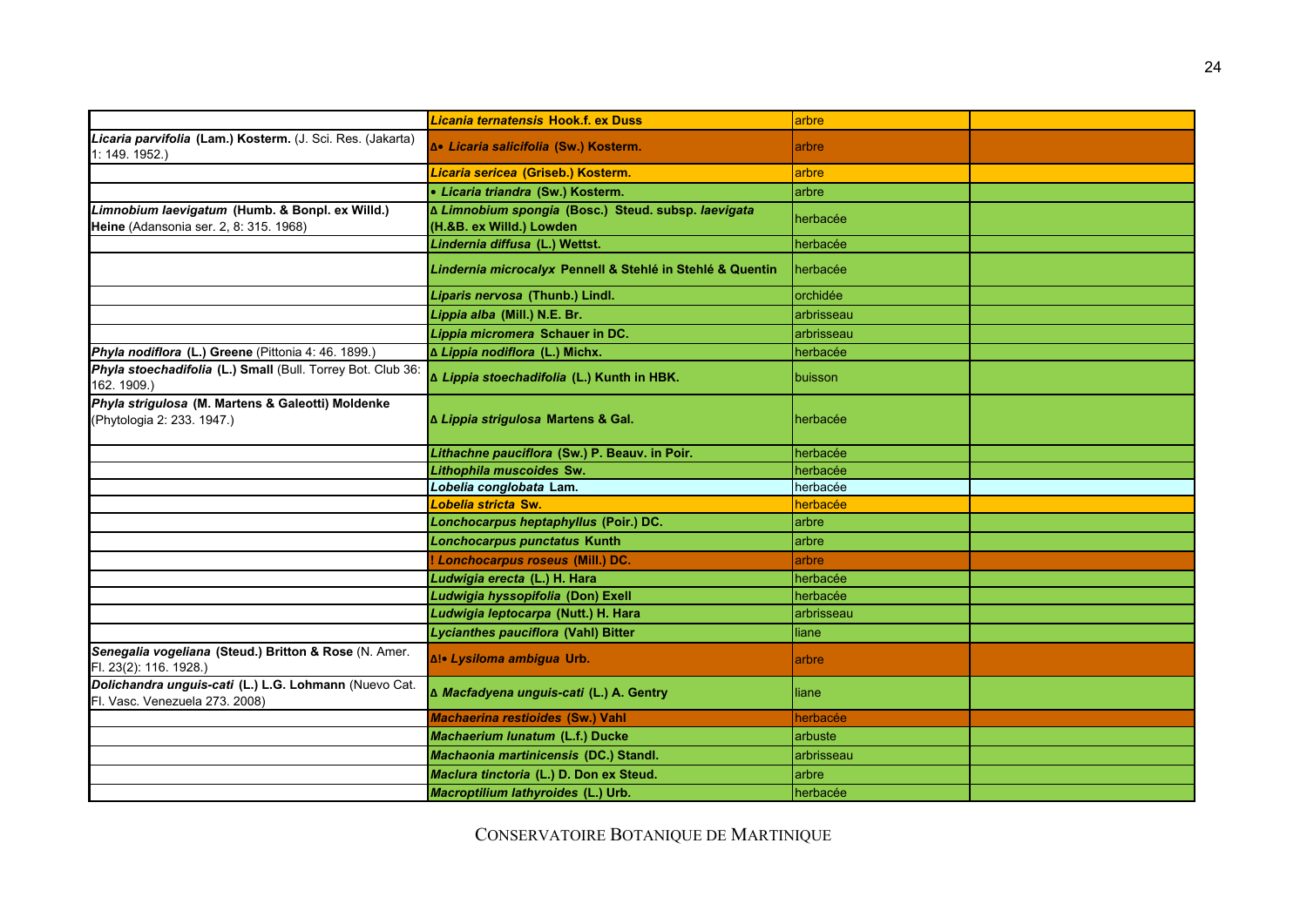| | | | |
|---|---|---|---|
| | ***Licania ternatensis*** **Hook.f. ex Duss** | arbre | |
| ***Licaria parvifolia*** **(Lam.) Kosterm.** (J. Sci. Res. (Jakarta) 1: 149. 1952.) | **Δ• *Licaria salicifolia* (Sw.) Kosterm.** | arbre | |
| | ***Licaria sericea*** **(Griseb.) Kosterm.** | arbre | |
| | **• *Licaria triandra* (Sw.) Kosterm.** | arbre | |
| ***Limnobium laevigatum*** **(Humb. & Bonpl. ex Willd.) Heine** (Adansonia ser. 2, 8: 315. 1968) | **Δ *Limnobium spongia* (Bosc.) Steud. subsp. *laevigata* (H.&B. ex Willd.) Lowden** | herbacée | |
| | ***Lindernia diffusa*** **(L.) Wettst.** | herbacée | |
| | ***Lindernia microcalyx*** **Pennell & Stehlé in Stehlé & Quentin** | herbacée | |
| | ***Liparis nervosa*** **(Thunb.) Lindl.** | orchidée | |
| | ***Lippia alba*** **(Mill.) N.E. Br.** | arbrisseau | |
| | ***Lippia micromera*** **Schauer in DC.** | arbrisseau | |
| ***Phyla nodiflora*** **(L.) Greene** (Pittonia 4: 46. 1899.) | **Δ *Lippia nodiflora* (L.) Michx.** | herbacée | |
| ***Phyla stoechadifolia*** **(L.) Small** (Bull. Torrey Bot. Club 36: 162. 1909.) | **Δ *Lippia stoechadifolia* (L.) Kunth in HBK.** | buisson | |
| ***Phyla strigulosa*** **(M. Martens & Galeotti) Moldenke** (Phytologia 2: 233. 1947.) | **Δ *Lippia strigulosa* Martens & Gal.** | herbacée | |
| | ***Lithachne pauciflora*** **(Sw.) P. Beauv. in Poir.** | herbacée | |
| | ***Lithophila muscoides*** **Sw.** | herbacée | |
| | ***Lobelia conglobata*** **Lam.** | herbacée | |
| | ***Lobelia stricta*** **Sw.** | herbacée | |
| | ***Lonchocarpus heptaphyllus*** **(Poir.) DC.** | arbre | |
| | ***Lonchocarpus punctatus*** **Kunth** | arbre | |
| | **! *Lonchocarpus roseus* (Mill.) DC.** | arbre | |
| | ***Ludwigia erecta*** **(L.) H. Hara** | herbacée | |
| | ***Ludwigia hyssopifolia*** **(Don) Exell** | herbacée | |
| | ***Ludwigia leptocarpa*** **(Nutt.) H. Hara** | arbrisseau | |
| | ***Lycianthes pauciflora*** **(Vahl) Bitter** | liane | |
| ***Senegalia vogeliana*** **(Steud.) Britton & Rose** (N. Amer. Fl. 23(2): 116. 1928.) | **Δ!• *Lysiloma ambigua* Urb.** | arbre | |
| ***Dolichandra unguis-cati*** **(L.) L.G. Lohmann** (Nuevo Cat. Fl. Vasc. Venezuela 273. 2008) | **Δ *Macfadyena unguis-cati* (L.) A. Gentry** | liane | |
| | ***Machaerina restioides*** **(Sw.) Vahl** | herbacée | |
| | ***Machaerium lunatum*** **(L.f.) Ducke** | arbuste | |
| | ***Machaonia martinicensis*** **(DC.) Standl.** | arbrisseau | |
| | ***Maclura tinctoria*** **(L.) D. Don ex Steud.** | arbre | |
| | ***Macroptilium lathyroides*** **(L.) Urb.** | herbacée | |

CONSERVATOIRE BOTANIQUE DE MARTINIQUE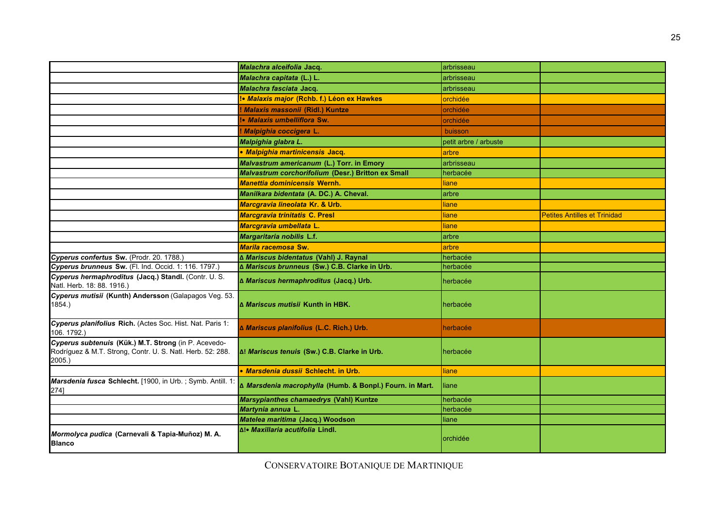| | | | |
|---|---|---|---|
| | ***Malachra alceifolia* Jacq.** | arbrisseau | |
| | ***Malachra capitata* (L.) L.** | arbrisseau | |
| | ***Malachra fasciata* Jacq.** | arbrisseau | |
| | **!• *Malaxis major* (Rchb. f.) Léon ex Hawkes** | orchidée | |
| | **! *Malaxis massonii* (Ridl.) Kuntze** | orchidée | |
| | **!• *Malaxis umbelliflora* Sw.** | orchidée | |
| | **! *Malpighia coccigera* L.** | buisson | |
| | ***Malpighia glabra L.*** | petit arbre / arbuste | |
| | **• *Malpighia martinicensis* Jacq.** | arbre | |
| | ***Malvastrum americanum* (L.) Torr. in Emory** | arbrisseau | |
| | ***Malvastrum corchorifolium* (Desr.) Britton ex Small** | herbacée | |
| | ***Manettia dominicensis* Wernh.** | liane | |
| | ***Manilkara bidentata* (A. DC.) A. Cheval.** | arbre | |
| | ***Marcgravia lineolata* Kr. & Urb.** | liane | |
| | ***Marcgravia trinitatis* C. Presl** | liane | Petites Antilles et Trinidad |
| | ***Marcgravia umbellata* L.** | liane | |
| | ***Margaritaria nobilis* L.f.** | arbre | |
| | ***Marila racemosa* Sw.** | arbre | |
| ***Cyperus confertus* Sw.** (Prodr. 20. 1788.) | **∆ *Mariscus bidentatus* (Vahl) J. Raynal** | herbacée | |
| ***Cyperus brunneus* Sw.** (Fl. Ind. Occid. 1: 116. 1797.) | **∆ *Mariscus brunneus* (Sw.) C.B. Clarke in Urb.** | herbacée | |
| ***Cyperus hermaphroditus* (Jacq.) Standl.** (Contr. U. S. Natl. Herb. 18: 88. 1916.) | **∆ *Mariscus hermaphroditus* (Jacq.) Urb.** | herbacée | |
| ***Cyperus mutisii* (Kunth) Andersson** (Galapagos Veg. 53. 1854.) | **∆ *Mariscus mutisii* Kunth in HBK.** | herbacée | |
| ***Cyperus planifolius* Rich.** (Actes Soc. Hist. Nat. Paris 1: 106. 1792.) | **∆ *Mariscus planifolius* (L.C. Rich.) Urb.** | herbacée | |
| ***Cyperus subtenuis* (Kük.) M.T. Strong** (in P. Acevedo-Rodríguez & M.T. Strong, Contr. U. S. Natl. Herb. 52: 288. 2005.) | **∆! *Mariscus tenuis* (Sw.) C.B. Clarke in Urb.** | herbacée | |
| | **• *Marsdenia dussii* Schlecht. in Urb.** | liane | |
| ***Marsdenia fusca* Schlecht.** [1900, in Urb. ; Symb. Antill. 1: 274] | **∆ *Marsdenia macrophylla* (Humb. & Bonpl.) Fourn. in Mart.** | liane | |
| | ***Marsypianthes chamaedrys* (Vahl) Kuntze** | herbacée | |
| | ***Martynia annua* L.** | herbacée | |
| | ***Matelea maritima* (Jacq.) Woodson** | liane | |
| ***Mormolyca pudica* (Carnevali & Tapia-Muñoz) M. A. Blanco** | **∆!• *Maxillaria acutifolia* Lindl.** | orchidée | |

CONSERVATOIRE BOTANIQUE DE MARTINIQUE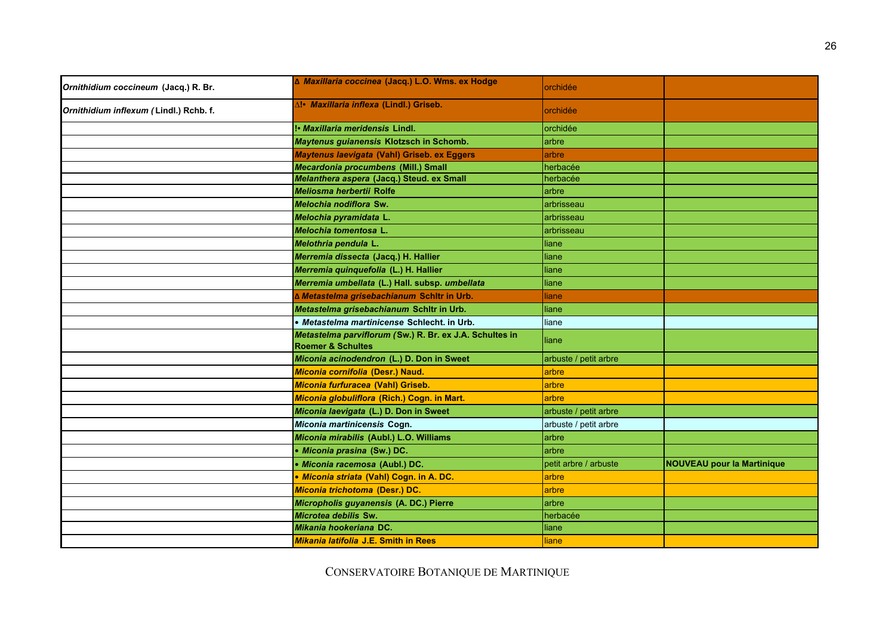| | | | |
|---|---|---|---|
| ***Ornithidium coccineum* (Jacq.) R. Br.** | **Δ *Maxillaria coccinea* (Jacq.) L.O. Wms. ex Hodge** | orchidée | |
| ***Ornithidium inflexum (* Lindl.) Rchb. f.** | **Δ!• *Maxillaria inflexa* (Lindl.) Griseb.** | orchidée | |
| | **!• *Maxillaria meridensis* Lindl.** | orchidée | |
| | ***Maytenus guianensis* Klotzsch in Schomb.** | arbre | |
| | ***Maytenus laevigata* (Vahl) Griseb. ex Eggers** | arbre | |
| | ***Mecardonia procumbens* (Mill.) Small** | herbacée | |
| | ***Melanthera aspera* (Jacq.) Steud. ex Small** | herbacée | |
| | ***Meliosma herbertii* Rolfe** | arbre | |
| | ***Melochia nodiflora* Sw.** | arbrisseau | |
| | ***Melochia pyramidata* L.** | arbrisseau | |
| | ***Melochia tomentosa* L.** | arbrisseau | |
| | ***Melothria pendula* L.** | liane | |
| | ***Merremia dissecta* (Jacq.) H. Hallier** | liane | |
| | ***Merremia quinquefolia* (L.) H. Hallier** | liane | |
| | ***Merremia umbellata* (L.) Hall. subsp. *umbellata*** | liane | |
| | **Δ *Metastelma grisebachianum* Schltr in Urb.** | liane | |
| | ***Metastelma grisebachianum* Schltr in Urb.** | liane | |
| | **• *Metastelma martinicense* Schlecht. in Urb.** | liane | |
| | ***Metastelma parviflorum (* Sw.) R. Br. ex J.A. Schultes in Roemer & Schultes** | liane | |
| | ***Miconia acinodendron* (L.) D. Don in Sweet** | arbuste / petit arbre | |
| | ***Miconia cornifolia* (Desr.) Naud.** | arbre | |
| | ***Miconia furfuracea* (Vahl) Griseb.** | arbre | |
| | ***Miconia globuliflora* (Rich.) Cogn. in Mart.** | arbre | |
| | ***Miconia laevigata* (L.) D. Don in Sweet** | arbuste / petit arbre | |
| | ***Miconia martinicensis* Cogn.** | arbuste / petit arbre | |
| | ***Miconia mirabilis* (Aubl.) L.O. Williams** | arbre | |
| | **• *Miconia prasina* (Sw.) DC.** | arbre | |
| | **• *Miconia racemosa* (Aubl.) DC.** | petit arbre / arbuste | **NOUVEAU pour la Martinique** |
| | **• *Miconia striata* (Vahl) Cogn. in A. DC.** | arbre | |
| | ***Miconia trichotoma* (Desr.) DC.** | arbre | |
| | ***Micropholis guyanensis* (A. DC.) Pierre** | arbre | |
| | ***Microtea debilis* Sw.** | herbacée | |
| | ***Mikania hookeriana* DC.** | liane | |
| | ***Mikania latifolia* J.E. Smith in Rees** | liane | |

CONSERVATOIRE BOTANIQUE DE MARTINIQUE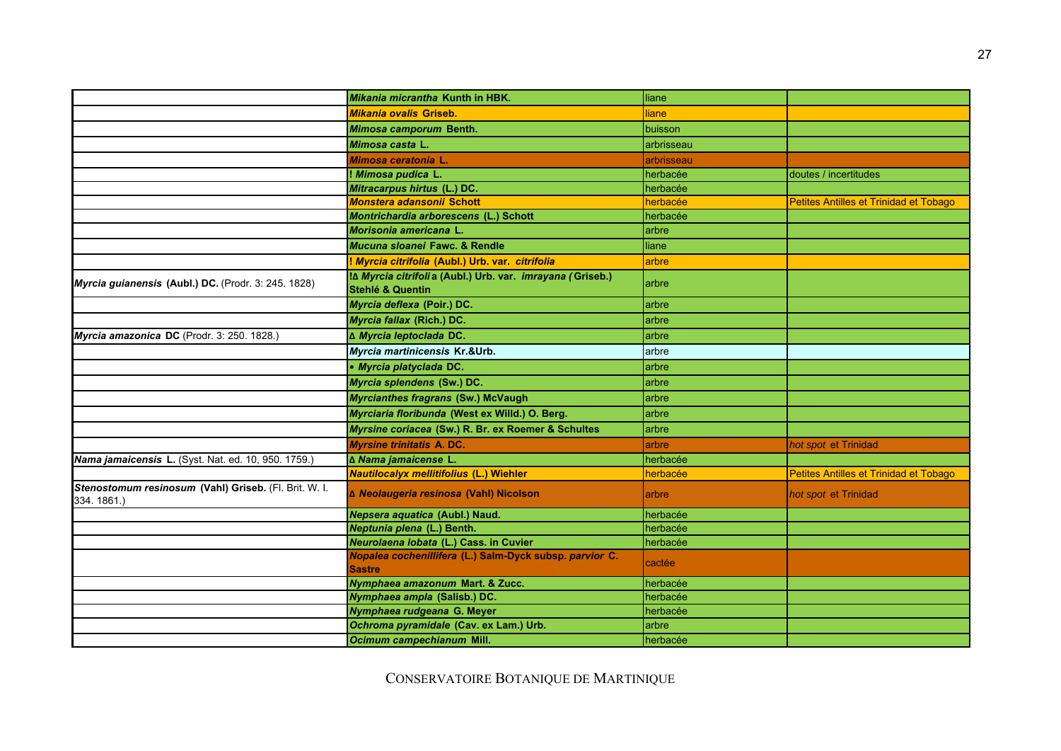| | | | |
|---|---|---|---|
| | ***Mikania micrantha*** **Kunth in HBK.** | liane | |
| | ***Mikania ovalis*** **Griseb.** | liane | |
| | ***Mimosa camporum*** **Benth.** | buisson | |
| | ***Mimosa casta*** **L.** | arbrisseau | |
| | ***Mimosa ceratonia*** **L.** | arbrisseau | |
| | **!** ***Mimosa pudica*** **L.** | herbacée | doutes / incertitudes |
| | ***Mitracarpus hirtus*** **(L.) DC.** | herbacée | |
| | ***Monstera adansonii*** **Schott** | herbacée | Petites Antilles et Trinidad et Tobago |
| | ***Montrichardia arborescens*** **(L.) Schott** | herbacée | |
| | ***Morisonia americana*** **L.** | arbre | |
| | ***Mucuna sloanei*** **Fawc. & Rendle** | liane | |
| | **!** ***Myrcia citrifolia*** **(Aubl.) Urb. var.** ***citrifolia*** | arbre | |
| ***Myrcia guianensis*** **(Aubl.) DC.** (Prodr. 3: 245. 1828) | **!∆** ***Myrcia citrifolia*** **(Aubl.) Urb. var.** ***imrayana*** **(Griseb.) Stehlé & Quentin** | arbre | |
| | ***Myrcia deflexa*** **(Poir.) DC.** | arbre | |
| | ***Myrcia fallax*** **(Rich.) DC.** | arbre | |
| ***Myrcia amazonica*** **DC** (Prodr. 3: 250. 1828.) | **∆** ***Myrcia leptoclada*** **DC.** | arbre | |
| | ***Myrcia martinicensis*** **Kr.&Urb.** | arbre | |
| | **•** ***Myrcia platyclada*** **DC.** | arbre | |
| | ***Myrcia splendens*** **(Sw.) DC.** | arbre | |
| | ***Myrcianthes fragrans*** **(Sw.) McVaugh** | arbre | |
| | ***Myrciaria floribunda*** **(West ex Willd.) O. Berg.** | arbre | |
| | ***Myrsine coriacea*** **(Sw.) R. Br. ex Roemer & Schultes** | arbre | |
| | ***Myrsine trinitatis*** **A. DC.** | arbre | *hot spot* et Trinidad |
| ***Nama jamaicensis*** **L.** (Syst. Nat. ed. 10, 950. 1759.) | **∆** ***Nama jamaicense*** **L.** | herbacée | |
| | ***Nautilocalyx mellitifolius*** **(L.) Wiehler** | herbacée | Petites Antilles et Trinidad et Tobago |
| ***Stenostomum resinosum*** **(Vahl) Griseb.** (Fl. Brit. W. I. 334. 1861.) | **∆** ***Neolaugeria resinosa*** **(Vahl) Nicolson** | arbre | *hot spot* et Trinidad |
| | ***Nepsera aquatica*** **(Aubl.) Naud.** | herbacée | |
| | ***Neptunia plena*** **(L.) Benth.** | herbacée | |
| | ***Neurolaena lobata*** **(L.) Cass. in Cuvier** | herbacée | |
| | ***Nopalea cochenillifera*** **(L.) Salm-Dyck subsp.** ***parvior*** **C. Sastre** | cactée | |
| | ***Nymphaea amazonum*** **Mart. & Zucc.** | herbacée | |
| | ***Nymphaea ampla*** **(Salisb.) DC.** | herbacée | |
| | ***Nymphaea rudgeana*** **G. Meyer** | herbacée | |
| | ***Ochroma pyramidale*** **(Cav. ex Lam.) Urb.** | arbre | |
| | ***Ocimum campechianum*** **Mill.** | herbacée | |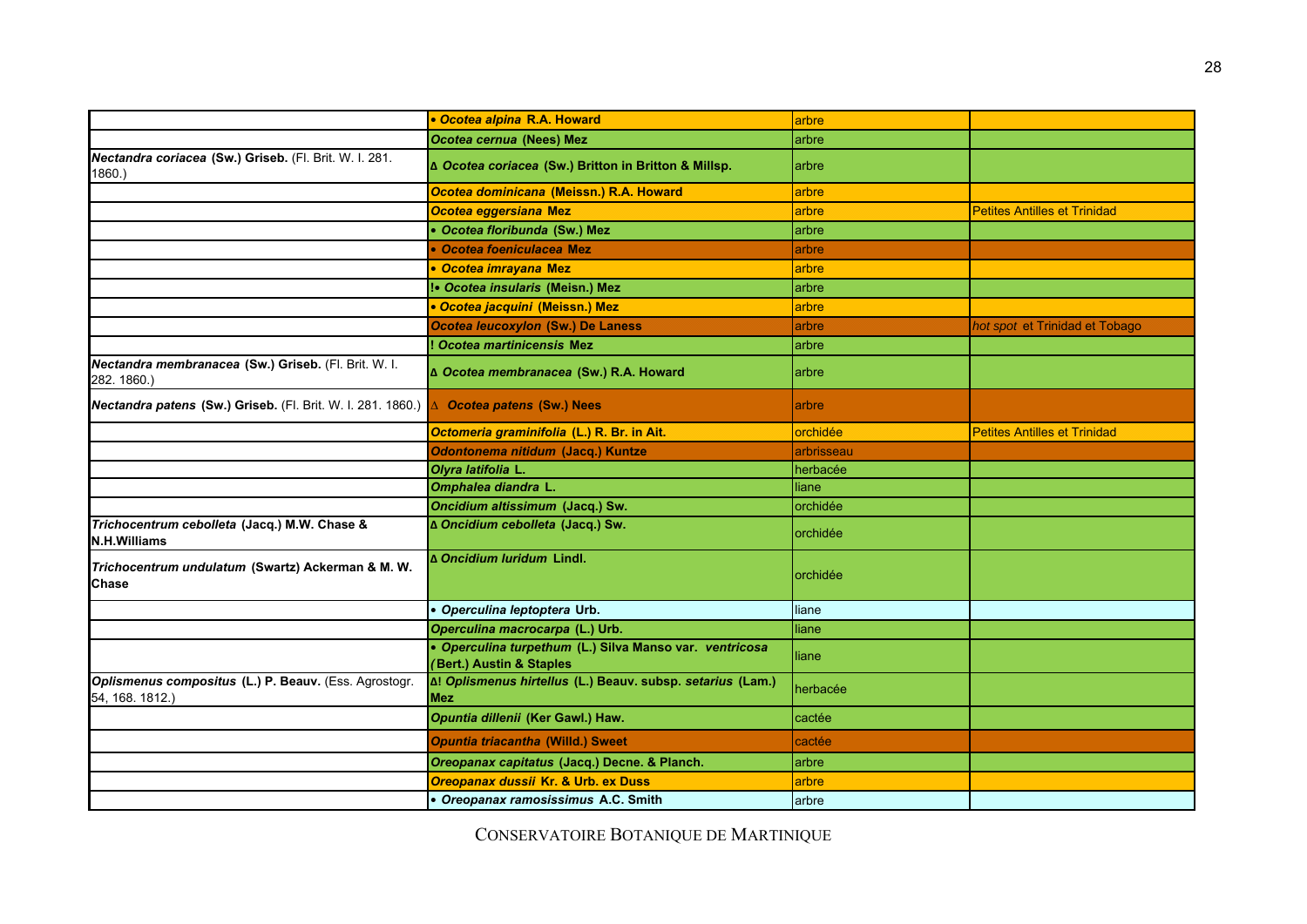| | | | |
|---|---|---|---|
| | • ***Ocotea alpina*** **R.A. Howard** | arbre | |
| | ***Ocotea cernua*** **(Nees) Mez** | arbre | |
| ***Nectandra coriacea*** **(Sw.) Griseb.** (Fl. Brit. W. I. 281. 1860.) | ∆ ***Ocotea coriacea*** **(Sw.) Britton in Britton & Millsp.** | arbre | |
| | ***Ocotea dominicana*** **(Meissn.) R.A. Howard** | arbre | |
| | ***Ocotea eggersiana*** **Mez** | arbre | Petites Antilles et Trinidad |
| | • ***Ocotea floribunda*** **(Sw.) Mez** | arbre | |
| | • ***Ocotea foeniculacea*** **Mez** | arbre | |
| | • ***Ocotea imrayana*** **Mez** | arbre | |
| | !• ***Ocotea insularis*** **(Meisn.) Mez** | arbre | |
| | • ***Ocotea jacquini*** **(Meissn.) Mez** | arbre | |
| | ***Ocotea leucoxylon*** **(Sw.) De Laness** | arbre | *hot spot* et Trinidad et Tobago |
| | ! ***Ocotea martinicensis*** **Mez** | arbre | |
| ***Nectandra membranacea*** **(Sw.) Griseb.** (Fl. Brit. W. I. 282. 1860.) | ∆ ***Ocotea membranacea*** **(Sw.) R.A. Howard** | arbre | |
| ***Nectandra patens*** **(Sw.) Griseb.** (Fl. Brit. W. I. 281. 1860.) | ∆ ***Ocotea patens*** **(Sw.) Nees** | arbre | |
| | ***Octomeria graminifolia*** **(L.) R. Br. in Ait.** | orchidée | Petites Antilles et Trinidad |
| | ***Odontonema nitidum*** **(Jacq.) Kuntze** | arbrisseau | |
| | ***Olyra latifolia*** **L.** | herbacée | |
| | ***Omphalea diandra*** **L.** | liane | |
| | ***Oncidium altissimum*** **(Jacq.) Sw.** | orchidée | |
| ***Trichocentrum cebolleta*** **(Jacq.) M.W. Chase & N.H.Williams** | ∆ ***Oncidium cebolleta*** **(Jacq.) Sw.** | orchidée | |
| ***Trichocentrum undulatum*** **(Swartz) Ackerman & M. W. Chase** | ∆ ***Oncidium luridum*** **Lindl.** | orchidée | |
| | • ***Operculina leptoptera*** **Urb.** | liane | |
| | ***Operculina macrocarpa*** **(L.) Urb.** | liane | |
| | • ***Operculina turpethum*** **(L.) Silva Manso var.** ***ventricosa*** **(Bert.) Austin & Staples** | liane | |
| ***Oplismenus compositus*** **(L.) P. Beauv.** (Ess. Agrostogr. 54, 168. 1812.) | ∆! ***Oplismenus hirtellus*** **(L.) Beauv. subsp.** ***setarius*** **(Lam.) Mez** | herbacée | |
| | ***Opuntia dillenii*** **(Ker Gawl.) Haw.** | cactée | |
| | ***Opuntia triacantha*** **(Willd.) Sweet** | cactée | |
| | ***Oreopanax capitatus*** **(Jacq.) Decne. & Planch.** | arbre | |
| | ***Oreopanax dussii*** **Kr. & Urb. ex Duss** | arbre | |
| | • ***Oreopanax ramosissimus*** **A.C. Smith** | arbre | |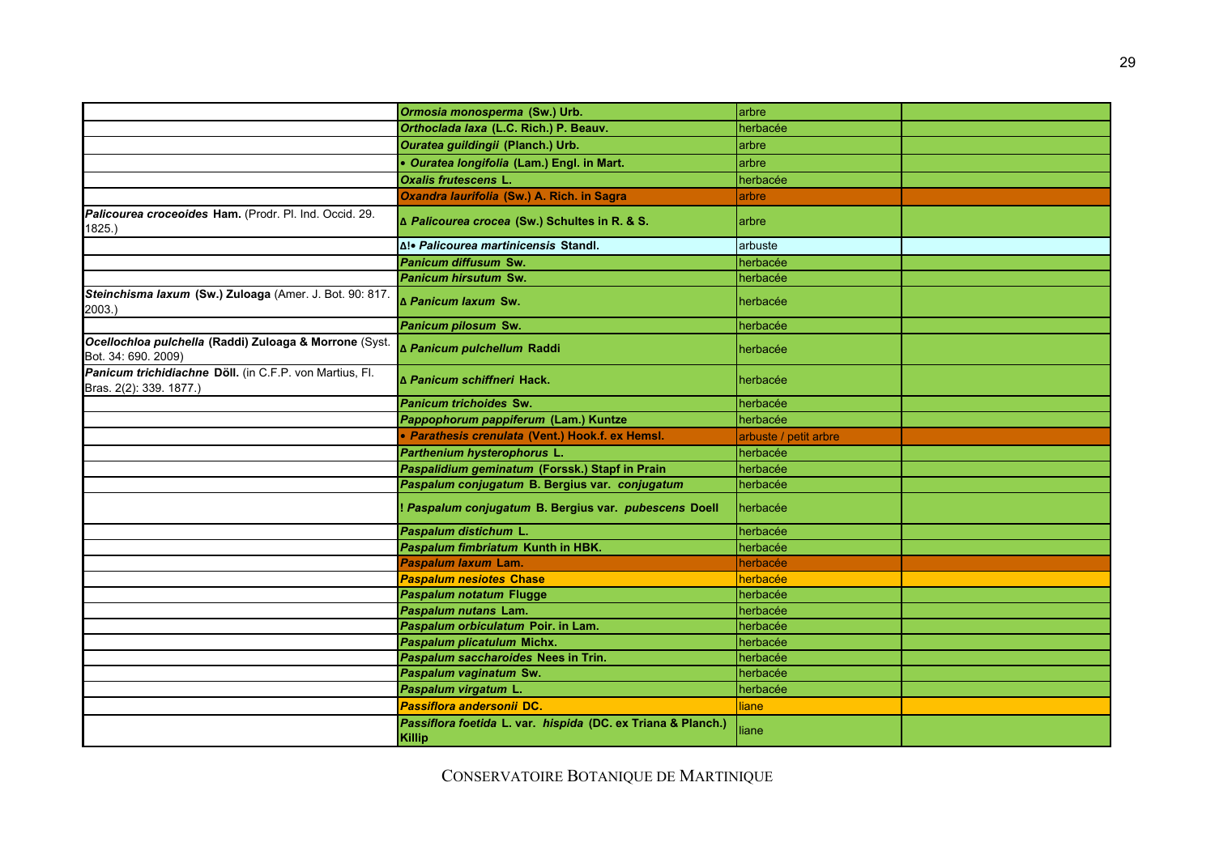| | | | |
|---|---|---|---|
| | ***Ormosia monosperma*** **(Sw.) Urb.** | arbre | |
| | ***Orthoclada laxa*** **(L.C. Rich.) P. Beauv.** | herbacée | |
| | ***Ouratea guildingii*** **(Planch.) Urb.** | arbre | |
| | **•** ***Ouratea longifolia*** **(Lam.) Engl. in Mart.** | arbre | |
| | ***Oxalis frutescens*** **L.** | herbacée | |
| | ***Oxandra laurifolia*** **(Sw.) A. Rich. in Sagra** | arbre | |
| ***Palicourea croceoides*** **Ham.** (Prodr. Pl. Ind. Occid. 29. 1825.) | **Δ** ***Palicourea crocea*** **(Sw.) Schultes in R. & S.** | arbre | |
| | **Δ!•** ***Palicourea martinicensis*** **Standl.** | arbuste | |
| | ***Panicum diffusum*** **Sw.** | herbacée | |
| | ***Panicum hirsutum*** **Sw.** | herbacée | |
| ***Steinchisma laxum*** **(Sw.) Zuloaga** (Amer. J. Bot. 90: 817. 2003.) | **Δ** ***Panicum laxum*** **Sw.** | herbacée | |
| | ***Panicum pilosum*** **Sw.** | herbacée | |
| ***Ocellochloa pulchella*** **(Raddi) Zuloaga & Morrone** (Syst. Bot. 34: 690. 2009) | **Δ** ***Panicum pulchellum*** **Raddi** | herbacée | |
| ***Panicum trichidiachne*** **Döll.** (in C.F.P. von Martius, Fl. Bras. 2(2): 339. 1877.) | **Δ** ***Panicum schiffneri*** **Hack.** | herbacée | |
| | ***Panicum trichoides*** **Sw.** | herbacée | |
| | ***Pappophorum pappiferum*** **(Lam.) Kuntze** | herbacée | |
| | **•** ***Parathesis crenulata*** **(Vent.) Hook.f. ex Hemsl.** | arbuste / petit arbre | |
| | ***Parthenium hysterophorus*** **L.** | herbacée | |
| | ***Paspalidium geminatum*** **(Forssk.) Stapf in Prain** | herbacée | |
| | ***Paspalum conjugatum*** **B. Bergius var.** ***conjugatum*** | herbacée | |
| | **!** ***Paspalum conjugatum*** **B. Bergius var.** ***pubescens*** **Doell** | herbacée | |
| | ***Paspalum distichum*** **L.** | herbacée | |
| | ***Paspalum fimbriatum*** **Kunth in HBK.** | herbacée | |
| | ***Paspalum laxum*** **Lam.** | herbacée | |
| | ***Paspalum nesiotes*** **Chase** | herbacée | |
| | ***Paspalum notatum*** **Flugge** | herbacée | |
| | ***Paspalum nutans*** **Lam.** | herbacée | |
| | ***Paspalum orbiculatum*** **Poir. in Lam.** | herbacée | |
| | ***Paspalum plicatulum*** **Michx.** | herbacée | |
| | ***Paspalum saccharoides*** **Nees in Trin.** | herbacée | |
| | ***Paspalum vaginatum*** **Sw.** | herbacée | |
| | ***Paspalum virgatum*** **L.** | herbacée | |
| | ***Passiflora andersonii*** **DC.** | liane | |
| | ***Passiflora foetida*** **L. var.** ***hispida*** **(DC. ex Triana & Planch.) Killip** | liane | |

CONSERVATOIRE BOTANIQUE DE MARTINIQUE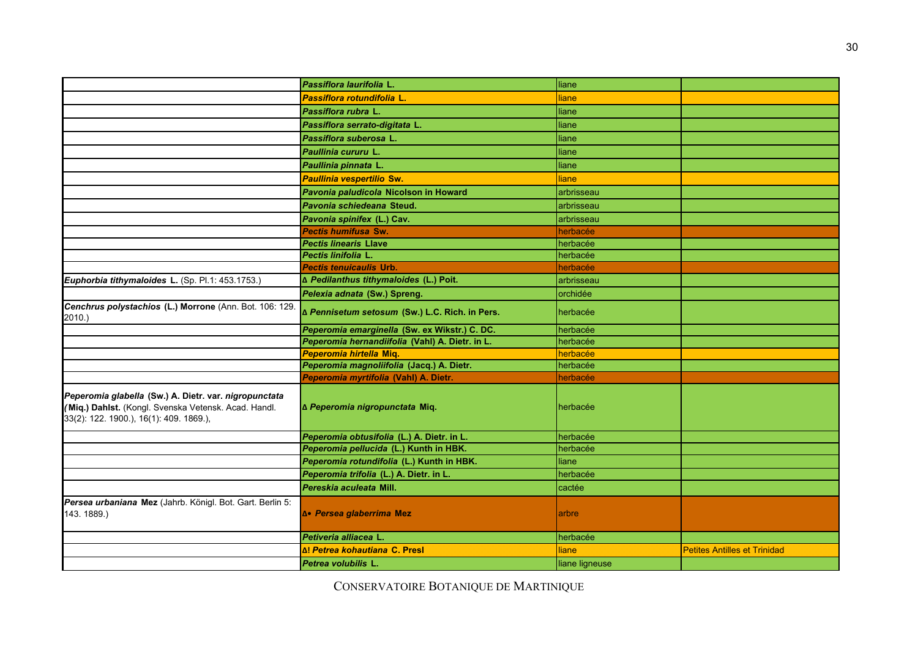| | | | |
|---|---|---|---|
| | ***Passiflora laurifolia* L.** | liane | |
| | ***Passiflora rotundifolia* L.** | liane | |
| | ***Passiflora rubra* L.** | liane | |
| | ***Passiflora serrato-digitata* L.** | liane | |
| | ***Passiflora suberosa* L.** | liane | |
| | ***Paullinia cururu* L.** | liane | |
| | ***Paullinia pinnata* L.** | liane | |
| | ***Paullinia vespertilio* Sw.** | liane | |
| | ***Pavonia paludicola* Nicolson in Howard** | arbrisseau | |
| | ***Pavonia schiedeana* Steud.** | arbrisseau | |
| | ***Pavonia spinifex* (L.) Cav.** | arbrisseau | |
| | ***Pectis humifusa* Sw.** | herbacée | |
| | ***Pectis linearis* Llave** | herbacée | |
| | ***Pectis linifolia* L.** | herbacée | |
| | ***Pectis tenuicaulis* Urb.** | herbacée | |
| ***Euphorbia tithymaloides* L.** (Sp. Pl.1: 453.1753.) | **Δ *Pedilanthus tithymaloides* (L.) Poit.** | arbrisseau | |
| | ***Pelexia adnata* (Sw.) Spreng.** | orchidée | |
| ***Cenchrus polystachios* (L.) Morrone** (Ann. Bot. 106: 129. 2010.) | **Δ *Pennisetum setosum* (Sw.) L.C. Rich. in Pers.** | herbacée | |
| | ***Peperomia emarginella* (Sw. ex Wikstr.) C. DC.** | herbacée | |
| | ***Peperomia hernandiifolia* (Vahl) A. Dietr. in L.** | herbacée | |
| | ***Peperomia hirtella* Miq.** | herbacée | |
| | ***Peperomia magnoliifolia* (Jacq.) A. Dietr.** | herbacée | |
| | ***Peperomia myrtifolia* (Vahl) A. Dietr.** | herbacée | |
| ***Peperomia glabella* (Sw.) A. Dietr. var. *nigropunctata* (Miq.) Dahlst.** (Kongl. Svenska Vetensk. Acad. Handl. 33(2): 122. 1900.), 16(1): 409. 1869.), | **Δ *Peperomia nigropunctata* Miq.** | herbacée | |
| | ***Peperomia obtusifolia* (L.) A. Dietr. in L.** | herbacée | |
| | ***Peperomia pellucida* (L.) Kunth in HBK.** | herbacée | |
| | ***Peperomia rotundifolia* (L.) Kunth in HBK.** | liane | |
| | ***Peperomia trifolia* (L.) A. Dietr. in L.** | herbacée | |
| | ***Pereskia aculeata* Mill.** | cactée | |
| ***Persea urbaniana* Mez** (Jahrb. Königl. Bot. Gart. Berlin 5: 143. 1889.) | **Δ• *Persea glaberrima* Mez** | arbre | |
| | ***Petiveria alliacea* L.** | herbacée | |
| | **Δ! *Petrea kohautiana* C. Presl** | liane | Petites Antilles et Trinidad |
| | ***Petrea volubilis* L.** | liane ligneuse | |

CONSERVATOIRE BOTANIQUE DE MARTINIQUE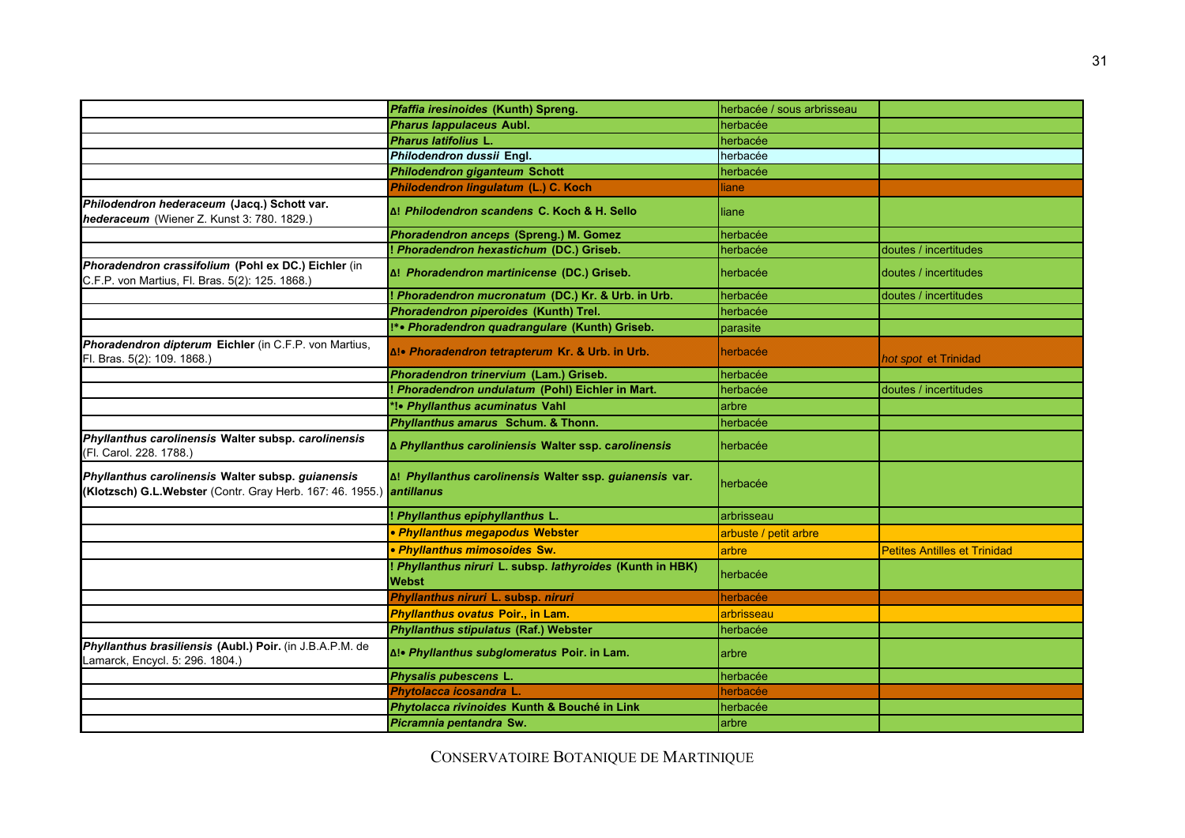| | | | |
|---|---|---|---|
| | ***Pfaffia iresinoides* (Kunth) Spreng.** | herbacée / sous arbrisseau | |
| | ***Pharus lappulaceus* Aubl.** | herbacée | |
| | ***Pharus latifolius* L.** | herbacée | |
| | ***Philodendron dussii* Engl.** | herbacée | |
| | ***Philodendron giganteum* Schott** | herbacée | |
| | ***Philodendron lingulatum* (L.) C. Koch** | liane | |
| ***Philodendron hederaceum* (Jacq.) Schott var. *hederaceum*** (Wiener Z. Kunst 3: 780. 1829.) | **Δ! *Philodendron scandens* C. Koch & H. Sello** | liane | |
| | ***Phoradendron anceps* (Spreng.) M. Gomez** | herbacée | |
| | **! *Phoradendron hexastichum* (DC.) Griseb.** | herbacée | doutes / incertitudes |
| ***Phoradendron crassifolium* (Pohl ex DC.) Eichler** (in C.F.P. von Martius, Fl. Bras. 5(2): 125. 1868.) | **Δ! *Phoradendron martinicense* (DC.) Griseb.** | herbacée | doutes / incertitudes |
| | **! *Phoradendron mucronatum* (DC.) Kr. & Urb. in Urb.** | herbacée | doutes / incertitudes |
| | ***Phoradendron piperoides* (Kunth) Trel.** | herbacée | |
| | **!*• *Phoradendron quadrangulare* (Kunth) Griseb.** | parasite | |
| ***Phoradendron dipterum* Eichler** (in C.F.P. von Martius, Fl. Bras. 5(2): 109. 1868.) | **Δ!• *Phoradendron tetrapterum* Kr. & Urb. in Urb.** | herbacée | *hot spot* et Trinidad |
| | ***Phoradendron trinervium* (Lam.) Griseb.** | herbacée | |
| | **! *Phoradendron undulatum* (Pohl) Eichler in Mart.** | herbacée | doutes / incertitudes |
| | ***!• *Phyllanthus acuminatus* Vahl** | arbre | |
| | ***Phyllanthus amarus* Schum. & Thonn.** | herbacée | |
| ***Phyllanthus carolinensis* Walter subsp. *carolinensis*** (Fl. Carol. 228. 1788.) | **Δ *Phyllanthus caroliniensis* Walter ssp. *carolinensis*** | herbacée | |
| ***Phyllanthus carolinensis* Walter subsp. *guianensis* (Klotzsch) G.L.Webster** (Contr. Gray Herb. 167: 46. 1955.) | **Δ! *Phyllanthus carolinensis* Walter ssp. *guianensis* var. *antillanus*** | herbacée | |
| | **! *Phyllanthus epiphyllanthus* L.** | arbrisseau | |
| | **• *Phyllanthus megapodus* Webster** | arbuste / petit arbre | |
| | **• *Phyllanthus mimosoides* Sw.** | arbre | Petites Antilles et Trinidad |
| | **! *Phyllanthus niruri* L. subsp. *lathyroides* (Kunth in HBK) Webst** | herbacée | |
| | ***Phyllanthus niruri* L. subsp. *niruri*** | herbacée | |
| | ***Phyllanthus ovatus* Poir., in Lam.** | arbrisseau | |
| | ***Phyllanthus stipulatus* (Raf.) Webster** | herbacée | |
| ***Phyllanthus brasiliensis* (Aubl.) Poir.** (in J.B.A.P.M. de Lamarck, Encycl. 5: 296. 1804.) | **Δ!• *Phyllanthus subglomeratus* Poir. in Lam.** | arbre | |
| | ***Physalis pubescens* L.** | herbacée | |
| | ***Phytolacca icosandra* L.** | herbacée | |
| | ***Phytolacca rivinoides* Kunth & Bouché in Link** | herbacée | |
| | ***Picramnia pentandra* Sw.** | arbre | |

CONSERVATOIRE BOTANIQUE DE MARTINIQUE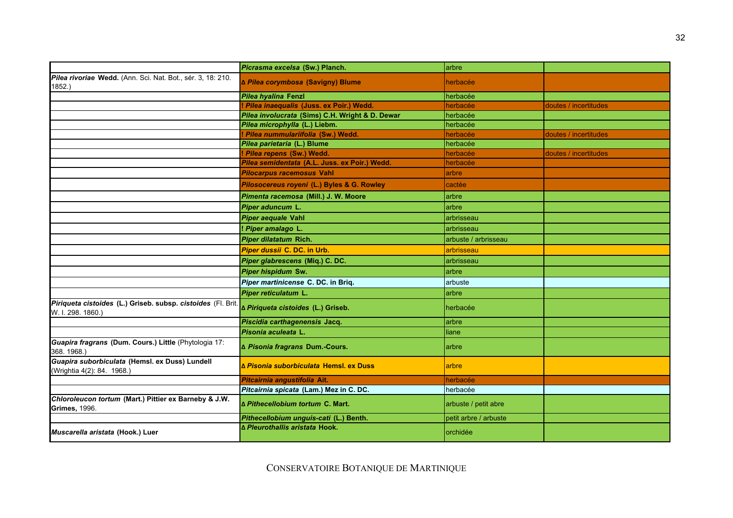| | | | |
|---|---|---|---|
| | ***Picrasma excelsa* (Sw.) Planch.** | arbre | |
| ***Pilea rivoriae* Wedd.** (Ann. Sci. Nat. Bot., sér. 3, 18: 210. 1852.) | **Δ *Pilea corymbosa* (Savigny) Blume** | herbacée | |
| | ***Pilea hyalina* Fenzl** | herbacée | |
| | **! *Pilea inaequalis* (Juss. ex Poir.) Wedd.** | herbacée | doutes / incertitudes |
| | ***Pilea involucrata* (Sims) C.H. Wright & D. Dewar** | herbacée | |
| | ***Pilea microphylla* (L.) Liebm.** | herbacée | |
| | **! *Pilea nummulariifolia* (Sw.) Wedd.** | herbacée | doutes / incertitudes |
| | ***Pilea parietaria* (L.) Blume** | herbacée | |
| | **! *Pilea repens* (Sw.) Wedd.** | herbacée | doutes / incertitudes |
| | ***Pilea semidentata* (A.L. Juss. ex Poir.) Wedd.** | herbacée | |
| | ***Pilocarpus racemosus* Vahl** | arbre | |
| | ***Pilosocereus royeni* (L.) Byles & G. Rowley** | cactée | |
| | ***Pimenta racemosa* (Mill.) J. W. Moore** | arbre | |
| | ***Piper aduncum* L.** | arbre | |
| | ***Piper aequale* Vahl** | arbrisseau | |
| | **! *Piper amalago* L.** | arbrisseau | |
| | ***Piper dilatatum* Rich.** | arbuste / arbrisseau | |
| | ***Piper dussii* C. DC. in Urb.** | arbrisseau | |
| | ***Piper glabrescens* (Miq.) C. DC.** | arbrisseau | |
| | ***Piper hispidum* Sw.** | arbre | |
| | ***Piper martinicense* C. DC. in Briq.** | arbuste | |
| | ***Piper reticulatum* L.** | arbre | |
| ***Piriqueta cistoides* (L.) Griseb. subsp. *cistoides*** (Fl. Brit. W. I. 298. 1860.) | **Δ *Piriqueta cistoides* (L.) Griseb.** | herbacée | |
| | ***Piscidia carthagenensis* Jacq.** | arbre | |
| | ***Pisonia aculeata* L.** | liane | |
| ***Guapira fragrans* (Dum. Cours.) Little** (Phytologia 17: 368. 1968.) | **Δ *Pisonia fragrans* Dum.-Cours.** | arbre | |
| ***Guapira suborbiculata* (Hemsl. ex Duss) Lundell** (Wrightia 4(2): 84. 1968.) | **Δ *Pisonia suborbiculata* Hemsl. ex Duss** | arbre | |
| | ***Pitcairnia angustifolia* Ait.** | herbacée | |
| | ***Pitcairnia spicata* (Lam.) Mez in C. DC.** | herbacée | |
| ***Chloroleucon tortum* (Mart.) Pittier ex Barneby & J.W. Grimes,** 1996. | **Δ *Pithecellobium tortum* C. Mart.** | arbuste / petit abre | |
| | ***Pithecellobium unguis-cati* (L.) Benth.** | petit arbre / arbuste | |
| ***Muscarella aristata* (Hook.) Luer** | **Δ *Pleurothallis aristata* Hook.** | orchidée | |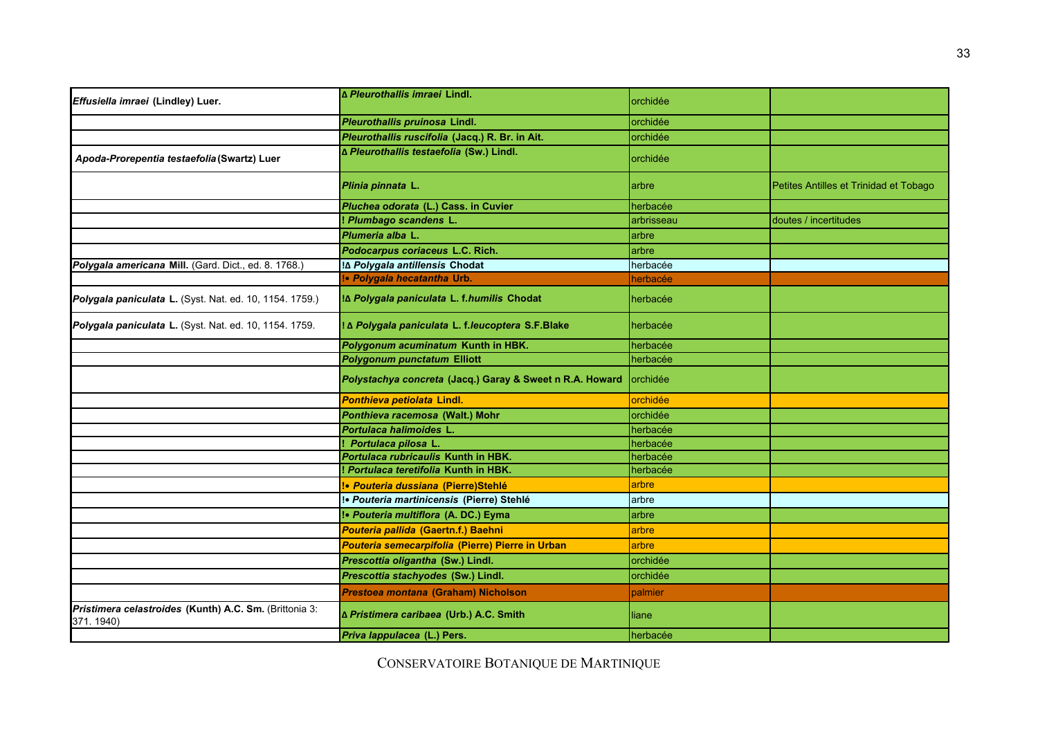| | | | |
|---|---|---|---|
| ***Effusiella imraei* (Lindley) Luer.** | **Δ *Pleurothallis imraei* Lindl.** | orchidée | |
| | ***Pleurothallis pruinosa* Lindl.** | orchidée | |
| | ***Pleurothallis ruscifolia* (Jacq.) R. Br. in Ait.** | orchidée | |
| ***Apoda-Prorepentia testaefolia* (Swartz) Luer** | **Δ *Pleurothallis testaefolia* (Sw.) Lindl.** | orchidée | |
| | ***Plinia pinnata* L.** | arbre | Petites Antilles et Trinidad et Tobago |
| | ***Pluchea odorata* (L.) Cass. in Cuvier** | herbacée | |
| | **! *Plumbago scandens* L.** | arbrisseau | doutes / incertitudes |
| | ***Plumeria alba* L.** | arbre | |
| | ***Podocarpus coriaceus* L.C. Rich.** | arbre | |
| ***Polygala americana* Mill.** (Gard. Dict., ed. 8. 1768.) | **!Δ *Polygala antillensis* Chodat** | herbacée | |
| | **!• *Polygala hecatantha* Urb.** | herbacée | |
| ***Polygala paniculata* L.** (Syst. Nat. ed. 10, 1154. 1759.) | **!Δ *Polygala paniculata* L. f.*humilis* Chodat** | herbacée | |
| ***Polygala paniculata* L.** (Syst. Nat. ed. 10, 1154. 1759. | **! Δ *Polygala paniculata* L. f.*leucoptera* S.F.Blake** | herbacée | |
| | ***Polygonum acuminatum* Kunth in HBK.** | herbacée | |
| | ***Polygonum punctatum* Elliott** | herbacée | |
| | ***Polystachya concreta* (Jacq.) Garay & Sweet n R.A. Howard** | orchidée | |
| | ***Ponthieva petiolata* Lindl.** | orchidée | |
| | ***Ponthieva racemosa* (Walt.) Mohr** | orchidée | |
| | ***Portulaca halimoides* L.** | herbacée | |
| | **! *Portulaca pilosa* L.** | herbacée | |
| | ***Portulaca rubricaulis* Kunth in HBK.** | herbacée | |
| | **! *Portulaca teretifolia* Kunth in HBK.** | herbacée | |
| | **!• *Pouteria dussiana* (Pierre)Stehlé** | arbre | |
| | **!• *Pouteria martinicensis* (Pierre) Stehlé** | arbre | |
| | **!• *Pouteria multiflora* (A. DC.) Eyma** | arbre | |
| | ***Pouteria pallida* (Gaertn.f.) Baehni** | arbre | |
| | ***Pouteria semecarpifolia* (Pierre) Pierre in Urban** | arbre | |
| | ***Prescottia oligantha* (Sw.) Lindl.** | orchidée | |
| | ***Prescottia stachyodes* (Sw.) Lindl.** | orchidée | |
| | ***Prestoea montana* (Graham) Nicholson** | palmier | |
| ***Pristimera celastroides* (Kunth) A.C. Sm.** (Brittonia 3: 371. 1940) | **Δ *Pristimera caribaea* (Urb.) A.C. Smith** | liane | |
| | ***Priva lappulacea* (L.) Pers.** | herbacée | |

CONSERVATOIRE BOTANIQUE DE MARTINIQUE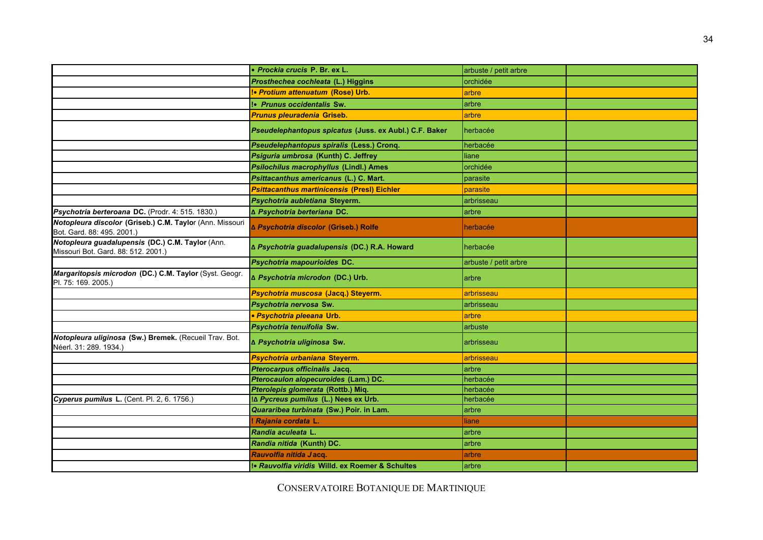| | | | |
|---|---|---|---|
| | • ***Prockia crucis*** **P. Br. ex L.** | arbuste / petit arbre | |
| | ***Prosthechea cochleata*** **(L.) Higgins** | orchidée | |
| | **!•** ***Protium attenuatum*** **(Rose) Urb.** | arbre | |
| | **!•** ***Prunus occidentalis*** **Sw.** | arbre | |
| | ***Prunus pleuradenia*** **Griseb.** | arbre | |
| | ***Pseudelephantopus spicatus*** **(Juss. ex Aubl.) C.F. Baker** | herbacée | |
| | ***Pseudelephantopus spiralis*** **(Less.) Cronq.** | herbacée | |
| | ***Psiguria umbrosa*** **(Kunth) C. Jeffrey** | liane | |
| | ***Psilochilus macrophyllus*** **(Lindl.) Ames** | orchidée | |
| | ***Psittacanthus americanus*** **(L.) C. Mart.** | parasite | |
| | ***Psittacanthus martinicensis*** **(Presl) Eichler** | parasite | |
| | ***Psychotria aubletiana*** **Steyerm.** | arbrisseau | |
| ***Psychotria berteroana*** **DC.** (Prodr. 4: 515. 1830.) | **Δ** ***Psychotria berteriana*** **DC.** | arbre | |
| ***Notopleura discolor*** **(Griseb.) C.M. Taylor** (Ann. Missouri Bot. Gard. 88: 495. 2001.) | **Δ** ***Psychotria discolor*** **(Griseb.) Rolfe** | herbacée | |
| ***Notopleura guadalupensis*** **(DC.) C.M. Taylor** (Ann. Missouri Bot. Gard. 88: 512. 2001.) | **Δ** ***Psychotria guadalupensis*** **(DC.) R.A. Howard** | herbacée | |
| | ***Psychotria mapourioides*** **DC.** | arbuste / petit arbre | |
| ***Margaritopsis microdon*** **(DC.) C.M. Taylor** (Syst. Geogr. Pl. 75: 169. 2005.) | **Δ** ***Psychotria microdon*** **(DC.) Urb.** | arbre | |
| | ***Psychotria muscosa*** **(Jacq.) Steyerm.** | arbrisseau | |
| | ***Psychotria nervosa*** **Sw.** | arbrisseau | |
| | • ***Psychotria pleeana*** **Urb.** | arbre | |
| | ***Psychotria tenuifolia*** **Sw.** | arbuste | |
| ***Notopleura uliginosa*** **(Sw.) Bremek.** (Recueil Trav. Bot. Néerl. 31: 289. 1934.) | **Δ** ***Psychotria uliginosa*** **Sw.** | arbrisseau | |
| | ***Psychotria urbaniana*** **Steyerm.** | arbrisseau | |
| | ***Pterocarpus officinalis*** **Jacq.** | arbre | |
| | ***Pterocaulon alopecuroides*** **(Lam.) DC.** | herbacée | |
| | ***Pterolepis glomerata*** **(Rottb.) Miq.** | herbacée | |
| ***Cyperus pumilus*** **L.** (Cent. Pl. 2, 6. 1756.) | **!Δ** ***Pycreus pumilus*** **(L.) Nees ex Urb.** | herbacée | |
| | ***Quararibea turbinata*** **(Sw.) Poir. in Lam.** | arbre | |
| | **!** ***Rajania cordata*** **L.** | liane | |
| | ***Randia aculeata*** **L.** | arbre | |
| | ***Randia nitida*** **(Kunth) DC.** | arbre | |
| | ***Rauvolfia nitida*** **Jacq.** | arbre | |
| | **!•** ***Rauvolfia viridis*** **Willd. ex Roemer & Schultes** | arbre | |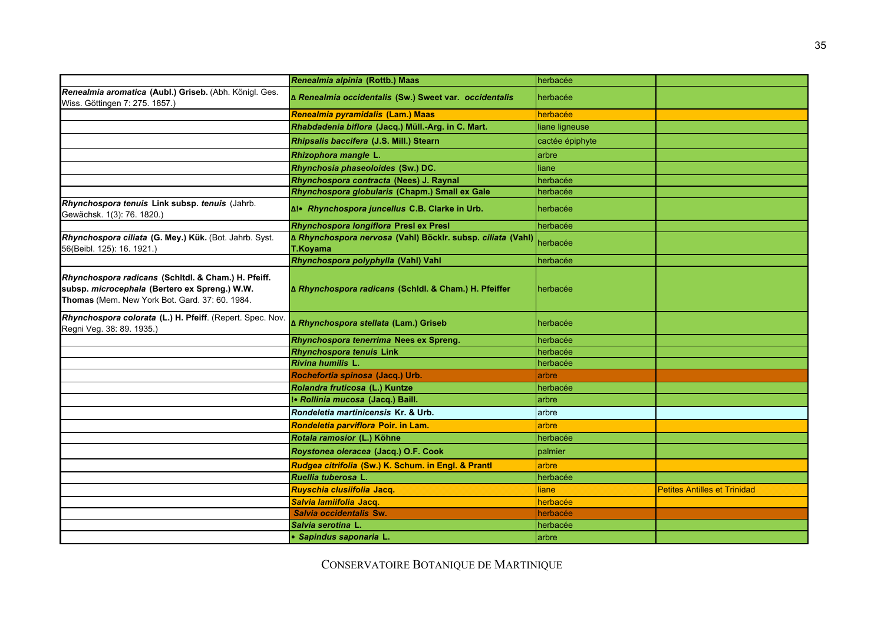| | | | |
|---|---|---|---|
| | ***Renealmia alpinia* (Rottb.) Maas** | herbacée | |
| ***Renealmia aromatica* (Aubl.) Griseb.** (Abh. Königl. Ges. Wiss. Göttingen 7: 275. 1857.) | **Δ *Renealmia occidentalis* (Sw.) Sweet var. *occidentalis*** | herbacée | |
| | ***Renealmia pyramidalis* (Lam.) Maas** | herbacée | |
| | ***Rhabdadenia biflora* (Jacq.) Müll.-Arg. in C. Mart.** | liane ligneuse | |
| | ***Rhipsalis baccifera* (J.S. Mill.) Stearn** | cactée épiphyte | |
| | ***Rhizophora mangle* L.** | arbre | |
| | ***Rhynchosia phaseoloides* (Sw.) DC.** | liane | |
| | ***Rhynchospora contracta* (Nees) J. Raynal** | herbacée | |
| | ***Rhynchospora globularis* (Chapm.) Small ex Gale** | herbacée | |
| ***Rhynchospora tenuis* Link subsp. *tenuis*** (Jahrb. Gewächsk. 1(3): 76. 1820.) | **Δ!• *Rhynchospora juncellus* C.B. Clarke in Urb.** | herbacée | |
| | ***Rhynchospora longiflora* Presl ex Presl** | herbacée | |
| ***Rhynchospora ciliata* (G. Mey.) Kük.** (Bot. Jahrb. Syst. 56(Beibl. 125): 16. 1921.) | **Δ *Rhynchospora nervosa* (Vahl)Böcklr. subsp. *ciliata* (Vahl) T.Koyama** | herbacée | |
| | ***Rhynchospora polyphylla* (Vahl) Vahl** | herbacée | |
| ***Rhynchospora radicans* (Schltdl. & Cham.) H. Pfeiff. subsp. *microcephala* (Bertero ex Spreng.) W.W. Thomas** (Mem. New York Bot. Gard. 37: 60. 1984. | **Δ *Rhynchospora radicans* (Schldl. & Cham.) H. Pfeiffer** | herbacée | |
| ***Rhynchospora colorata* (L.) H. Pfeiff.** (Repert. Spec. Nov. Regni Veg. 38: 89. 1935.) | **Δ *Rhynchospora stellata* (Lam.) Griseb** | herbacée | |
| | ***Rhynchospora tenerrima* Nees ex Spreng.** | herbacée | |
| | ***Rhynchospora tenuis* Link** | herbacée | |
| | ***Rivina humilis* L.** | herbacée | |
| | ***Rochefortia spinosa* (Jacq.) Urb.** | arbre | |
| | ***Rolandra fruticosa* (L.) Kuntze** | herbacée | |
| | **!• *Rollinia mucosa* (Jacq.) Baill.** | arbre | |
| | ***Rondeletia martinicensis* Kr. & Urb.** | arbre | |
| | ***Rondeletia parviflora* Poir. in Lam.** | arbre | |
| | ***Rotala ramosior* (L.) Köhne** | herbacée | |
| | ***Roystonea oleracea* (Jacq.) O.F. Cook** | palmier | |
| | ***Rudgea citrifolia* (Sw.) K. Schum. in Engl. & Prantl** | arbre | |
| | ***Ruellia tuberosa* L.** | herbacée | |
| | ***Ruyschia clusiifolia* Jacq.** | liane | Petites Antilles et Trinidad |
| | ***Salvia lamiifolia* Jacq.** | herbacée | |
| | ***Salvia occidentalis* Sw.** | herbacée | |
| | ***Salvia serotina* L.** | herbacée | |
| | **• *Sapindus saponaria* L.** | arbre | |

CONSERVATOIRE BOTANIQUE DE MARTINIQUE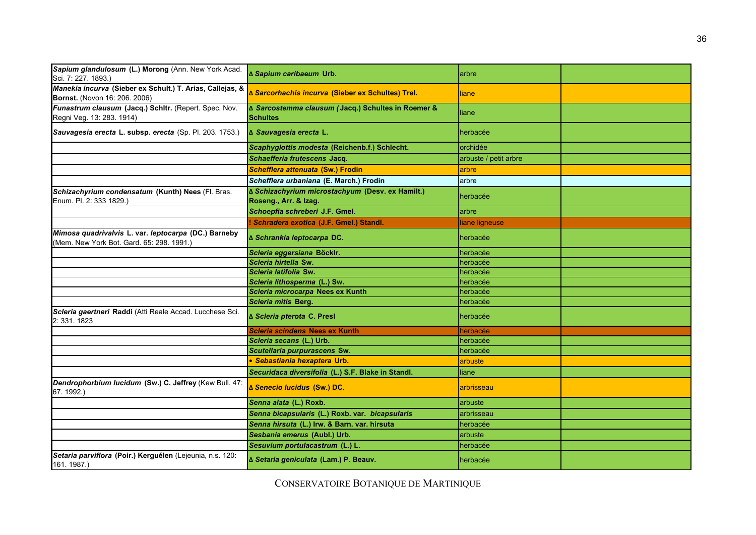| | | | |
|---|---|---|---|
| ***Sapium glandulosum* (L.) Morong** (Ann. New York Acad. Sci. 7: 227. 1893.) | **Δ *Sapium caribaeum* Urb.** | arbre | |
| ***Manekia incurva* (Sieber ex Schult.) T. Arias, Callejas, & Bornst.** (Novon 16: 206. 2006) | **Δ *Sarcorhachis incurva* (Sieber ex Schultes) Trel.** | liane | |
| ***Funastrum clausum* (Jacq.) Schltr.** (Repert. Spec. Nov. Regni Veg. 13: 283. 1914) | **Δ *Sarcostemma clausum (*Jacq.) Schultes in Roemer & Schultes** | liane | |
| ***Sauvagesia erecta* L. subsp. *erecta*** (Sp. Pl. 203. 1753.) | **Δ *Sauvagesia erecta* L.** | herbacée | |
| | ***Scaphyglottis modesta* (Reichenb.f.) Schlecht.** | orchidée | |
| | ***Schaefferia frutescens* Jacq.** | arbuste / petit arbre | |
| | ***Schefflera attenuata* (Sw.) Frodin** | arbre | |
| | ***Schefflera urbaniana* (E. March.) Frodin** | arbre | |
| ***Schizachyrium condensatum* (Kunth) Nees** (Fl. Bras. Enum. Pl. 2: 333 1829.) | **Δ *Schizachyrium microstachyum* (Desv. ex Hamilt.) Roseng., Arr. & Izag.** | herbacée | |
| | ***Schoepfia schreberi* J.F. Gmel.** | arbre | |
| | **! *Schradera exotica* (J.F. Gmel.) Standl.** | liane ligneuse | |
| ***Mimosa quadrivalvis* L. var. *leptocarpa* (DC.) Barneby** (Mem. New York Bot. Gard. 65: 298. 1991.) | **Δ *Schrankia leptocarpa* DC.** | herbacée | |
| | ***Scleria eggersiana* Böcklr.** | herbacée | |
| | ***Scleria hirtella* Sw.** | herbacée | |
| | ***Scleria latifolia* Sw.** | herbacée | |
| | ***Scleria lithosperma* (L.) Sw.** | herbacée | |
| | ***Scleria microcarpa* Nees ex Kunth** | herbacée | |
| | ***Scleria mitis* Berg.** | herbacée | |
| ***Scleria gaertneri* Raddi** (Atti Reale Accad. Lucchese Sci. 2: 331. 1823 | **Δ *Scleria pterota* C. Presl** | herbacée | |
| | ***Scleria scindens* Nees ex Kunth** | herbacée | |
| | ***Scleria secans* (L.) Urb.** | herbacée | |
| | ***Scutellaria purpurascens* Sw.** | herbacée | |
| | **• *Sebastiania hexaptera* Urb.** | arbuste | |
| | ***Securidaca diversifolia* (L.) S.F. Blake in Standl.** | liane | |
| ***Dendrophorbium lucidum* (Sw.) C. Jeffrey** (Kew Bull. 47: 67. 1992.) | **Δ *Senecio lucidus* (Sw.) DC.** | arbrisseau | |
| | ***Senna alata* (L.) Roxb.** | arbuste | |
| | ***Senna bicapsularis* (L.) Roxb. var. *bicapsularis*** | arbrisseau | |
| | ***Senna hirsuta* (L.) Irw. & Barn. var. hirsuta** | herbacée | |
| | ***Sesbania emerus* (Aubl.) Urb.** | arbuste | |
| | ***Sesuvium portulacastrum* (L.) L.** | herbacée | |
| ***Setaria parviflora* (Poir.) Kerguélen** (Lejeunia, n.s. 120: 161. 1987.) | **Δ *Setaria geniculata* (Lam.) P. Beauv.** | herbacée | |

CONSERVATOIRE BOTANIQUE DE MARTINIQUE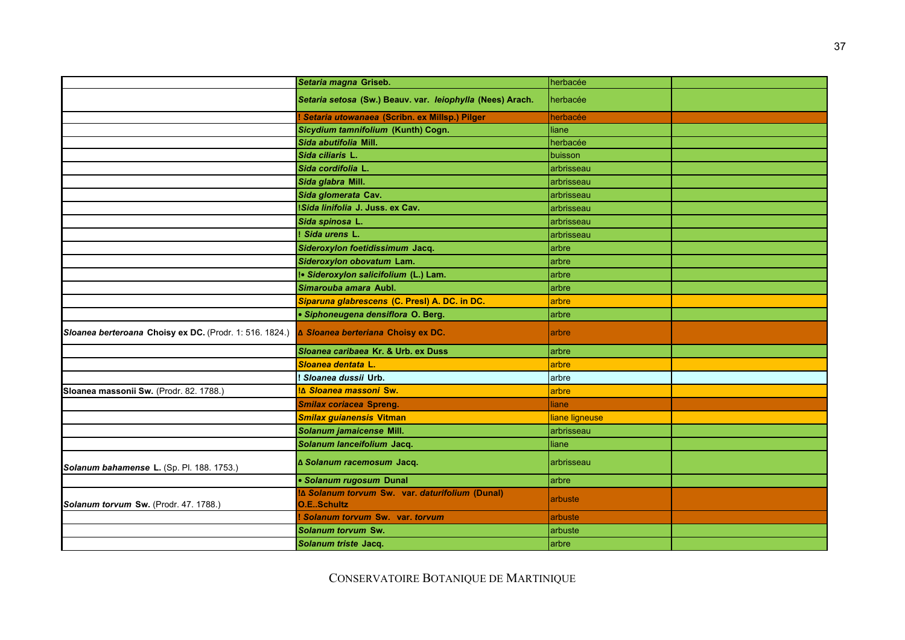| | | | |
|---|---|---|---|
| | ***Setaria magna*** **Griseb.** | herbacée | |
| | ***Setaria setosa*** **(Sw.) Beauv. var.** ***leiophylla*** **(Nees) Arach.** | herbacée | |
| | **!** ***Setaria utowanaea*** **(Scribn. ex Millsp.) Pilger** | herbacée | |
| | ***Sicydium tamnifolium*** **(Kunth) Cogn.** | liane | |
| | ***Sida abutifolia*** **Mill.** | herbacée | |
| | ***Sida ciliaris*** **L.** | buisson | |
| | ***Sida cordifolia*** **L.** | arbrisseau | |
| | ***Sida glabra*** **Mill.** | arbrisseau | |
| | ***Sida glomerata*** **Cav.** | arbrisseau | |
| | **!*Sida linifolia*** **J. Juss. ex Cav.** | arbrisseau | |
| | ***Sida spinosa*** **L.** | arbrisseau | |
| | **!** ***Sida urens*** **L.** | arbrisseau | |
| | ***Sideroxylon foetidissimum*** **Jacq.** | arbre | |
| | ***Sideroxylon obovatum*** **Lam.** | arbre | |
| | **!•** ***Sideroxylon salicifolium*** **(L.) Lam.** | arbre | |
| | ***Simarouba amara*** **Aubl.** | arbre | |
| | ***Siparuna glabrescens*** **(C. Presl) A. DC. in DC.** | arbre | |
| | **•** ***Siphoneugena densiflora*** **O. Berg.** | arbre | |
| ***Sloanea berteroana*** **Choisy ex DC.** (Prodr. 1: 516. 1824.) | **∆** ***Sloanea berteriana*** **Choisy ex DC.** | arbre | |
| | ***Sloanea caribaea*** **Kr. & Urb. ex Duss** | arbre | |
| | ***Sloanea dentata*** **L.** | arbre | |
| | **!** ***Sloanea dussii*** **Urb.** | arbre | |
| **Sloanea massonii Sw.** (Prodr. 82. 1788.) | **!∆** ***Sloanea massoni*** **Sw.** | arbre | |
| | ***Smilax coriacea*** **Spreng.** | liane | |
| | ***Smilax guianensis*** **Vitman** | liane ligneuse | |
| | ***Solanum jamaicense*** **Mill.** | arbrisseau | |
| | ***Solanum lanceifolium*** **Jacq.** | liane | |
| ***Solanum bahamense*** **L.** (Sp. Pl. 188. 1753.) | **∆** ***Solanum racemosum*** **Jacq.** | arbrisseau | |
| | **•** ***Solanum rugosum*** **Dunal** | arbre | |
| ***Solanum torvum*** **Sw.** (Prodr. 47. 1788.) | **!∆** ***Solanum torvum*** **Sw. var.** ***daturifolium*** **(Dunal) O.E..Schultz** | arbuste | |
| | **!** ***Solanum torvum*** **Sw. var.** ***torvum*** | arbuste | |
| | ***Solanum torvum*** **Sw.** | arbuste | |
| | ***Solanum triste*** **Jacq.** | arbre | |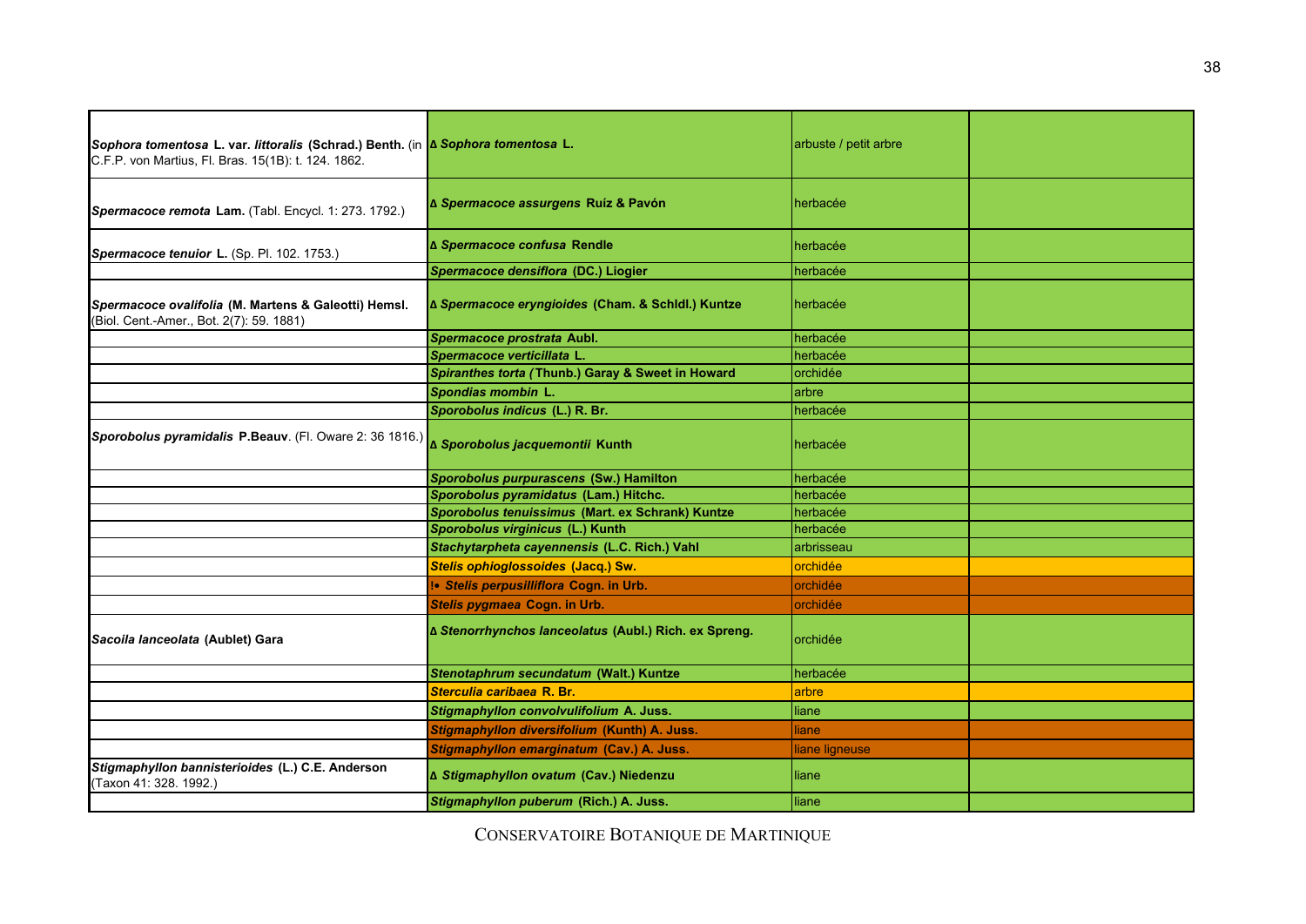| | | | |
|---|---|---|---|
| ***Sophora tomentosa* L. var. *littoralis* (Schrad.) Benth.** (in C.F.P. von Martius, Fl. Bras. 15(1B): t. 124. 1862. | **Δ *Sophora tomentosa* L.** | arbuste / petit arbre | |
| ***Spermacoce remota* Lam.** (Tabl. Encycl. 1: 273. 1792.) | **Δ *Spermacoce assurgens* Ruíz & Pavón** | herbacée | |
| ***Spermacoce tenuior* L.** (Sp. Pl. 102. 1753.) | **Δ *Spermacoce confusa* Rendle** | herbacée | |
| | ***Spermacoce densiflora* (DC.) Liogier** | herbacée | |
| ***Spermacoce ovalifolia* (M. Martens & Galeotti) Hemsl.** (Biol. Cent.-Amer., Bot. 2(7): 59. 1881) | **Δ *Spermacoce eryngioides* (Cham. & Schldl.) Kuntze** | herbacée | |
| | ***Spermacoce prostrata* Aubl.** | herbacée | |
| | ***Spermacoce verticillata* L.** | herbacée | |
| | ***Spiranthes torta* (Thunb.) Garay & Sweet in Howard** | orchidée | |
| | ***Spondias mombin* L.** | arbre | |
| | ***Sporobolus indicus* (L.) R. Br.** | herbacée | |
| ***Sporobolus pyramidalis* P.Beauv.** (Fl. Oware 2: 36 1816.) | **Δ *Sporobolus jacquemontii* Kunth** | herbacée | |
| | ***Sporobolus purpurascens* (Sw.) Hamilton** | herbacée | |
| | ***Sporobolus pyramidatus* (Lam.) Hitchc.** | herbacée | |
| | ***Sporobolus tenuissimus* (Mart. ex Schrank) Kuntze** | herbacée | |
| | ***Sporobolus virginicus* (L.) Kunth** | herbacée | |
| | ***Stachytarpheta cayennensis* (L.C. Rich.) Vahl** | arbrisseau | |
| | ***Stelis ophioglossoides* (Jacq.) Sw.** | orchidée | |
| | **!• *Stelis perpusilliflora* Cogn. in Urb.** | orchidée | |
| | ***Stelis pygmaea* Cogn. in Urb.** | orchidée | |
| ***Sacoila lanceolata* (Aublet) Gara** | **Δ *Stenorrhynchos lanceolatus* (Aubl.) Rich. ex Spreng.** | orchidée | |
| | ***Stenotaphrum secundatum* (Walt.) Kuntze** | herbacée | |
| | ***Sterculia caribaea* R. Br.** | arbre | |
| | ***Stigmaphyllon convolvulifolium* A. Juss.** | liane | |
| | ***Stigmaphyllon diversifolium* (Kunth) A. Juss.** | liane | |
| | ***Stigmaphyllon emarginatum* (Cav.) A. Juss.** | liane ligneuse | |
| ***Stigmaphyllon bannisterioides* (L.) C.E. Anderson** (Taxon 41: 328. 1992.) | **Δ *Stigmaphyllon ovatum* (Cav.) Niedenzu** | liane | |
| | ***Stigmaphyllon puberum* (Rich.) A. Juss.** | liane | |

CONSERVATOIRE BOTANIQUE DE MARTINIQUE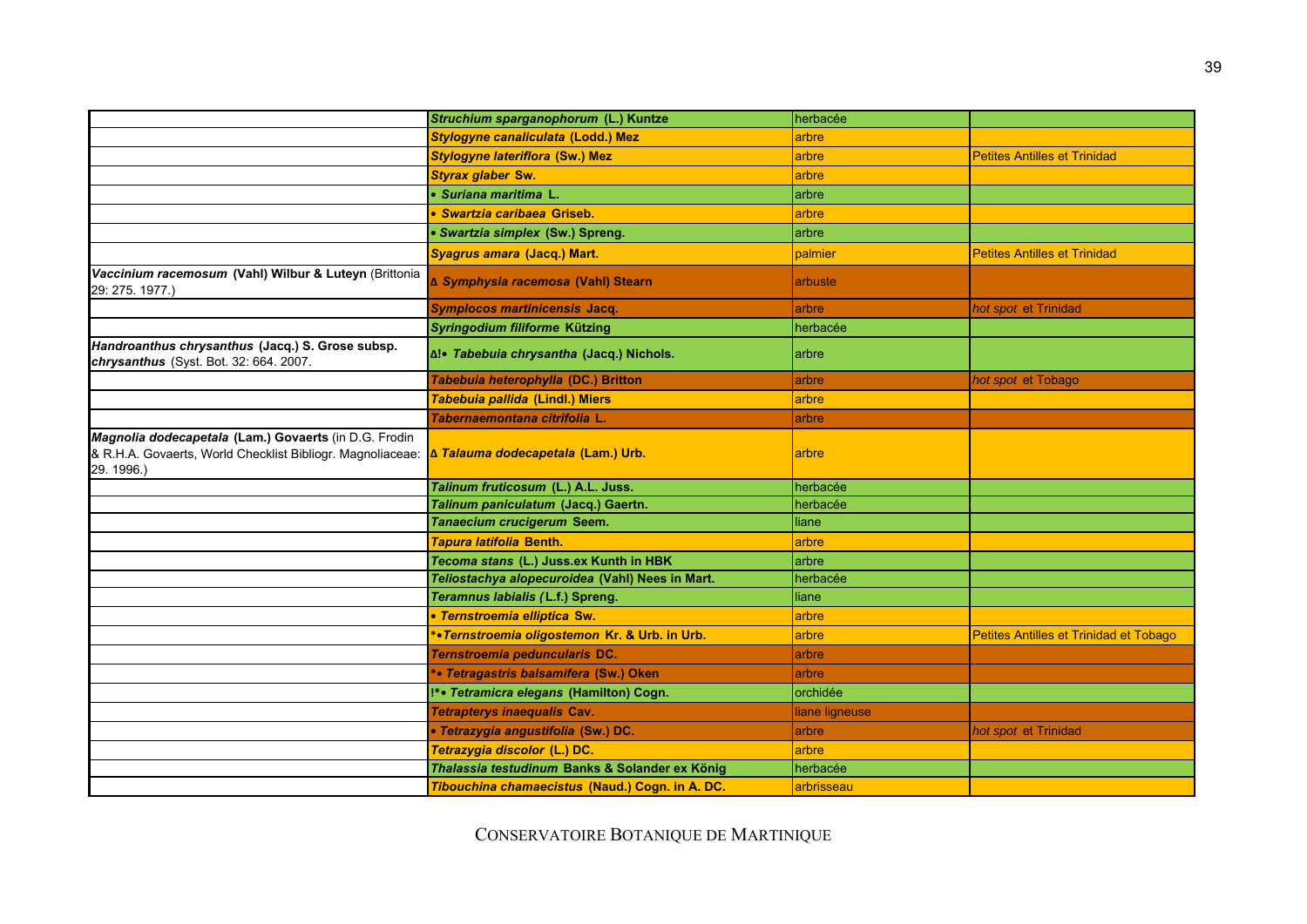| | | | |
|---|---|---|---|
| | ***Struchium sparganophorum* (L.) Kuntze** | herbacée | |
| | ***Stylogyne canaliculata* (Lodd.) Mez** | arbre | |
| | ***Stylogyne lateriflora* (Sw.) Mez** | arbre | Petites Antilles et Trinidad |
| | ***Styrax glaber* Sw.** | arbre | |
| | **• *Suriana maritima* L.** | arbre | |
| | **• *Swartzia caribaea* Griseb.** | arbre | |
| | **• *Swartzia simplex* (Sw.) Spreng.** | arbre | |
| | ***Syagrus amara* (Jacq.) Mart.** | palmier | Petites Antilles et Trinidad |
| ***Vaccinium racemosum* (Vahl) Wilbur & Luteyn** (Brittonia 29: 275. 1977.) | **∆ *Symphysia racemosa* (Vahl) Stearn** | arbuste | |
| | ***Symplocos martinicensis* Jacq.** | arbre | *hot spot* et Trinidad |
| | ***Syringodium filiforme* Kützing** | herbacée | |
| ***Handroanthus chrysanthus* (Jacq.) S. Grose subsp. *chrysanthus*** (Syst. Bot. 32: 664. 2007. | **∆!• *Tabebuia chrysantha* (Jacq.) Nichols.** | arbre | |
| | ***Tabebuia heterophylla* (DC.) Britton** | arbre | *hot spot* et Tobago |
| | ***Tabebuia pallida* (Lindl.) Miers** | arbre | |
| | ***Tabernaemontana citrifolia* L.** | arbre | |
| ***Magnolia dodecapetala* (Lam.) Govaerts** (in D.G. Frodin & R.H.A. Govaerts, World Checklist Bibliogr. Magnoliaceae: 29. 1996.) | **∆ *Talauma dodecapetala* (Lam.) Urb.** | arbre | |
| | ***Talinum fruticosum* (L.) A.L. Juss.** | herbacée | |
| | ***Talinum paniculatum* (Jacq.) Gaertn.** | herbacée | |
| | ***Tanaecium crucigerum* Seem.** | liane | |
| | ***Tapura latifolia* Benth.** | arbre | |
| | ***Tecoma stans* (L.) Juss.ex Kunth in HBK** | arbre | |
| | ***Teliostachya alopecuroidea* (Vahl) Nees in Mart.** | herbacée | |
| | ***Teramnus labialis* (L.f.) Spreng.** | liane | |
| | **• *Ternstroemia elliptica* Sw.** | arbre | |
| | **\*•*Ternstroemia oligostemon* Kr. & Urb. in Urb.** | arbre | Petites Antilles et Trinidad et Tobago |
| | ***Ternstroemia peduncularis* DC.** | arbre | |
| | **\*• *Tetragastris balsamifera* (Sw.) Oken** | arbre | |
| | **!\*• *Tetramicra elegans* (Hamilton) Cogn.** | orchidée | |
| | ***Tetrapterys inaequalis* Cav.** | liane ligneuse | |
| | **• *Tetrazygia angustifolia* (Sw.) DC.** | arbre | *hot spot* et Trinidad |
| | ***Tetrazygia discolor* (L.) DC.** | arbre | |
| | ***Thalassia testudinum* Banks & Solander ex König** | herbacée | |
| | ***Tibouchina chamaecistus* (Naud.) Cogn. in A. DC.** | arbrisseau | |

CONSERVATOIRE BOTANIQUE DE MARTINIQUE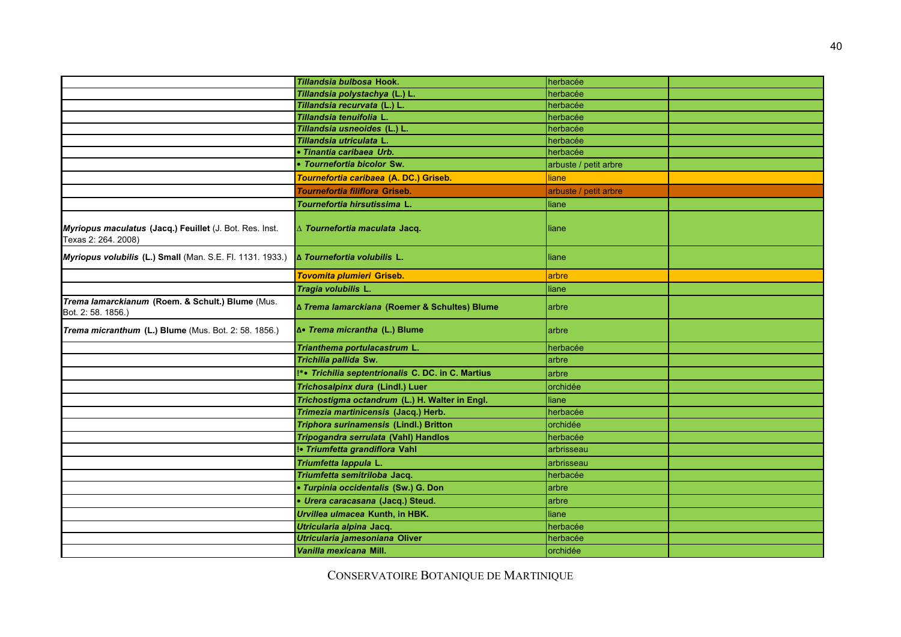| | | | |
|---|---|---|---|
| | ***Tillandsia bulbosa*** **Hook.** | herbacée | |
| | ***Tillandsia polystachya*** **(L.) L.** | herbacée | |
| | ***Tillandsia recurvata*** **(L.) L.** | herbacée | |
| | ***Tillandsia tenuifolia*** **L.** | herbacée | |
| | ***Tillandsia usneoides*** **(L.) L.** | herbacée | |
| | ***Tillandsia utriculata*** **L.** | herbacée | |
| | **•** ***Tinantia caribaea*** **Urb.** | herbacée | |
| | **•** ***Tournefortia bicolor*** **Sw.** | arbuste / petit arbre | |
| | ***Tournefortia caribaea*** **(A. DC.) Griseb.** | liane | |
| | ***Tournefortia filiflora*** **Griseb.** | arbuste / petit arbre | |
| | ***Tournefortia hirsutissima*** **L.** | liane | |
| ***Myriopus maculatus*** **(Jacq.) Feuillet** (J. Bot. Res. Inst. Texas 2: 264. 2008) | ∆ ***Tournefortia maculata*** **Jacq.** | liane | |
| ***Myriopus volubilis*** **(L.) Small** (Man. S.E. Fl. 1131. 1933.) | **∆** ***Tournefortia volubilis*** **L.** | liane | |
| | ***Tovomita plumieri*** **Griseb.** | arbre | |
| | ***Tragia volubilis*** **L.** | liane | |
| ***Trema lamarckianum*** **(Roem. & Schult.) Blume** (Mus. Bot. 2: 58. 1856.) | **∆** ***Trema lamarckiana*** **(Roemer & Schultes) Blume** | arbre | |
| ***Trema micranthum*** **(L.) Blume** (Mus. Bot. 2: 58. 1856.) | **∆•** ***Trema micrantha*** **(L.) Blume** | arbre | |
| | ***Trianthema portulacastrum*** **L.** | herbacée | |
| | ***Trichilia pallida*** **Sw.** | arbre | |
| | **!*•** ***Trichilia septentrionalis*** **C. DC. in C. Martius** | arbre | |
| | ***Trichosalpinx dura*** **(Lindl.) Luer** | orchidée | |
| | ***Trichostigma octandrum*** **(L.) H. Walter in Engl.** | liane | |
| | ***Trimezia martinicensis*** **(Jacq.) Herb.** | herbacée | |
| | ***Triphora surinamensis*** **(Lindl.) Britton** | orchidée | |
| | ***Tripogandra serrulata*** **(Vahl) Handlos** | herbacée | |
| | **!•** ***Triumfetta grandiflora*** **Vahl** | arbrisseau | |
| | ***Triumfetta lappula*** **L.** | arbrisseau | |
| | ***Triumfetta semitriloba*** **Jacq.** | herbacée | |
| | **•** ***Turpinia occidentalis*** **(Sw.) G. Don** | arbre | |
| | **•** ***Urera caracasana*** **(Jacq.) Steud.** | arbre | |
| | ***Urvillea ulmacea*** **Kunth, in HBK.** | liane | |
| | ***Utricularia alpina*** **Jacq.** | herbacée | |
| | ***Utricularia jamesoniana*** **Oliver** | herbacée | |
| | ***Vanilla mexicana*** **Mill.** | orchidée | |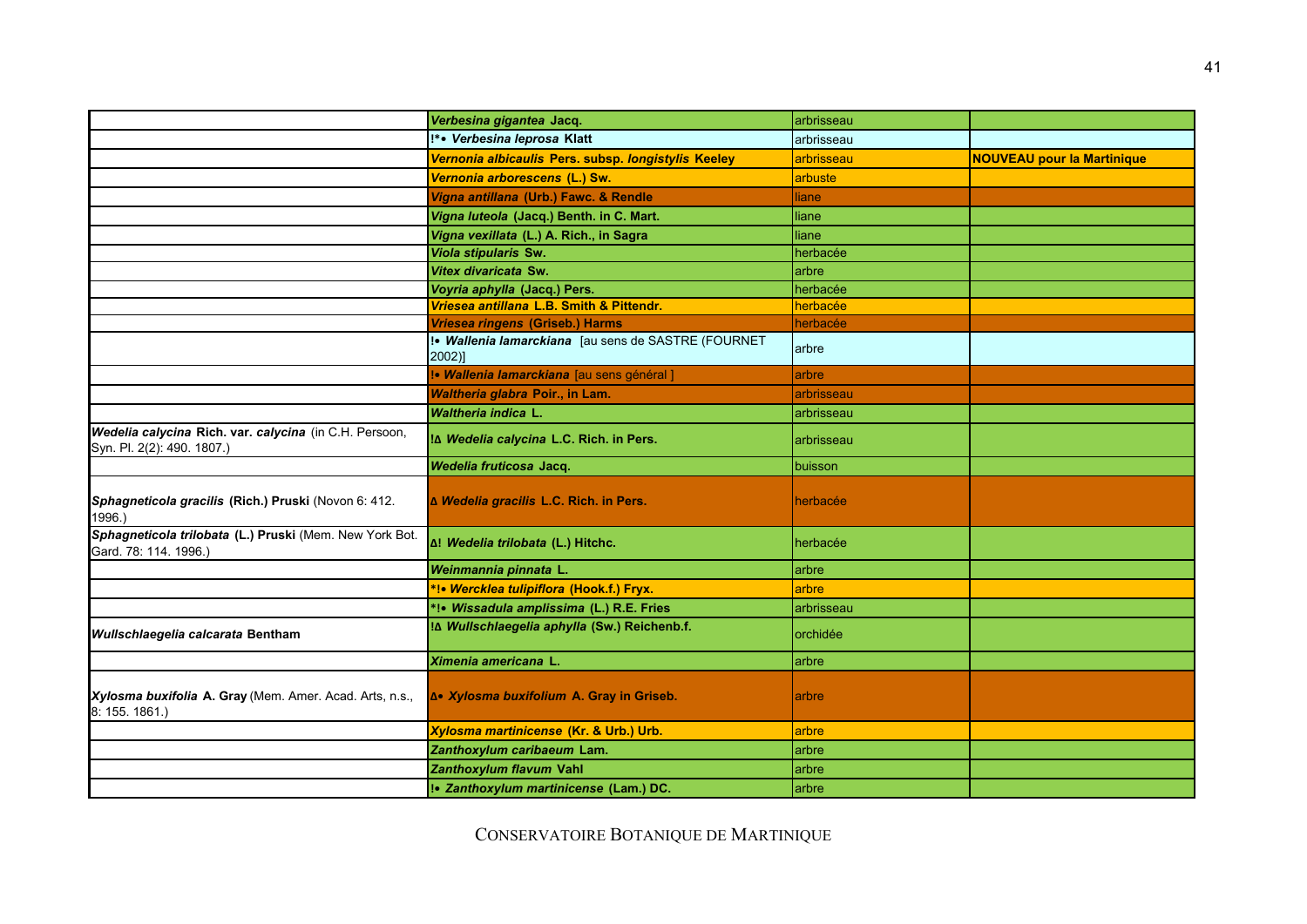| | | | |
|---|---|---|---|
| | ***Verbesina gigantea* Jacq.** | arbrisseau | |
| | **!*• *Verbesina leprosa* Klatt** | arbrisseau | |
| | ***Vernonia albicaulis* Pers. subsp. *longistylis* Keeley** | arbrisseau | **NOUVEAU pour la Martinique** |
| | ***Vernonia arborescens* (L.) Sw.** | arbuste | |
| | ***Vigna antillana* (Urb.) Fawc. & Rendle** | liane | |
| | ***Vigna luteola* (Jacq.) Benth. in C. Mart.** | liane | |
| | ***Vigna vexillata* (L.) A. Rich., in Sagra** | liane | |
| | ***Viola stipularis* Sw.** | herbacée | |
| | ***Vitex divaricata* Sw.** | arbre | |
| | ***Voyria aphylla* (Jacq.) Pers.** | herbacée | |
| | ***Vriesea antillana* L.B. Smith & Pittendr.** | herbacée | |
| | ***Vriesea ringens* (Griseb.) Harms** | herbacée | |
| | **!• *Wallenia lamarckiana*** [au sens de SASTRE (FOURNET 2002)] | arbre | |
| | **!• *Wallenia lamarckiana*** [au sens général ] | arbre | |
| | ***Waltheria glabra* Poir., in Lam.** | arbrisseau | |
| | ***Waltheria indica* L.** | arbrisseau | |
| ***Wedelia calycina* Rich. var. *calycina*** (in C.H. Persoon, Syn. Pl. 2(2): 490. 1807.) | **!Δ *Wedelia calycina* L.C. Rich. in Pers.** | arbrisseau | |
| | ***Wedelia fruticosa* Jacq.** | buisson | |
| ***Sphagneticola gracilis* (Rich.) Pruski** (Novon 6: 412. 1996.) | **Δ *Wedelia gracilis* L.C. Rich. in Pers.** | herbacée | |
| ***Sphagneticola trilobata* (L.) Pruski** (Mem. New York Bot. Gard. 78: 114. 1996.) | **Δ! *Wedelia trilobata* (L.) Hitchc.** | herbacée | |
| | ***Weinmannia pinnata* L.** | arbre | |
| | ***!• *Wercklea tulipiflora* (Hook.f.) Fryx.** | arbre | |
| | ***!• *Wissadula amplissima* (L.) R.E. Fries** | arbrisseau | |
| ***Wullschlaegelia calcarata* Bentham** | **!Δ *Wullschlaegelia aphylla* (Sw.) Reichenb.f.** | orchidée | |
| | ***Ximenia americana* L.** | arbre | |
| ***Xylosma buxifolia* A. Gray** (Mem. Amer. Acad. Arts, n.s., 8: 155. 1861.) | **Δ• *Xylosma buxifolium* A. Gray in Griseb.** | arbre | |
| | ***Xylosma martinicense* (Kr. & Urb.) Urb.** | arbre | |
| | ***Zanthoxylum caribaeum* Lam.** | arbre | |
| | ***Zanthoxylum flavum* Vahl** | arbre | |
| | **!• *Zanthoxylum martinicense* (Lam.) DC.** | arbre | |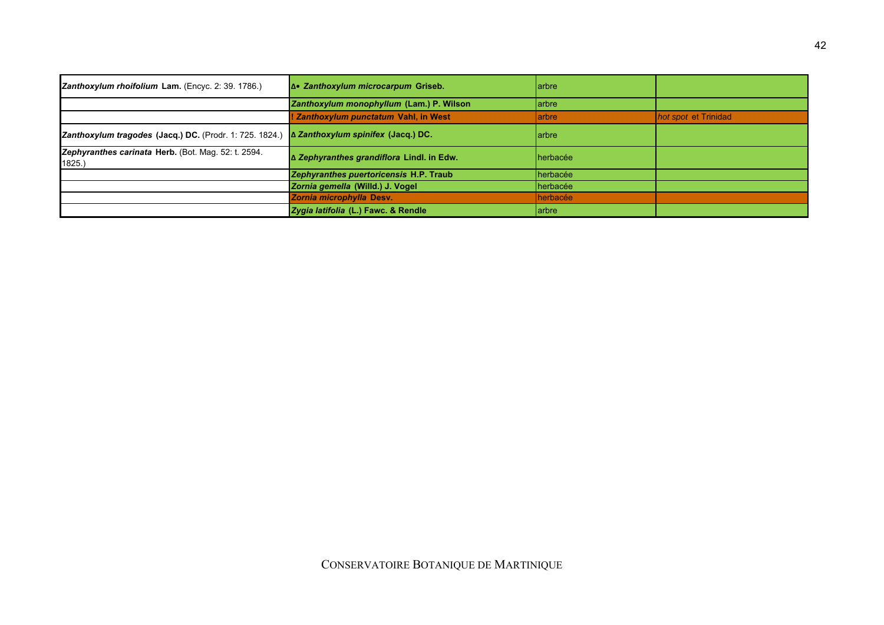| | | | |
|---|---|---|---|
| ***Zanthoxylum rhoifolium* Lam.** (Encyc. 2: 39. 1786.) | **∆• *Zanthoxylum microcarpum* Griseb.** | arbre | |
| | ***Zanthoxylum monophyllum* (Lam.) P. Wilson** | arbre | |
| | **! *Zanthoxylum punctatum* Vahl, in West** | arbre | *hot spot* et Trinidad |
| ***Zanthoxylum tragodes* (Jacq.) DC.** (Prodr. 1: 725. 1824.) | **∆ *Zanthoxylum spinifex* (Jacq.) DC.** | arbre | |
| ***Zephyranthes carinata* Herb.** (Bot. Mag. 52: t. 2594. 1825.) | **∆ *Zephyranthes grandiflora* Lindl. in Edw.** | herbacée | |
| | ***Zephyranthes puertoricensis* H.P. Traub** | herbacée | |
| | ***Zornia gemella* (Willd.) J. Vogel** | herbacée | |
| | ***Zornia microphylla* Desv.** | herbacée | |
| | ***Zygia latifolia* (L.) Fawc. & Rendle** | arbre | |